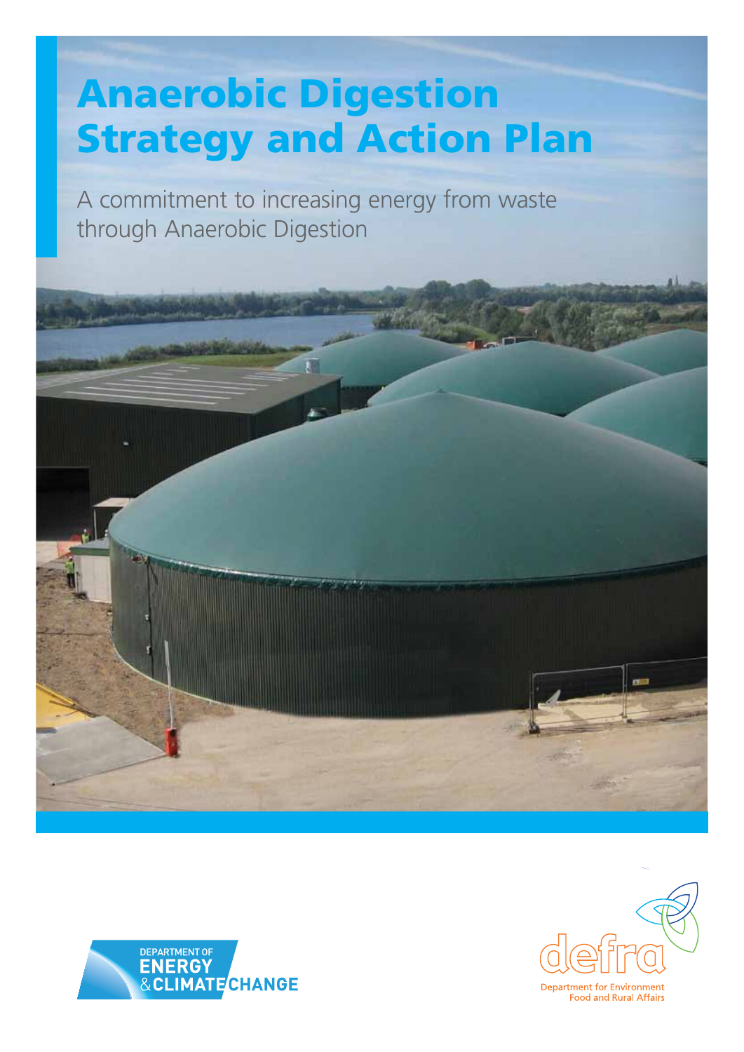# Anaerobic Digestion Strategy and Action Plan

A commitment to increasing energy from waste through Anaerobic Digestion

DEPARTMENT OF ENERGY & CLIMATE CHANGE

defra

Department for Environment Food and Rural Affairs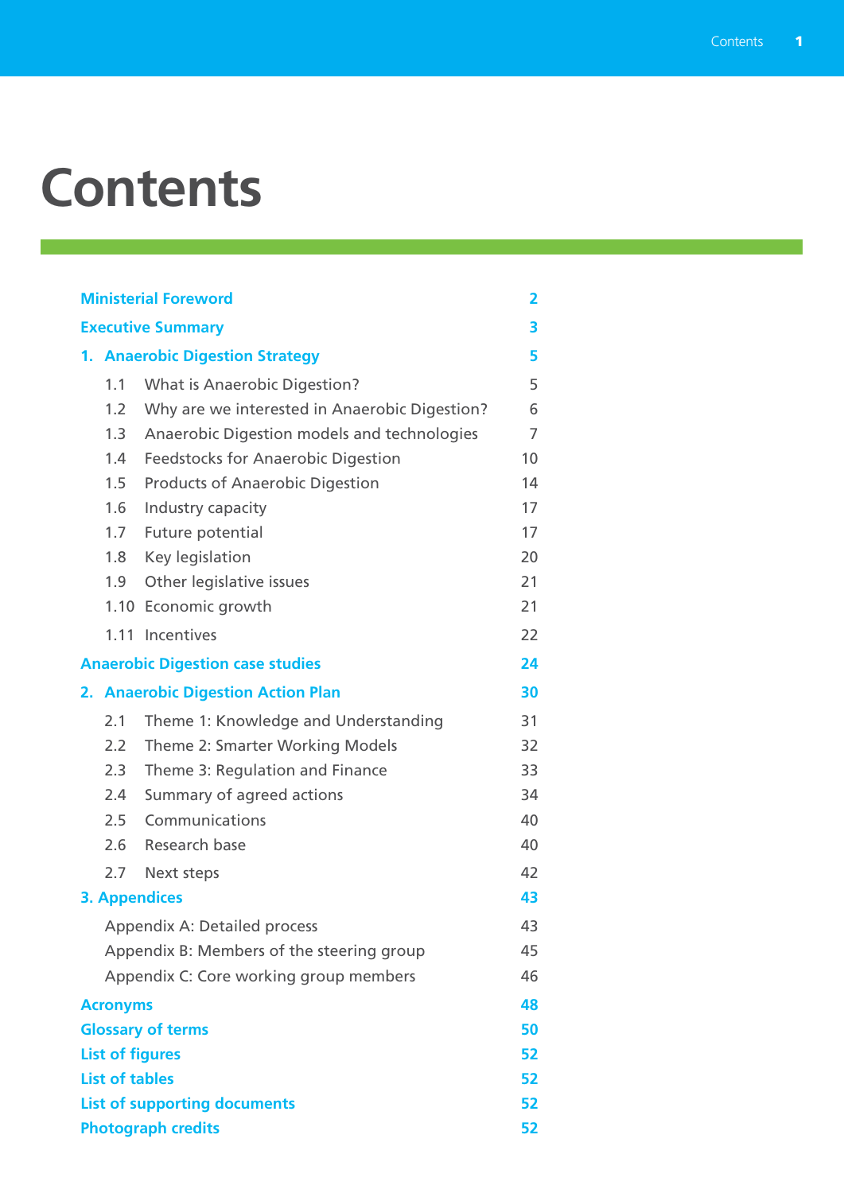# Contents

| | |
|---|---|
| **Ministerial Foreword** | **2** |
| **Executive Summary** | **3** |
| **1. Anaerobic Digestion Strategy** | **5** |
| 1.1 What is Anaerobic Digestion? | 5 |
| 1.2 Why are we interested in Anaerobic Digestion? | 6 |
| 1.3 Anaerobic Digestion models and technologies | 7 |
| 1.4 Feedstocks for Anaerobic Digestion | 10 |
| 1.5 Products of Anaerobic Digestion | 14 |
| 1.6 Industry capacity | 17 |
| 1.7 Future potential | 17 |
| 1.8 Key legislation | 20 |
| 1.9 Other legislative issues | 21 |
| 1.10 Economic growth | 21 |
| 1.11 Incentives | 22 |
| **Anaerobic Digestion case studies** | **24** |
| **2. Anaerobic Digestion Action Plan** | **30** |
| 2.1 Theme 1: Knowledge and Understanding | 31 |
| 2.2 Theme 2: Smarter Working Models | 32 |
| 2.3 Theme 3: Regulation and Finance | 33 |
| 2.4 Summary of agreed actions | 34 |
| 2.5 Communications | 40 |
| 2.6 Research base | 40 |
| 2.7 Next steps | 42 |
| **3. Appendices** | **43** |
| Appendix A: Detailed process | 43 |
| Appendix B: Members of the steering group | 45 |
| Appendix C: Core working group members | 46 |
| **Acronyms** | **48** |
| **Glossary of terms** | **50** |
| **List of figures** | **52** |
| **List of tables** | **52** |
| **List of supporting documents** | **52** |
| **Photograph credits** | **52** |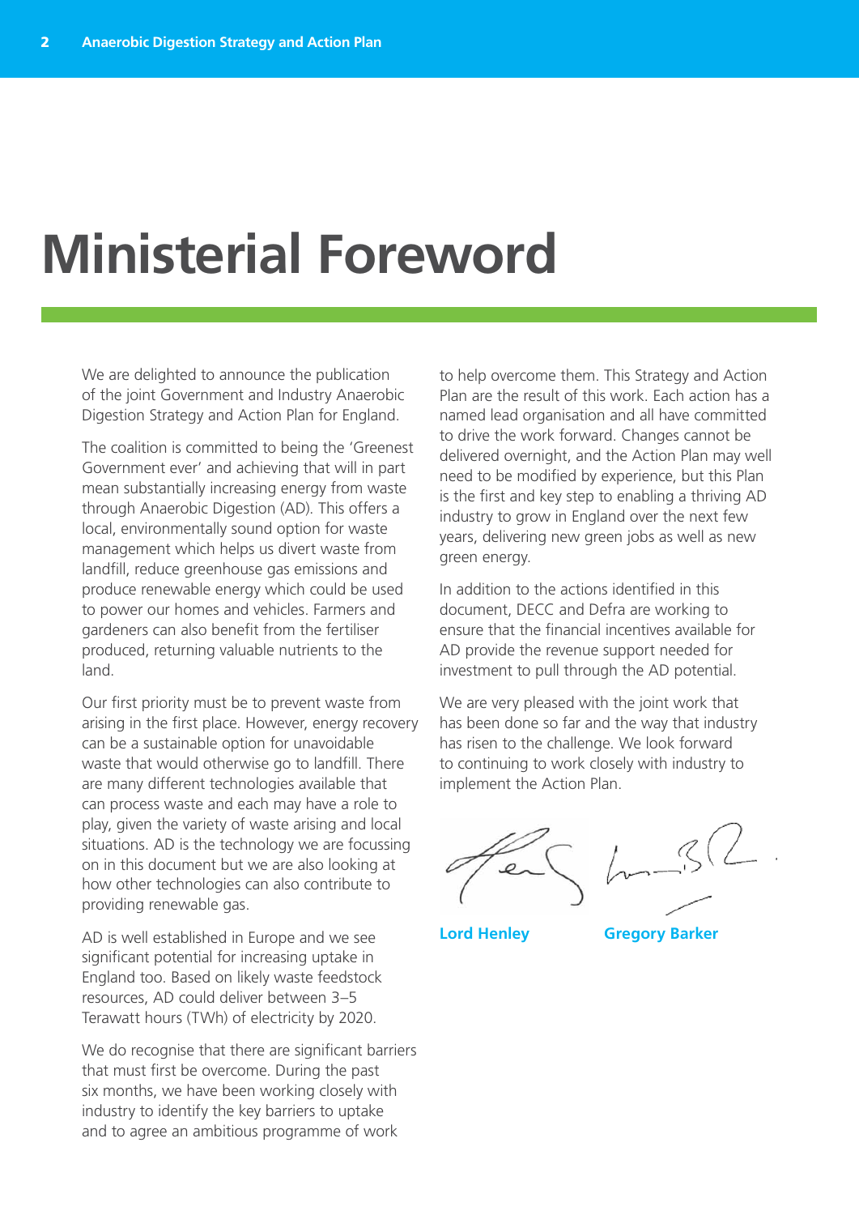# Ministerial Foreword

We are delighted to announce the publication of the joint Government and Industry Anaerobic Digestion Strategy and Action Plan for England.

The coalition is committed to being the 'Greenest Government ever' and achieving that will in part mean substantially increasing energy from waste through Anaerobic Digestion (AD). This offers a local, environmentally sound option for waste management which helps us divert waste from landfill, reduce greenhouse gas emissions and produce renewable energy which could be used to power our homes and vehicles. Farmers and gardeners can also benefit from the fertiliser produced, returning valuable nutrients to the land.

Our first priority must be to prevent waste from arising in the first place. However, energy recovery can be a sustainable option for unavoidable waste that would otherwise go to landfill. There are many different technologies available that can process waste and each may have a role to play, given the variety of waste arising and local situations. AD is the technology we are focussing on in this document but we are also looking at how other technologies can also contribute to providing renewable gas.

AD is well established in Europe and we see significant potential for increasing uptake in England too. Based on likely waste feedstock resources, AD could deliver between 3–5 Terawatt hours (TWh) of electricity by 2020.

We do recognise that there are significant barriers that must first be overcome. During the past six months, we have been working closely with industry to identify the key barriers to uptake and to agree an ambitious programme of work to help overcome them. This Strategy and Action Plan are the result of this work. Each action has a named lead organisation and all have committed to drive the work forward. Changes cannot be delivered overnight, and the Action Plan may well need to be modified by experience, but this Plan is the first and key step to enabling a thriving AD industry to grow in England over the next few years, delivering new green jobs as well as new green energy.

In addition to the actions identified in this document, DECC and Defra are working to ensure that the financial incentives available for AD provide the revenue support needed for investment to pull through the AD potential.

We are very pleased with the joint work that has been done so far and the way that industry has risen to the challenge. We look forward to continuing to work closely with industry to implement the Action Plan.

**Lord Henley** **Gregory Barker**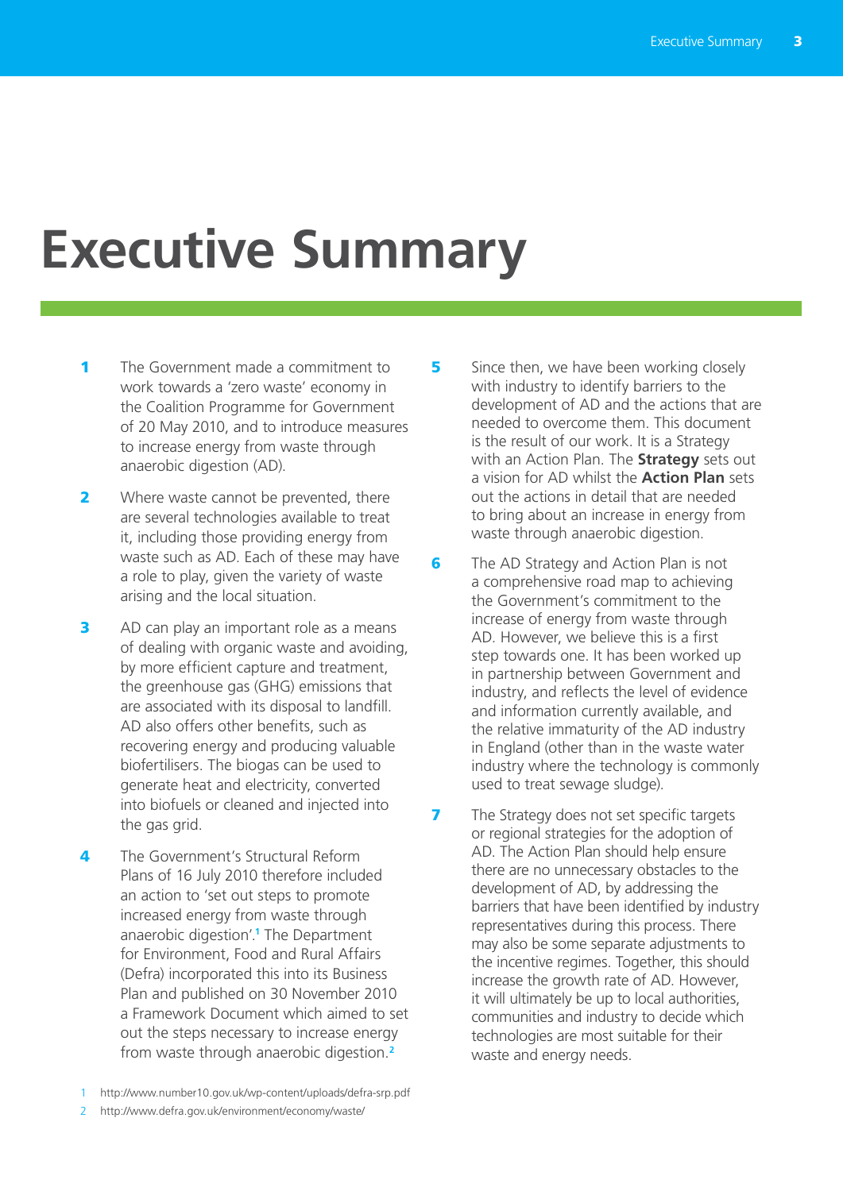# Executive Summary

1 The Government made a commitment to work towards a 'zero waste' economy in the Coalition Programme for Government of 20 May 2010, and to introduce measures to increase energy from waste through anaerobic digestion (AD).

2 Where waste cannot be prevented, there are several technologies available to treat it, including those providing energy from waste such as AD. Each of these may have a role to play, given the variety of waste arising and the local situation.

3 AD can play an important role as a means of dealing with organic waste and avoiding, by more efficient capture and treatment, the greenhouse gas (GHG) emissions that are associated with its disposal to landfill. AD also offers other benefits, such as recovering energy and producing valuable biofertilisers. The biogas can be used to generate heat and electricity, converted into biofuels or cleaned and injected into the gas grid.

4 The Government's Structural Reform Plans of 16 July 2010 therefore included an action to 'set out steps to promote increased energy from waste through anaerobic digestion'.[1] The Department for Environment, Food and Rural Affairs (Defra) incorporated this into its Business Plan and published on 30 November 2010 a Framework Document which aimed to set out the steps necessary to increase energy from waste through anaerobic digestion.[2]

5 Since then, we have been working closely with industry to identify barriers to the development of AD and the actions that are needed to overcome them. This document is the result of our work. It is a Strategy with an Action Plan. The **Strategy** sets out a vision for AD whilst the **Action Plan** sets out the actions in detail that are needed to bring about an increase in energy from waste through anaerobic digestion.

6 The AD Strategy and Action Plan is not a comprehensive road map to achieving the Government's commitment to the increase of energy from waste through AD. However, we believe this is a first step towards one. It has been worked up in partnership between Government and industry, and reflects the level of evidence and information currently available, and the relative immaturity of the AD industry in England (other than in the waste water industry where the technology is commonly used to treat sewage sludge).

7 The Strategy does not set specific targets or regional strategies for the adoption of AD. The Action Plan should help ensure there are no unnecessary obstacles to the development of AD, by addressing the barriers that have been identified by industry representatives during this process. There may also be some separate adjustments to the incentive regimes. Together, this should increase the growth rate of AD. However, it will ultimately be up to local authorities, communities and industry to decide which technologies are most suitable for their waste and energy needs.

1 http://www.number10.gov.uk/wp-content/uploads/defra-srp.pdf

2 http://www.defra.gov.uk/environment/economy/waste/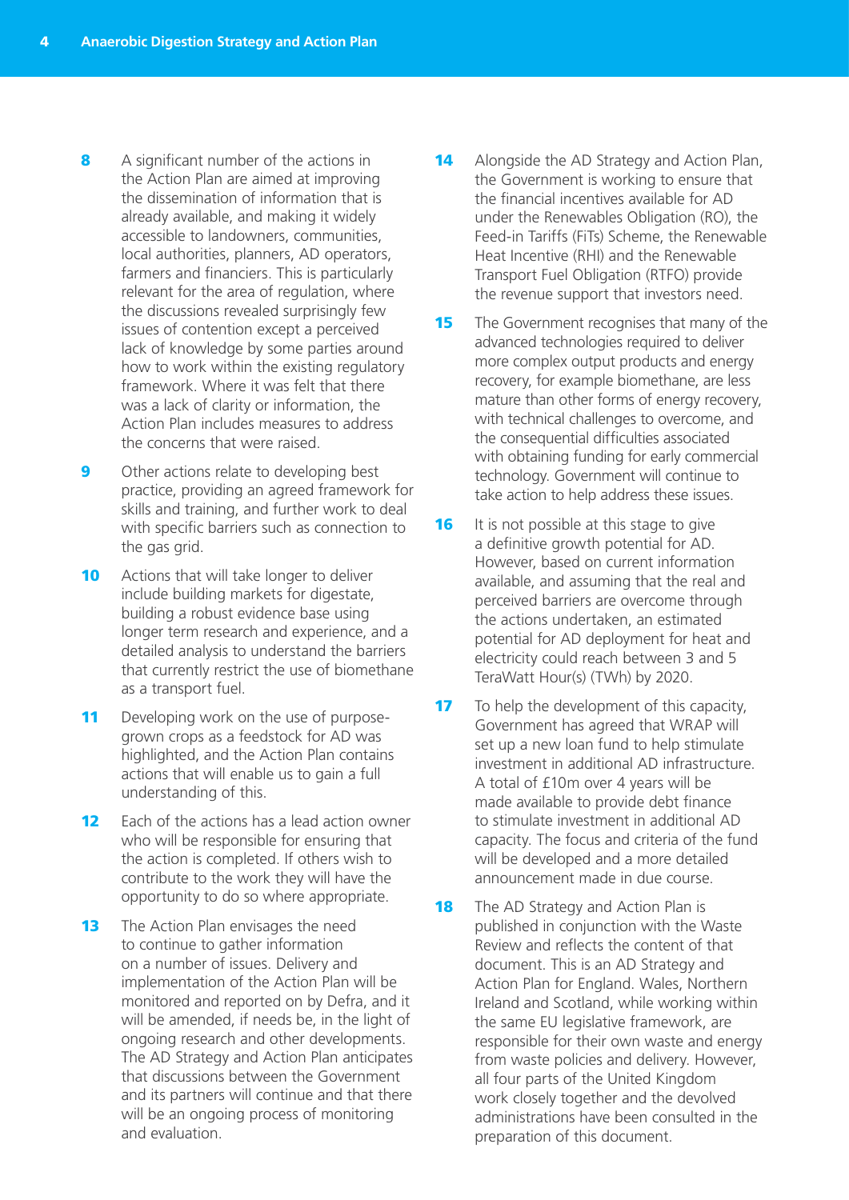**8** A significant number of the actions in the Action Plan are aimed at improving the dissemination of information that is already available, and making it widely accessible to landowners, communities, local authorities, planners, AD operators, farmers and financiers. This is particularly relevant for the area of regulation, where the discussions revealed surprisingly few issues of contention except a perceived lack of knowledge by some parties around how to work within the existing regulatory framework. Where it was felt that there was a lack of clarity or information, the Action Plan includes measures to address the concerns that were raised.

**9** Other actions relate to developing best practice, providing an agreed framework for skills and training, and further work to deal with specific barriers such as connection to the gas grid.

**10** Actions that will take longer to deliver include building markets for digestate, building a robust evidence base using longer term research and experience, and a detailed analysis to understand the barriers that currently restrict the use of biomethane as a transport fuel.

**11** Developing work on the use of purpose-grown crops as a feedstock for AD was highlighted, and the Action Plan contains actions that will enable us to gain a full understanding of this.

**12** Each of the actions has a lead action owner who will be responsible for ensuring that the action is completed. If others wish to contribute to the work they will have the opportunity to do so where appropriate.

**13** The Action Plan envisages the need to continue to gather information on a number of issues. Delivery and implementation of the Action Plan will be monitored and reported on by Defra, and it will be amended, if needs be, in the light of ongoing research and other developments. The AD Strategy and Action Plan anticipates that discussions between the Government and its partners will continue and that there will be an ongoing process of monitoring and evaluation.

**14** Alongside the AD Strategy and Action Plan, the Government is working to ensure that the financial incentives available for AD under the Renewables Obligation (RO), the Feed-in Tariffs (FiTs) Scheme, the Renewable Heat Incentive (RHI) and the Renewable Transport Fuel Obligation (RTFO) provide the revenue support that investors need.

**15** The Government recognises that many of the advanced technologies required to deliver more complex output products and energy recovery, for example biomethane, are less mature than other forms of energy recovery, with technical challenges to overcome, and the consequential difficulties associated with obtaining funding for early commercial technology. Government will continue to take action to help address these issues.

**16** It is not possible at this stage to give a definitive growth potential for AD. However, based on current information available, and assuming that the real and perceived barriers are overcome through the actions undertaken, an estimated potential for AD deployment for heat and electricity could reach between 3 and 5 TeraWatt Hour(s) (TWh) by 2020.

**17** To help the development of this capacity, Government has agreed that WRAP will set up a new loan fund to help stimulate investment in additional AD infrastructure. A total of £10m over 4 years will be made available to provide debt finance to stimulate investment in additional AD capacity. The focus and criteria of the fund will be developed and a more detailed announcement made in due course.

**18** The AD Strategy and Action Plan is published in conjunction with the Waste Review and reflects the content of that document. This is an AD Strategy and Action Plan for England. Wales, Northern Ireland and Scotland, while working within the same EU legislative framework, are responsible for their own waste and energy from waste policies and delivery. However, all four parts of the United Kingdom work closely together and the devolved administrations have been consulted in the preparation of this document.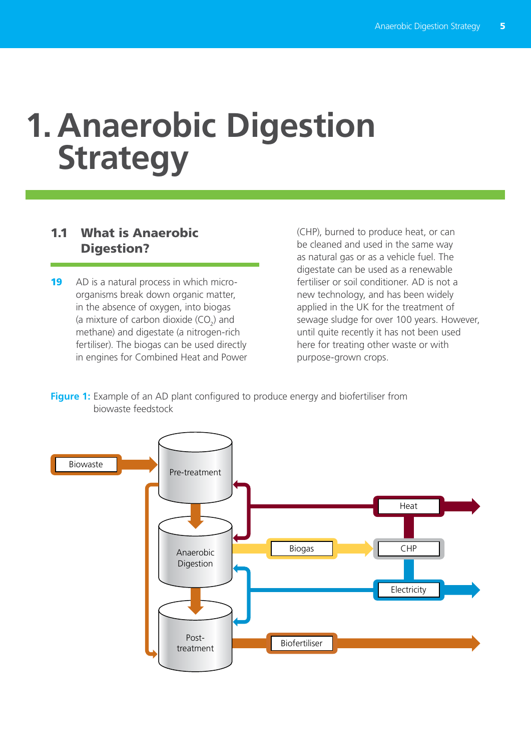# 1. Anaerobic Digestion Strategy

## 1.1 What is Anaerobic Digestion?

**19** AD is a natural process in which micro-organisms break down organic matter, in the absence of oxygen, into biogas (a mixture of carbon dioxide ($CO_2$) and methane) and digestate (a nitrogen-rich fertiliser). The biogas can be used directly in engines for Combined Heat and Power (CHP), burned to produce heat, or can be cleaned and used in the same way as natural gas or as a vehicle fuel. The digestate can be used as a renewable fertiliser or soil conditioner. AD is not a new technology, and has been widely applied in the UK for the treatment of sewage sludge for over 100 years. However, until quite recently it has not been used here for treating other waste or with purpose-grown crops.

**Figure 1:** Example of an AD plant configured to produce energy and biofertiliser from biowaste feedstock

Biowaste → Pre-treatment → Anaerobic Digestion → Post-treatment

Anaerobic Digestion → Biogas → CHP → Heat / Electricity

Post-treatment → Biofertiliser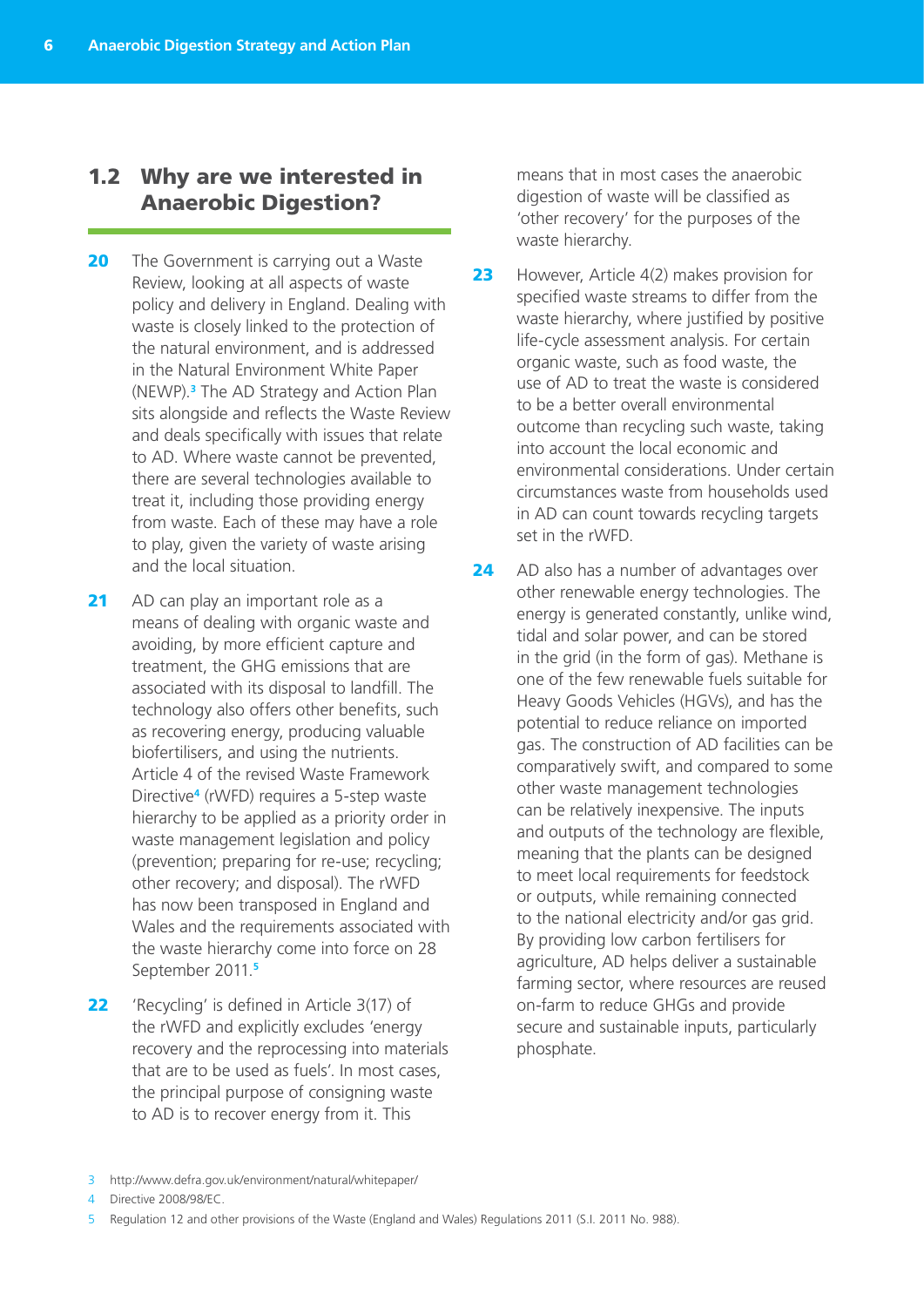## 1.2 Why are we interested in Anaerobic Digestion?

**20** The Government is carrying out a Waste Review, looking at all aspects of waste policy and delivery in England. Dealing with waste is closely linked to the protection of the natural environment, and is addressed in the Natural Environment White Paper (NEWP).[3] The AD Strategy and Action Plan sits alongside and reflects the Waste Review and deals specifically with issues that relate to AD. Where waste cannot be prevented, there are several technologies available to treat it, including those providing energy from waste. Each of these may have a role to play, given the variety of waste arising and the local situation.

**21** AD can play an important role as a means of dealing with organic waste and avoiding, by more efficient capture and treatment, the GHG emissions that are associated with its disposal to landfill. The technology also offers other benefits, such as recovering energy, producing valuable biofertilisers, and using the nutrients. Article 4 of the revised Waste Framework Directive[4] (rWFD) requires a 5-step waste hierarchy to be applied as a priority order in waste management legislation and policy (prevention; preparing for re-use; recycling; other recovery; and disposal). The rWFD has now been transposed in England and Wales and the requirements associated with the waste hierarchy come into force on 28 September 2011.[5]

**22** 'Recycling' is defined in Article 3(17) of the rWFD and explicitly excludes 'energy recovery and the reprocessing into materials that are to be used as fuels'. In most cases, the principal purpose of consigning waste to AD is to recover energy from it. This means that in most cases the anaerobic digestion of waste will be classified as 'other recovery' for the purposes of the waste hierarchy.

**23** However, Article 4(2) makes provision for specified waste streams to differ from the waste hierarchy, where justified by positive life-cycle assessment analysis. For certain organic waste, such as food waste, the use of AD to treat the waste is considered to be a better overall environmental outcome than recycling such waste, taking into account the local economic and environmental considerations. Under certain circumstances waste from households used in AD can count towards recycling targets set in the rWFD.

**24** AD also has a number of advantages over other renewable energy technologies. The energy is generated constantly, unlike wind, tidal and solar power, and can be stored in the grid (in the form of gas). Methane is one of the few renewable fuels suitable for Heavy Goods Vehicles (HGVs), and has the potential to reduce reliance on imported gas. The construction of AD facilities can be comparatively swift, and compared to some other waste management technologies can be relatively inexpensive. The inputs and outputs of the technology are flexible, meaning that the plants can be designed to meet local requirements for feedstock or outputs, while remaining connected to the national electricity and/or gas grid. By providing low carbon fertilisers for agriculture, AD helps deliver a sustainable farming sector, where resources are reused on-farm to reduce GHGs and provide secure and sustainable inputs, particularly phosphate.

---

3 http://www.defra.gov.uk/environment/natural/whitepaper/

4 Directive 2008/98/EC.

5 Regulation 12 and other provisions of the Waste (England and Wales) Regulations 2011 (S.I. 2011 No. 988).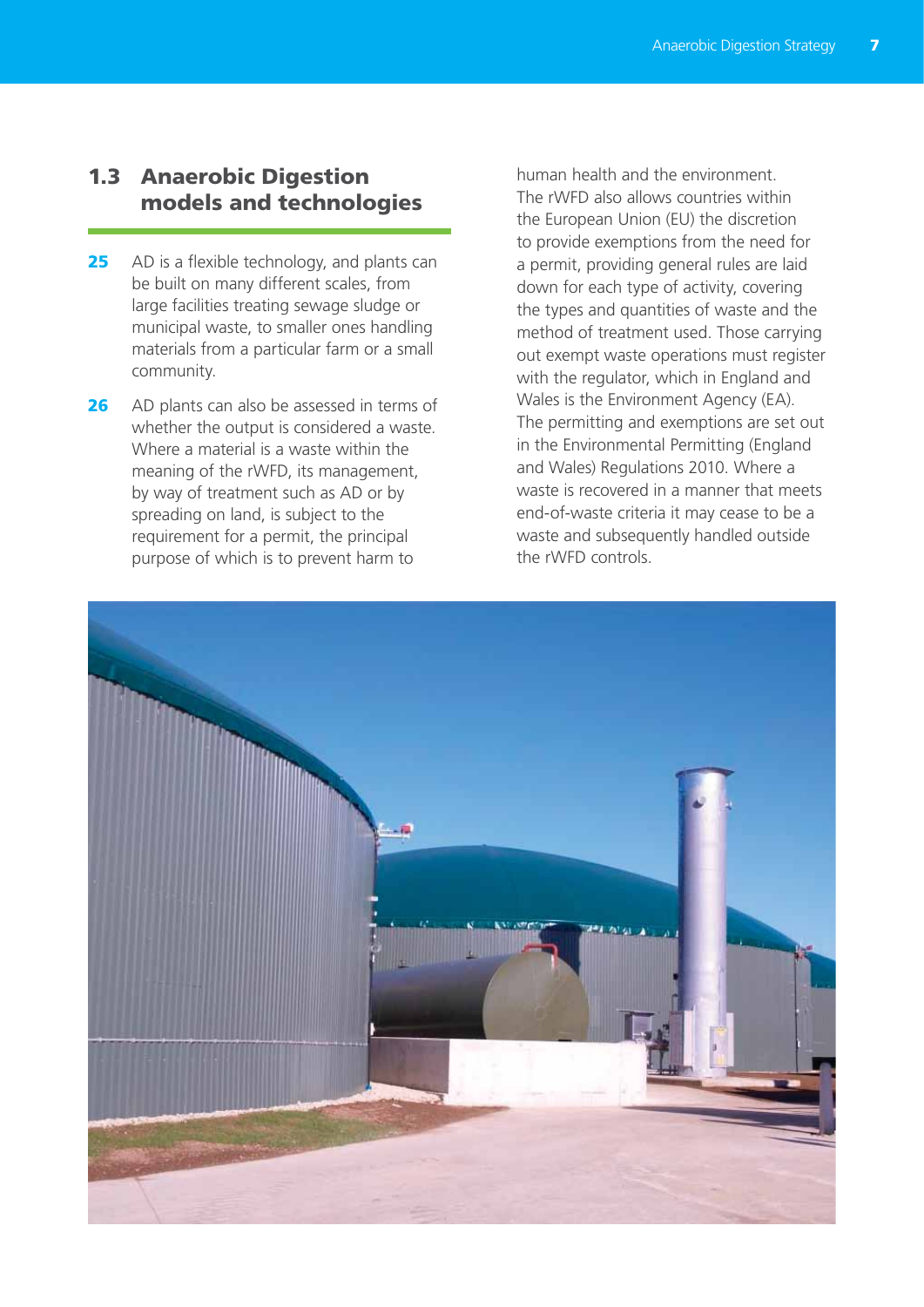## 1.3 Anaerobic Digestion models and technologies

**25** AD is a flexible technology, and plants can be built on many different scales, from large facilities treating sewage sludge or municipal waste, to smaller ones handling materials from a particular farm or a small community.

**26** AD plants can also be assessed in terms of whether the output is considered a waste. Where a material is a waste within the meaning of the rWFD, its management, by way of treatment such as AD or by spreading on land, is subject to the requirement for a permit, the principal purpose of which is to prevent harm to human health and the environment. The rWFD also allows countries within the European Union (EU) the discretion to provide exemptions from the need for a permit, providing general rules are laid down for each type of activity, covering the types and quantities of waste and the method of treatment used. Those carrying out exempt waste operations must register with the regulator, which in England and Wales is the Environment Agency (EA). The permitting and exemptions are set out in the Environmental Permitting (England and Wales) Regulations 2010. Where a waste is recovered in a manner that meets end-of-waste criteria it may cease to be a waste and subsequently handled outside the rWFD controls.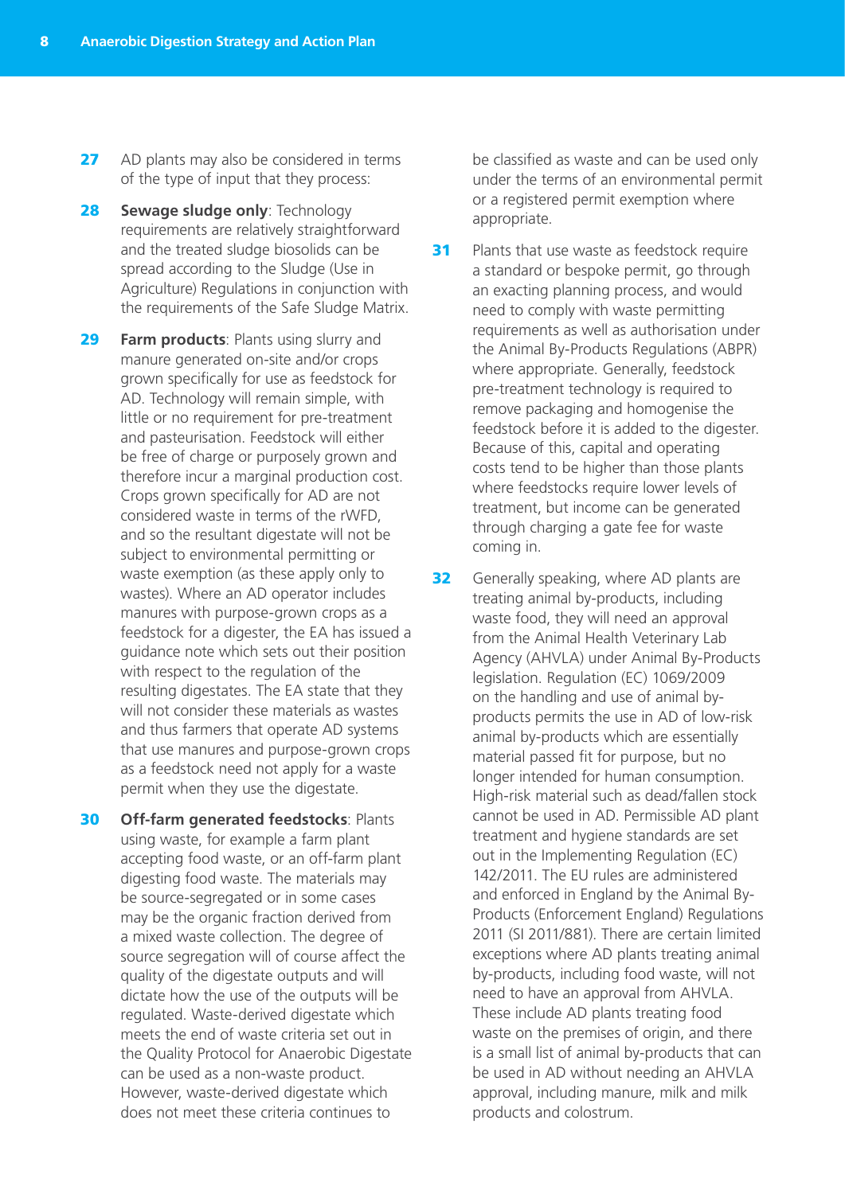**27** AD plants may also be considered in terms of the type of input that they process:

**28** **Sewage sludge only**: Technology requirements are relatively straightforward and the treated sludge biosolids can be spread according to the Sludge (Use in Agriculture) Regulations in conjunction with the requirements of the Safe Sludge Matrix.

**29** **Farm products**: Plants using slurry and manure generated on-site and/or crops grown specifically for use as feedstock for AD. Technology will remain simple, with little or no requirement for pre-treatment and pasteurisation. Feedstock will either be free of charge or purposely grown and therefore incur a marginal production cost. Crops grown specifically for AD are not considered waste in terms of the rWFD, and so the resultant digestate will not be subject to environmental permitting or waste exemption (as these apply only to wastes). Where an AD operator includes manures with purpose-grown crops as a feedstock for a digester, the EA has issued a guidance note which sets out their position with respect to the regulation of the resulting digestates. The EA state that they will not consider these materials as wastes and thus farmers that operate AD systems that use manures and purpose-grown crops as a feedstock need not apply for a waste permit when they use the digestate.

**30** **Off-farm generated feedstocks**: Plants using waste, for example a farm plant accepting food waste, or an off-farm plant digesting food waste. The materials may be source-segregated or in some cases may be the organic fraction derived from a mixed waste collection. The degree of source segregation will of course affect the quality of the digestate outputs and will dictate how the use of the outputs will be regulated. Waste-derived digestate which meets the end of waste criteria set out in the Quality Protocol for Anaerobic Digestate can be used as a non-waste product. However, waste-derived digestate which does not meet these criteria continues to be classified as waste and can be used only under the terms of an environmental permit or a registered permit exemption where appropriate.

**31** Plants that use waste as feedstock require a standard or bespoke permit, go through an exacting planning process, and would need to comply with waste permitting requirements as well as authorisation under the Animal By-Products Regulations (ABPR) where appropriate. Generally, feedstock pre-treatment technology is required to remove packaging and homogenise the feedstock before it is added to the digester. Because of this, capital and operating costs tend to be higher than those plants where feedstocks require lower levels of treatment, but income can be generated through charging a gate fee for waste coming in.

**32** Generally speaking, where AD plants are treating animal by-products, including waste food, they will need an approval from the Animal Health Veterinary Lab Agency (AHVLA) under Animal By-Products legislation. Regulation (EC) 1069/2009 on the handling and use of animal by-products permits the use in AD of low-risk animal by-products which are essentially material passed fit for purpose, but no longer intended for human consumption. High-risk material such as dead/fallen stock cannot be used in AD. Permissible AD plant treatment and hygiene standards are set out in the Implementing Regulation (EC) 142/2011. The EU rules are administered and enforced in England by the Animal By-Products (Enforcement England) Regulations 2011 (SI 2011/881). There are certain limited exceptions where AD plants treating animal by-products, including food waste, will not need to have an approval from AHVLA. These include AD plants treating food waste on the premises of origin, and there is a small list of animal by-products that can be used in AD without needing an AHVLA approval, including manure, milk and milk products and colostrum.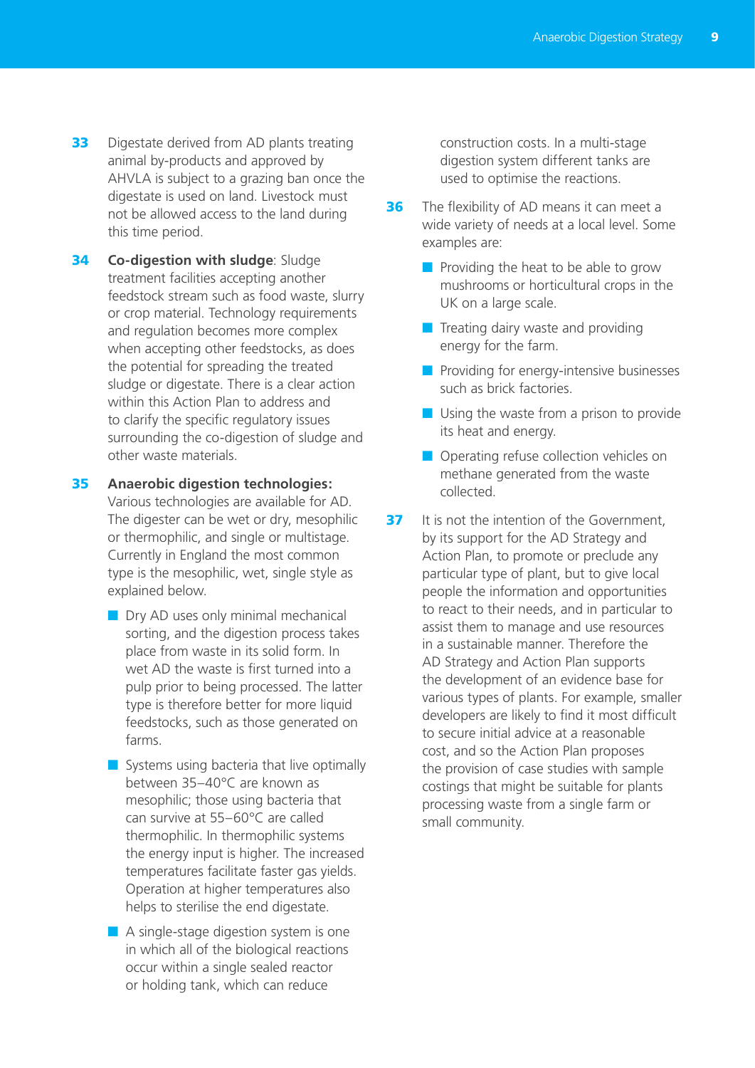**33** Digestate derived from AD plants treating animal by-products and approved by AHVLA is subject to a grazing ban once the digestate is used on land. Livestock must not be allowed access to the land during this time period.

**34** **Co-digestion with sludge**: Sludge treatment facilities accepting another feedstock stream such as food waste, slurry or crop material. Technology requirements and regulation becomes more complex when accepting other feedstocks, as does the potential for spreading the treated sludge or digestate. There is a clear action within this Action Plan to address and to clarify the specific regulatory issues surrounding the co-digestion of sludge and other waste materials.

**35** **Anaerobic digestion technologies:** Various technologies are available for AD. The digester can be wet or dry, mesophilic or thermophilic, and single or multistage. Currently in England the most common type is the mesophilic, wet, single style as explained below.

- Dry AD uses only minimal mechanical sorting, and the digestion process takes place from waste in its solid form. In wet AD the waste is first turned into a pulp prior to being processed. The latter type is therefore better for more liquid feedstocks, such as those generated on farms.
- Systems using bacteria that live optimally between 35–40°C are known as mesophilic; those using bacteria that can survive at 55–60°C are called thermophilic. In thermophilic systems the energy input is higher. The increased temperatures facilitate faster gas yields. Operation at higher temperatures also helps to sterilise the end digestate.
- A single-stage digestion system is one in which all of the biological reactions occur within a single sealed reactor or holding tank, which can reduce construction costs. In a multi-stage digestion system different tanks are used to optimise the reactions.

**36** The flexibility of AD means it can meet a wide variety of needs at a local level. Some examples are:

- Providing the heat to be able to grow mushrooms or horticultural crops in the UK on a large scale.
- Treating dairy waste and providing energy for the farm.
- Providing for energy-intensive businesses such as brick factories.
- Using the waste from a prison to provide its heat and energy.
- Operating refuse collection vehicles on methane generated from the waste collected.

**37** It is not the intention of the Government, by its support for the AD Strategy and Action Plan, to promote or preclude any particular type of plant, but to give local people the information and opportunities to react to their needs, and in particular to assist them to manage and use resources in a sustainable manner. Therefore the AD Strategy and Action Plan supports the development of an evidence base for various types of plants. For example, smaller developers are likely to find it most difficult to secure initial advice at a reasonable cost, and so the Action Plan proposes the provision of case studies with sample costings that might be suitable for plants processing waste from a single farm or small community.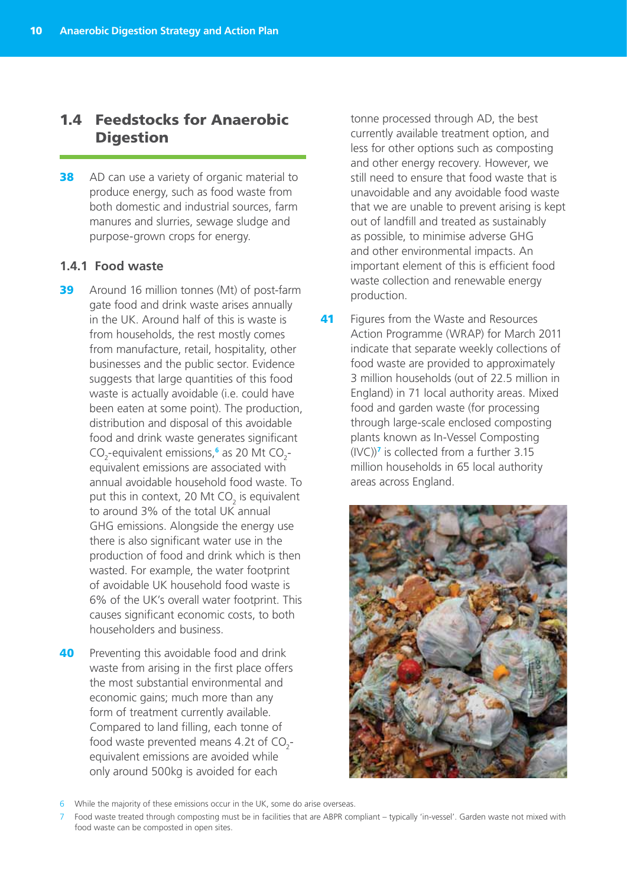## 1.4 Feedstocks for Anaerobic Digestion

**38** AD can use a variety of organic material to produce energy, such as food waste from both domestic and industrial sources, farm manures and slurries, sewage sludge and purpose-grown crops for energy.

### 1.4.1 Food waste

**39** Around 16 million tonnes (Mt) of post-farm gate food and drink waste arises annually in the UK. Around half of this is waste is from households, the rest mostly comes from manufacture, retail, hospitality, other businesses and the public sector. Evidence suggests that large quantities of this food waste is actually avoidable (i.e. could have been eaten at some point). The production, distribution and disposal of this avoidable food and drink waste generates significant $CO_2$-equivalent emissions,[6] as 20 Mt $CO_2$-equivalent emissions are associated with annual avoidable household food waste. To put this in context, 20 Mt $CO_2$ is equivalent to around 3% of the total UK annual GHG emissions. Alongside the energy use there is also significant water use in the production of food and drink which is then wasted. For example, the water footprint of avoidable UK household food waste is 6% of the UK's overall water footprint. This causes significant economic costs, to both householders and business.

**40** Preventing this avoidable food and drink waste from arising in the first place offers the most substantial environmental and economic gains; much more than any form of treatment currently available. Compared to land filling, each tonne of food waste prevented means 4.2t of $CO_2$-equivalent emissions are avoided while only around 500kg is avoided for each tonne processed through AD, the best currently available treatment option, and less for other options such as composting and other energy recovery. However, we still need to ensure that food waste that is unavoidable and any avoidable food waste that we are unable to prevent arising is kept out of landfill and treated as sustainably as possible, to minimise adverse GHG and other environmental impacts. An important element of this is efficient food waste collection and renewable energy production.

**41** Figures from the Waste and Resources Action Programme (WRAP) for March 2011 indicate that separate weekly collections of food waste are provided to approximately 3 million households (out of 22.5 million in England) in 71 local authority areas. Mixed food and garden waste (for processing through large-scale enclosed composting plants known as In-Vessel Composting (IVC))[7] is collected from a further 3.15 million households in 65 local authority areas across England.

6 While the majority of these emissions occur in the UK, some do arise overseas.

7 Food waste treated through composting must be in facilities that are ABPR compliant – typically 'in-vessel'. Garden waste not mixed with food waste can be composted in open sites.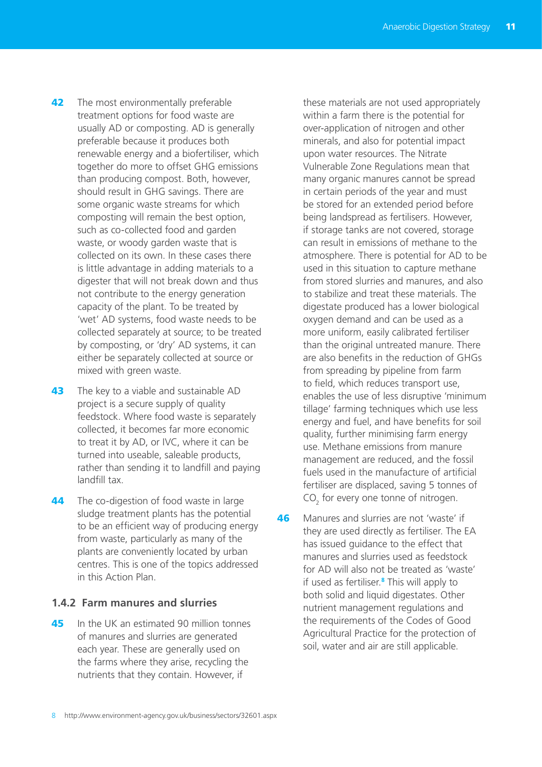42 The most environmentally preferable treatment options for food waste are usually AD or composting. AD is generally preferable because it produces both renewable energy and a biofertiliser, which together do more to offset GHG emissions than producing compost. Both, however, should result in GHG savings. There are some organic waste streams for which composting will remain the best option, such as co-collected food and garden waste, or woody garden waste that is collected on its own. In these cases there is little advantage in adding materials to a digester that will not break down and thus not contribute to the energy generation capacity of the plant. To be treated by 'wet' AD systems, food waste needs to be collected separately at source; to be treated by composting, or 'dry' AD systems, it can either be separately collected at source or mixed with green waste.

43 The key to a viable and sustainable AD project is a secure supply of quality feedstock. Where food waste is separately collected, it becomes far more economic to treat it by AD, or IVC, where it can be turned into useable, saleable products, rather than sending it to landfill and paying landfill tax.

44 The co-digestion of food waste in large sludge treatment plants has the potential to be an efficient way of producing energy from waste, particularly as many of the plants are conveniently located by urban centres. This is one of the topics addressed in this Action Plan.

### 1.4.2 Farm manures and slurries

45 In the UK an estimated 90 million tonnes of manures and slurries are generated each year. These are generally used on the farms where they arise, recycling the nutrients that they contain. However, if these materials are not used appropriately within a farm there is the potential for over-application of nitrogen and other minerals, and also for potential impact upon water resources. The Nitrate Vulnerable Zone Regulations mean that many organic manures cannot be spread in certain periods of the year and must be stored for an extended period before being landspread as fertilisers. However, if storage tanks are not covered, storage can result in emissions of methane to the atmosphere. There is potential for AD to be used in this situation to capture methane from stored slurries and manures, and also to stabilize and treat these materials. The digestate produced has a lower biological oxygen demand and can be used as a more uniform, easily calibrated fertiliser than the original untreated manure. There are also benefits in the reduction of GHGs from spreading by pipeline from farm to field, which reduces transport use, enables the use of less disruptive 'minimum tillage' farming techniques which use less energy and fuel, and have benefits for soil quality, further minimising farm energy use. Methane emissions from manure management are reduced, and the fossil fuels used in the manufacture of artificial fertiliser are displaced, saving 5 tonnes of $CO_2$ for every one tonne of nitrogen.

46 Manures and slurries are not 'waste' if they are used directly as fertiliser. The EA has issued guidance to the effect that manures and slurries used as feedstock for AD will also not be treated as 'waste' if used as fertiliser.[8] This will apply to both solid and liquid digestates. Other nutrient management regulations and the requirements of the Codes of Good Agricultural Practice for the protection of soil, water and air are still applicable.

8 http://www.environment-agency.gov.uk/business/sectors/32601.aspx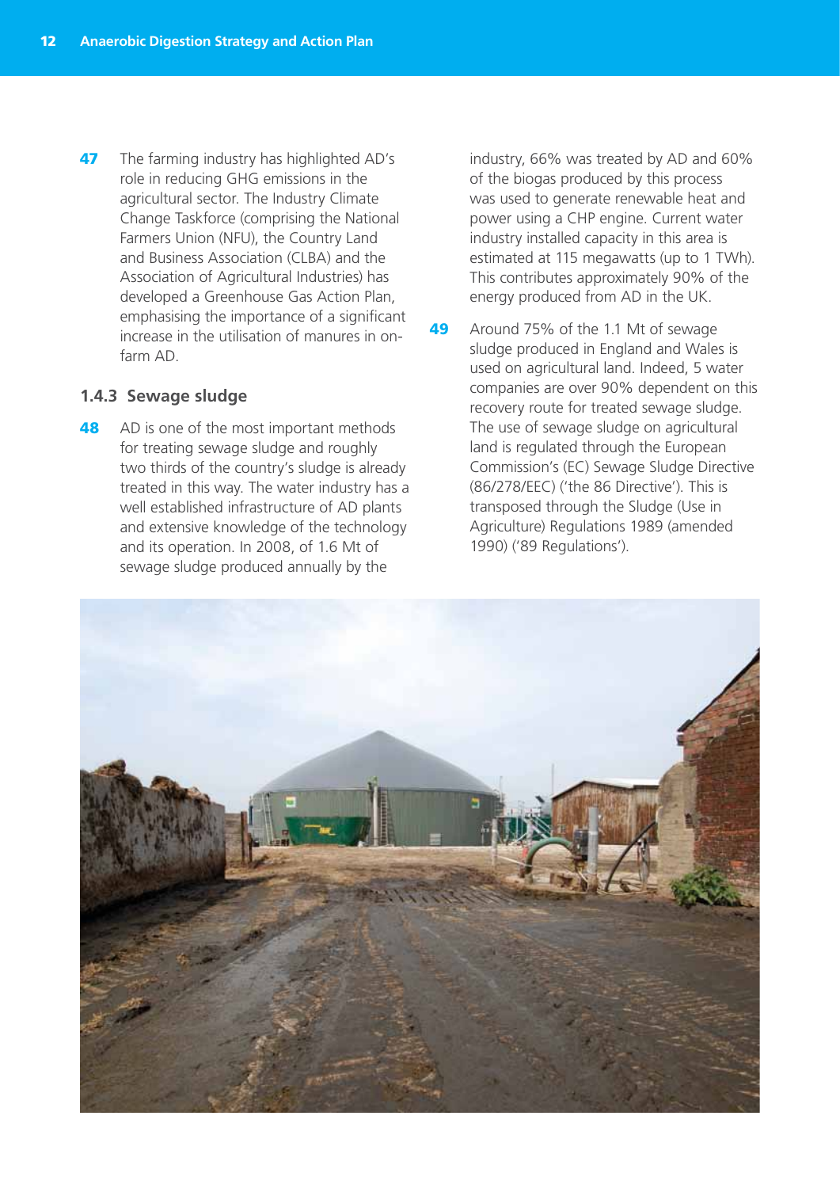47 The farming industry has highlighted AD's role in reducing GHG emissions in the agricultural sector. The Industry Climate Change Taskforce (comprising the National Farmers Union (NFU), the Country Land and Business Association (CLBA) and the Association of Agricultural Industries) has developed a Greenhouse Gas Action Plan, emphasising the importance of a significant increase in the utilisation of manures in on-farm AD.

### 1.4.3 Sewage sludge

48 AD is one of the most important methods for treating sewage sludge and roughly two thirds of the country's sludge is already treated in this way. The water industry has a well established infrastructure of AD plants and extensive knowledge of the technology and its operation. In 2008, of 1.6 Mt of sewage sludge produced annually by the industry, 66% was treated by AD and 60% of the biogas produced by this process was used to generate renewable heat and power using a CHP engine. Current water industry installed capacity in this area is estimated at 115 megawatts (up to 1 TWh). This contributes approximately 90% of the energy produced from AD in the UK.

49 Around 75% of the 1.1 Mt of sewage sludge produced in England and Wales is used on agricultural land. Indeed, 5 water companies are over 90% dependent on this recovery route for treated sewage sludge. The use of sewage sludge on agricultural land is regulated through the European Commission's (EC) Sewage Sludge Directive (86/278/EEC) ('the 86 Directive'). This is transposed through the Sludge (Use in Agriculture) Regulations 1989 (amended 1990) ('89 Regulations').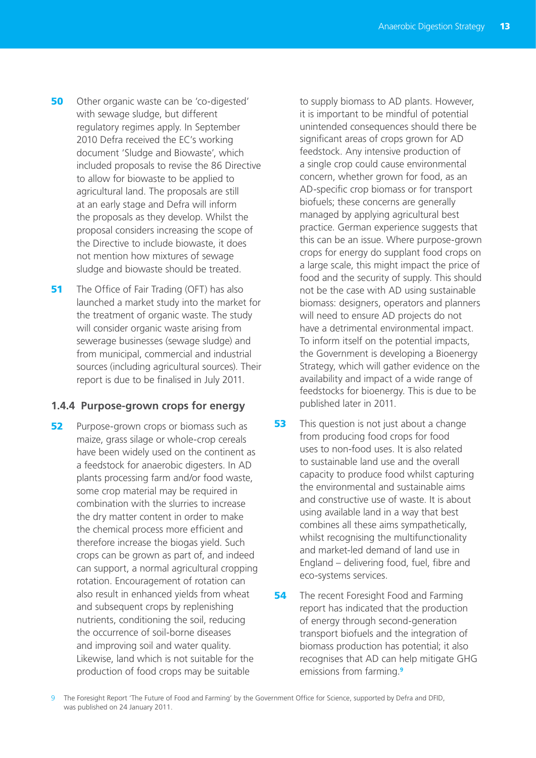**50** Other organic waste can be 'co-digested' with sewage sludge, but different regulatory regimes apply. In September 2010 Defra received the EC's working document 'Sludge and Biowaste', which included proposals to revise the 86 Directive to allow for biowaste to be applied to agricultural land. The proposals are still at an early stage and Defra will inform the proposals as they develop. Whilst the proposal considers increasing the scope of the Directive to include biowaste, it does not mention how mixtures of sewage sludge and biowaste should be treated.

**51** The Office of Fair Trading (OFT) has also launched a market study into the market for the treatment of organic waste. The study will consider organic waste arising from sewerage businesses (sewage sludge) and from municipal, commercial and industrial sources (including agricultural sources). Their report is due to be finalised in July 2011.

### 1.4.4 Purpose-grown crops for energy

**52** Purpose-grown crops or biomass such as maize, grass silage or whole-crop cereals have been widely used on the continent as a feedstock for anaerobic digesters. In AD plants processing farm and/or food waste, some crop material may be required in combination with the slurries to increase the dry matter content in order to make the chemical process more efficient and therefore increase the biogas yield. Such crops can be grown as part of, and indeed can support, a normal agricultural cropping rotation. Encouragement of rotation can also result in enhanced yields from wheat and subsequent crops by replenishing nutrients, conditioning the soil, reducing the occurrence of soil-borne diseases and improving soil and water quality. Likewise, land which is not suitable for the production of food crops may be suitable to supply biomass to AD plants. However, it is important to be mindful of potential unintended consequences should there be significant areas of crops grown for AD feedstock. Any intensive production of a single crop could cause environmental concern, whether grown for food, as an AD-specific crop biomass or for transport biofuels; these concerns are generally managed by applying agricultural best practice. German experience suggests that this can be an issue. Where purpose-grown crops for energy do supplant food crops on a large scale, this might impact the price of food and the security of supply. This should not be the case with AD using sustainable biomass: designers, operators and planners will need to ensure AD projects do not have a detrimental environmental impact. To inform itself on the potential impacts, the Government is developing a Bioenergy Strategy, which will gather evidence on the availability and impact of a wide range of feedstocks for bioenergy. This is due to be published later in 2011.

**53** This question is not just about a change from producing food crops for food uses to non-food uses. It is also related to sustainable land use and the overall capacity to produce food whilst capturing the environmental and sustainable aims and constructive use of waste. It is about using available land in a way that best combines all these aims sympathetically, whilst recognising the multifunctionality and market-led demand of land use in England – delivering food, fuel, fibre and eco-systems services.

**54** The recent Foresight Food and Farming report has indicated that the production of energy through second-generation transport biofuels and the integration of biomass production has potential; it also recognises that AD can help mitigate GHG emissions from farming.[9]

[9] The Foresight Report 'The Future of Food and Farming' by the Government Office for Science, supported by Defra and DFID, was published on 24 January 2011.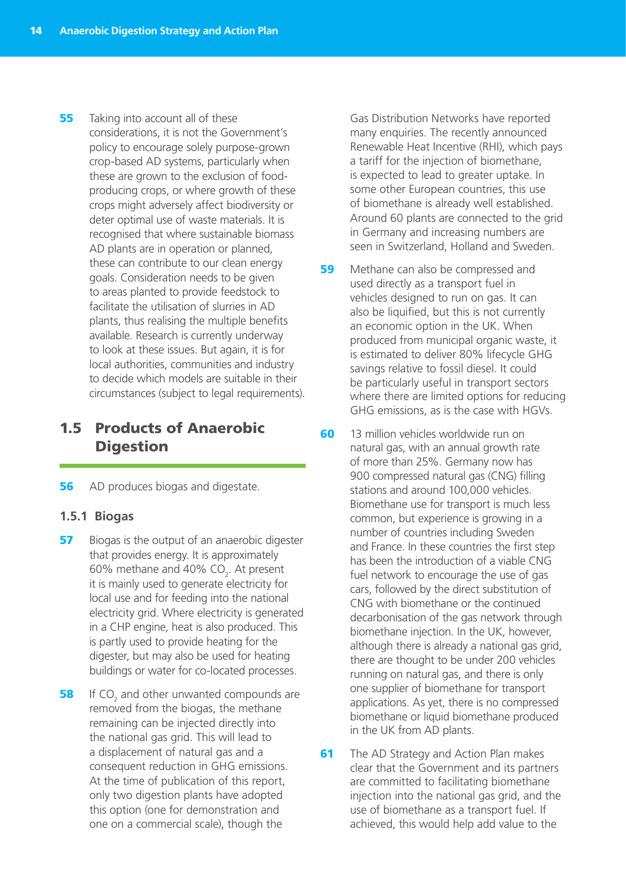**55** Taking into account all of these considerations, it is not the Government's policy to encourage solely purpose-grown crop-based AD systems, particularly when these are grown to the exclusion of food-producing crops, or where growth of these crops might adversely affect biodiversity or deter optimal use of waste materials. It is recognised that where sustainable biomass AD plants are in operation or planned, these can contribute to our clean energy goals. Consideration needs to be given to areas planted to provide feedstock to facilitate the utilisation of slurries in AD plants, thus realising the multiple benefits available. Research is currently underway to look at these issues. But again, it is for local authorities, communities and industry to decide which models are suitable in their circumstances (subject to legal requirements).

## 1.5 Products of Anaerobic Digestion

**56** AD produces biogas and digestate.

### 1.5.1 Biogas

**57** Biogas is the output of an anaerobic digester that provides energy. It is approximately 60% methane and 40% $CO_2$. At present it is mainly used to generate electricity for local use and for feeding into the national electricity grid. Where electricity is generated in a CHP engine, heat is also produced. This is partly used to provide heating for the digester, but may also be used for heating buildings or water for co-located processes.

**58** If $CO_2$ and other unwanted compounds are removed from the biogas, the methane remaining can be injected directly into the national gas grid. This will lead to a displacement of natural gas and a consequent reduction in GHG emissions. At the time of publication of this report, only two digestion plants have adopted this option (one for demonstration and one on a commercial scale), though the Gas Distribution Networks have reported many enquiries. The recently announced Renewable Heat Incentive (RHI), which pays a tariff for the injection of biomethane, is expected to lead to greater uptake. In some other European countries, this use of biomethane is already well established. Around 60 plants are connected to the grid in Germany and increasing numbers are seen in Switzerland, Holland and Sweden.

**59** Methane can also be compressed and used directly as a transport fuel in vehicles designed to run on gas. It can also be liquified, but this is not currently an economic option in the UK. When produced from municipal organic waste, it is estimated to deliver 80% lifecycle GHG savings relative to fossil diesel. It could be particularly useful in transport sectors where there are limited options for reducing GHG emissions, as is the case with HGVs.

**60** 13 million vehicles worldwide run on natural gas, with an annual growth rate of more than 25%. Germany now has 900 compressed natural gas (CNG) filling stations and around 100,000 vehicles. Biomethane use for transport is much less common, but experience is growing in a number of countries including Sweden and France. In these countries the first step has been the introduction of a viable CNG fuel network to encourage the use of gas cars, followed by the direct substitution of CNG with biomethane or the continued decarbonisation of the gas network through biomethane injection. In the UK, however, although there is already a national gas grid, there are thought to be under 200 vehicles running on natural gas, and there is only one supplier of biomethane for transport applications. As yet, there is no compressed biomethane or liquid biomethane produced in the UK from AD plants.

**61** The AD Strategy and Action Plan makes clear that the Government and its partners are committed to facilitating biomethane injection into the national gas grid, and the use of biomethane as a transport fuel. If achieved, this would help add value to the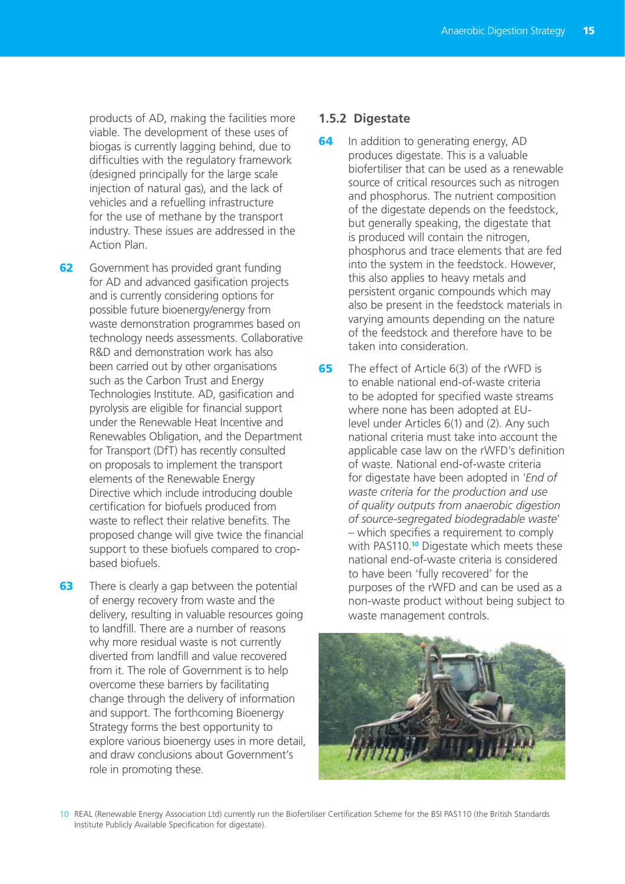products of AD, making the facilities more viable. The development of these uses of biogas is currently lagging behind, due to difficulties with the regulatory framework (designed principally for the large scale injection of natural gas), and the lack of vehicles and a refuelling infrastructure for the use of methane by the transport industry. These issues are addressed in the Action Plan.

**62** Government has provided grant funding for AD and advanced gasification projects and is currently considering options for possible future bioenergy/energy from waste demonstration programmes based on technology needs assessments. Collaborative R&D and demonstration work has also been carried out by other organisations such as the Carbon Trust and Energy Technologies Institute. AD, gasification and pyrolysis are eligible for financial support under the Renewable Heat Incentive and Renewables Obligation, and the Department for Transport (DfT) has recently consulted on proposals to implement the transport elements of the Renewable Energy Directive which include introducing double certification for biofuels produced from waste to reflect their relative benefits. The proposed change will give twice the financial support to these biofuels compared to crop-based biofuels.

**63** There is clearly a gap between the potential of energy recovery from waste and the delivery, resulting in valuable resources going to landfill. There are a number of reasons why more residual waste is not currently diverted from landfill and value recovered from it. The role of Government is to help overcome these barriers by facilitating change through the delivery of information and support. The forthcoming Bioenergy Strategy forms the best opportunity to explore various bioenergy uses in more detail, and draw conclusions about Government's role in promoting these.

### 1.5.2 Digestate

**64** In addition to generating energy, AD produces digestate. This is a valuable biofertiliser that can be used as a renewable source of critical resources such as nitrogen and phosphorus. The nutrient composition of the digestate depends on the feedstock, but generally speaking, the digestate that is produced will contain the nitrogen, phosphorus and trace elements that are fed into the system in the feedstock. However, this also applies to heavy metals and persistent organic compounds which may also be present in the feedstock materials in varying amounts depending on the nature of the feedstock and therefore have to be taken into consideration.

**65** The effect of Article 6(3) of the rWFD is to enable national end-of-waste criteria to be adopted for specified waste streams where none has been adopted at EU-level under Articles 6(1) and (2). Any such national criteria must take into account the applicable case law on the rWFD's definition of waste. National end-of-waste criteria for digestate have been adopted in '*End of waste criteria for the production and use of quality outputs from anaerobic digestion of source-segregated biodegradable waste*' – which specifies a requirement to comply with PAS110.[10] Digestate which meets these national end-of-waste criteria is considered to have been 'fully recovered' for the purposes of the rWFD and can be used as a non-waste product without being subject to waste management controls.

10 REAL (Renewable Energy Association Ltd) currently run the Biofertiliser Certification Scheme for the BSI PAS110 (the British Standards Institute Publicly Available Specification for digestate).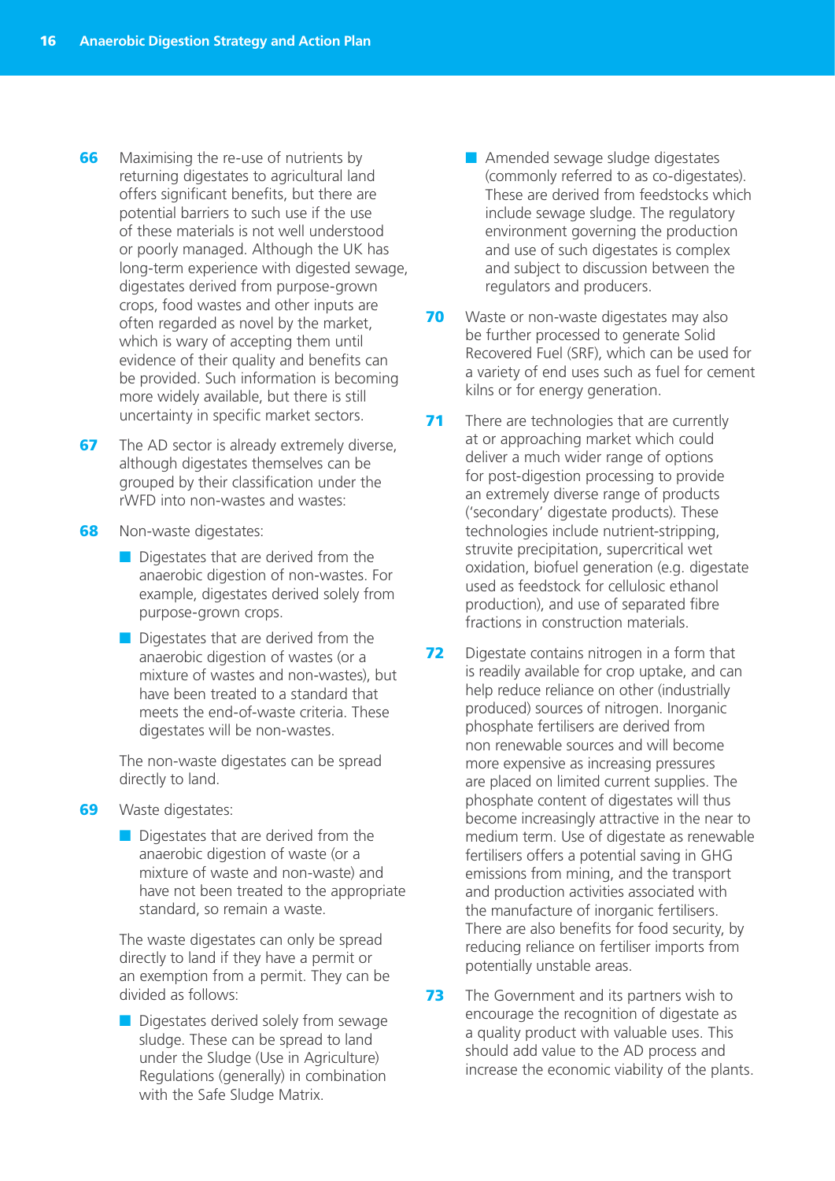**66** Maximising the re-use of nutrients by returning digestates to agricultural land offers significant benefits, but there are potential barriers to such use if the use of these materials is not well understood or poorly managed. Although the UK has long-term experience with digested sewage, digestates derived from purpose-grown crops, food wastes and other inputs are often regarded as novel by the market, which is wary of accepting them until evidence of their quality and benefits can be provided. Such information is becoming more widely available, but there is still uncertainty in specific market sectors.

**67** The AD sector is already extremely diverse, although digestates themselves can be grouped by their classification under the rWFD into non-wastes and wastes:

**68** Non-waste digestates:

- Digestates that are derived from the anaerobic digestion of non-wastes. For example, digestates derived solely from purpose-grown crops.
- Digestates that are derived from the anaerobic digestion of wastes (or a mixture of wastes and non-wastes), but have been treated to a standard that meets the end-of-waste criteria. These digestates will be non-wastes.

The non-waste digestates can be spread directly to land.

**69** Waste digestates:

- Digestates that are derived from the anaerobic digestion of waste (or a mixture of waste and non-waste) and have not been treated to the appropriate standard, so remain a waste.

The waste digestates can only be spread directly to land if they have a permit or an exemption from a permit. They can be divided as follows:

- Digestates derived solely from sewage sludge. These can be spread to land under the Sludge (Use in Agriculture) Regulations (generally) in combination with the Safe Sludge Matrix.
- Amended sewage sludge digestates (commonly referred to as co-digestates). These are derived from feedstocks which include sewage sludge. The regulatory environment governing the production and use of such digestates is complex and subject to discussion between the regulators and producers.

**70** Waste or non-waste digestates may also be further processed to generate Solid Recovered Fuel (SRF), which can be used for a variety of end uses such as fuel for cement kilns or for energy generation.

**71** There are technologies that are currently at or approaching market which could deliver a much wider range of options for post-digestion processing to provide an extremely diverse range of products ('secondary' digestate products). These technologies include nutrient-stripping, struvite precipitation, supercritical wet oxidation, biofuel generation (e.g. digestate used as feedstock for cellulosic ethanol production), and use of separated fibre fractions in construction materials.

**72** Digestate contains nitrogen in a form that is readily available for crop uptake, and can help reduce reliance on other (industrially produced) sources of nitrogen. Inorganic phosphate fertilisers are derived from non renewable sources and will become more expensive as increasing pressures are placed on limited current supplies. The phosphate content of digestates will thus become increasingly attractive in the near to medium term. Use of digestate as renewable fertilisers offers a potential saving in GHG emissions from mining, and the transport and production activities associated with the manufacture of inorganic fertilisers. There are also benefits for food security, by reducing reliance on fertiliser imports from potentially unstable areas.

**73** The Government and its partners wish to encourage the recognition of digestate as a quality product with valuable uses. This should add value to the AD process and increase the economic viability of the plants.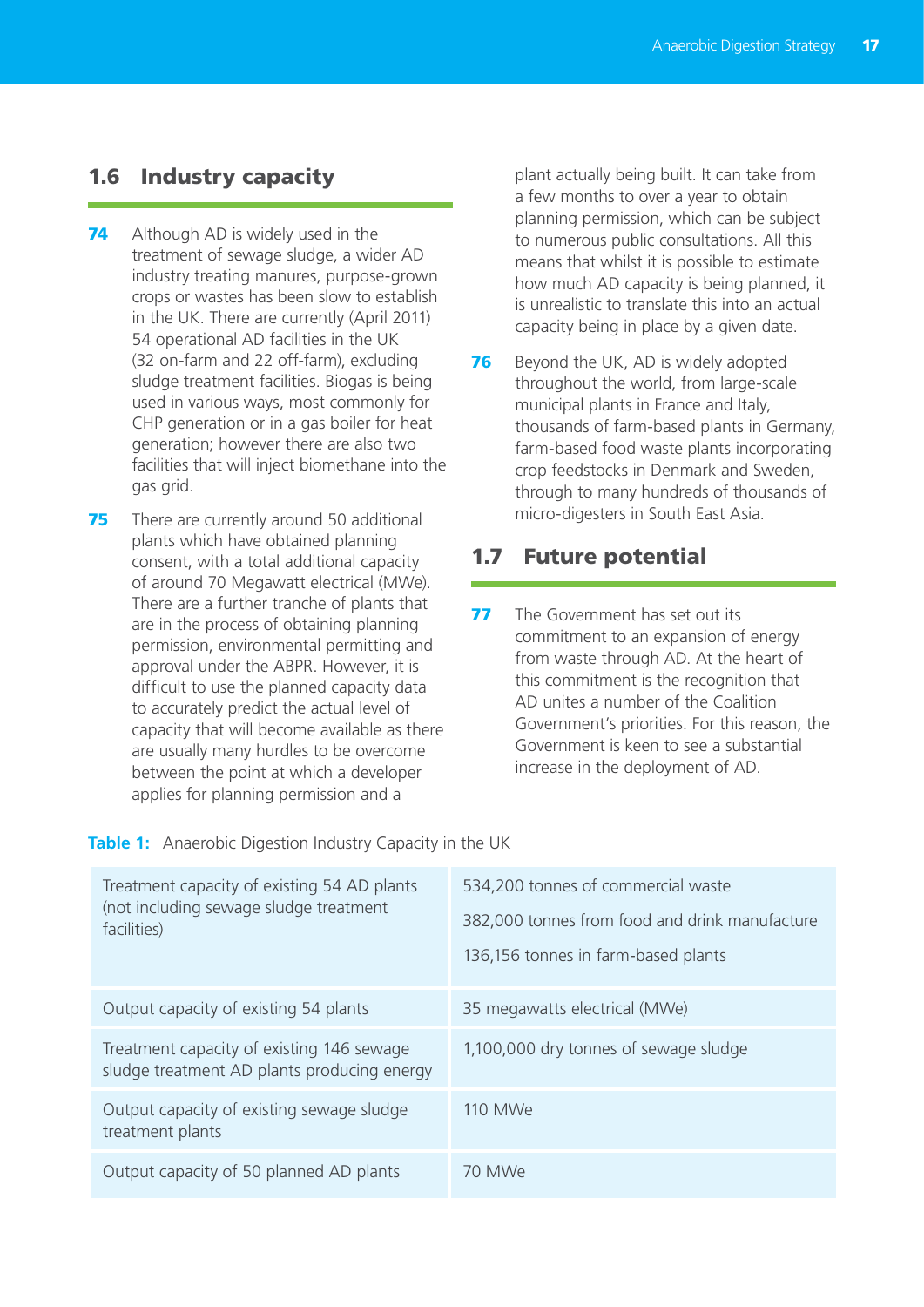## 1.6 Industry capacity

**74** Although AD is widely used in the treatment of sewage sludge, a wider AD industry treating manures, purpose-grown crops or wastes has been slow to establish in the UK. There are currently (April 2011) 54 operational AD facilities in the UK (32 on-farm and 22 off-farm), excluding sludge treatment facilities. Biogas is being used in various ways, most commonly for CHP generation or in a gas boiler for heat generation; however there are also two facilities that will inject biomethane into the gas grid.

**75** There are currently around 50 additional plants which have obtained planning consent, with a total additional capacity of around 70 Megawatt electrical (MWe). There are a further tranche of plants that are in the process of obtaining planning permission, environmental permitting and approval under the ABPR. However, it is difficult to use the planned capacity data to accurately predict the actual level of capacity that will become available as there are usually many hurdles to be overcome between the point at which a developer applies for planning permission and a plant actually being built. It can take from a few months to over a year to obtain planning permission, which can be subject to numerous public consultations. All this means that whilst it is possible to estimate how much AD capacity is being planned, it is unrealistic to translate this into an actual capacity being in place by a given date.

**76** Beyond the UK, AD is widely adopted throughout the world, from large-scale municipal plants in France and Italy, thousands of farm-based plants in Germany, farm-based food waste plants incorporating crop feedstocks in Denmark and Sweden, through to many hundreds of thousands of micro-digesters in South East Asia.

## 1.7 Future potential

**77** The Government has set out its commitment to an expansion of energy from waste through AD. At the heart of this commitment is the recognition that AD unites a number of the Coalition Government's priorities. For this reason, the Government is keen to see a substantial increase in the deployment of AD.

**Table 1:** Anaerobic Digestion Industry Capacity in the UK

| | |
|---|---|
| Treatment capacity of existing 54 AD plants (not including sewage sludge treatment facilities) | 534,200 tonnes of commercial waste<br>382,000 tonnes from food and drink manufacture<br>136,156 tonnes in farm-based plants |
| Output capacity of existing 54 plants | 35 megawatts electrical (MWe) |
| Treatment capacity of existing 146 sewage sludge treatment AD plants producing energy | 1,100,000 dry tonnes of sewage sludge |
| Output capacity of existing sewage sludge treatment plants | 110 MWe |
| Output capacity of 50 planned AD plants | 70 MWe |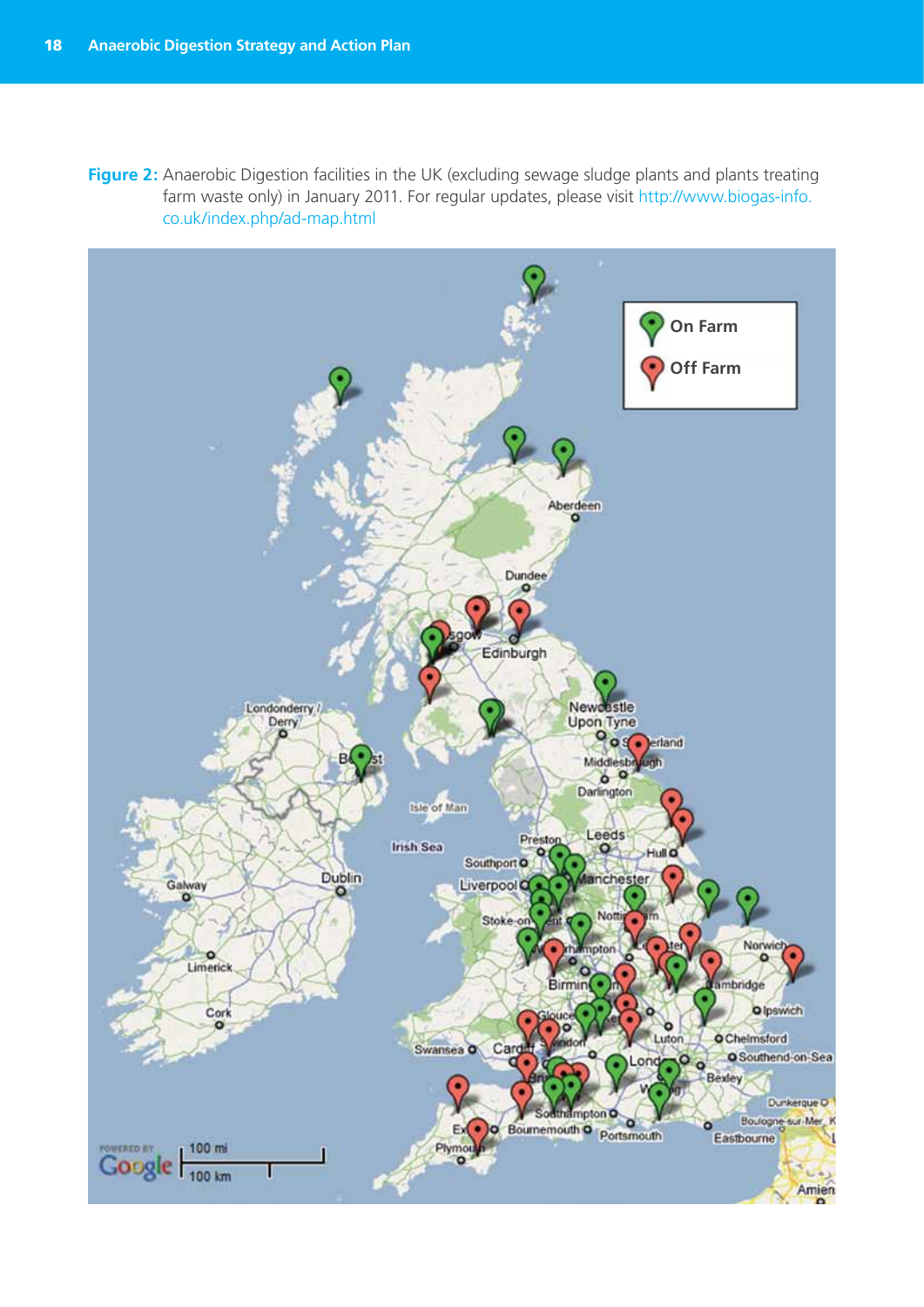**Figure 2:** Anaerobic Digestion facilities in the UK (excluding sewage sludge plants and plants treating farm waste only) in January 2011. For regular updates, please visit http://www.biogas-info.co.uk/index.php/ad-map.html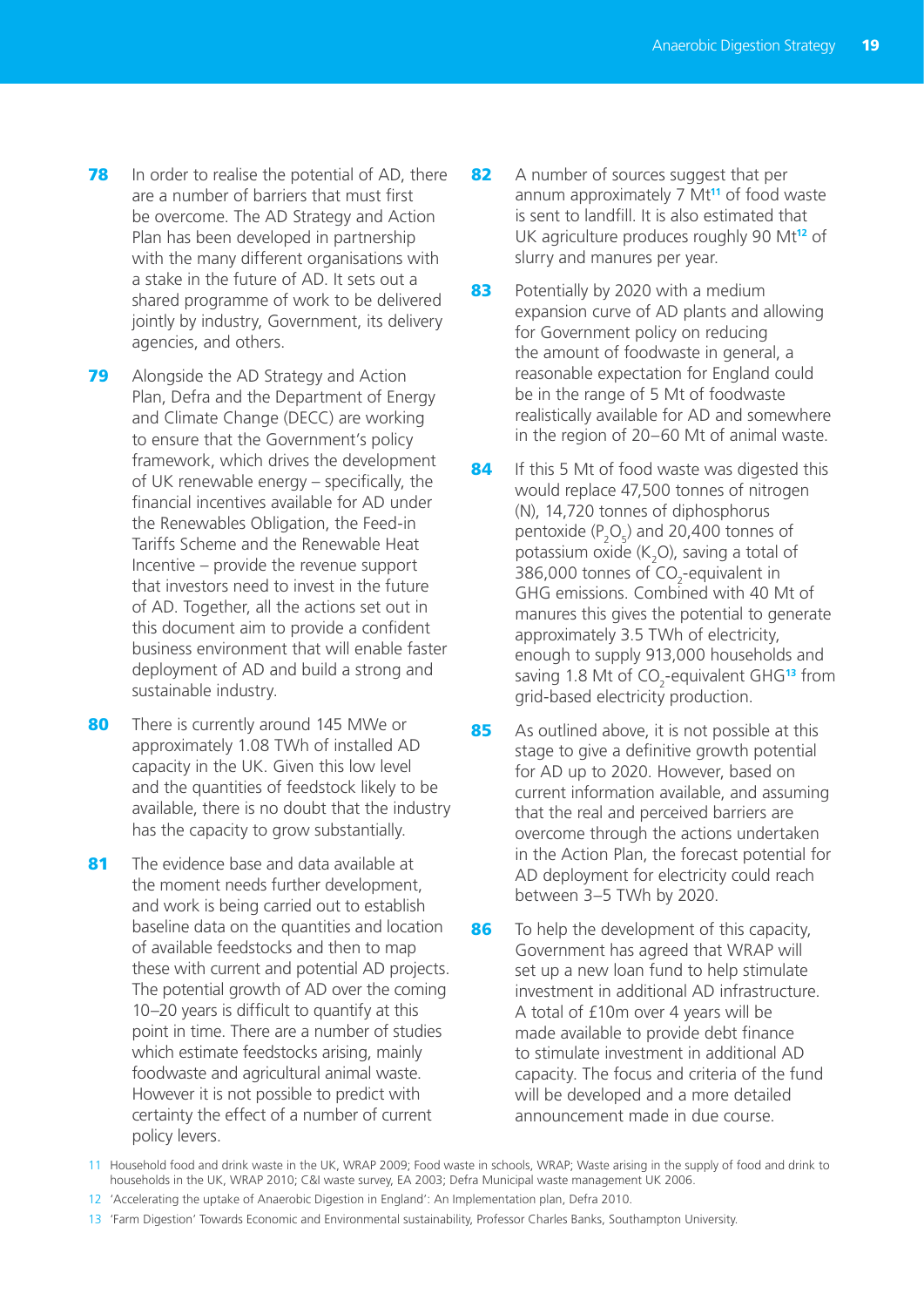78 In order to realise the potential of AD, there are a number of barriers that must first be overcome. The AD Strategy and Action Plan has been developed in partnership with the many different organisations with a stake in the future of AD. It sets out a shared programme of work to be delivered jointly by industry, Government, its delivery agencies, and others.

79 Alongside the AD Strategy and Action Plan, Defra and the Department of Energy and Climate Change (DECC) are working to ensure that the Government's policy framework, which drives the development of UK renewable energy – specifically, the financial incentives available for AD under the Renewables Obligation, the Feed-in Tariffs Scheme and the Renewable Heat Incentive – provide the revenue support that investors need to invest in the future of AD. Together, all the actions set out in this document aim to provide a confident business environment that will enable faster deployment of AD and build a strong and sustainable industry.

80 There is currently around 145 MWe or approximately 1.08 TWh of installed AD capacity in the UK. Given this low level and the quantities of feedstock likely to be available, there is no doubt that the industry has the capacity to grow substantially.

81 The evidence base and data available at the moment needs further development, and work is being carried out to establish baseline data on the quantities and location of available feedstocks and then to map these with current and potential AD projects. The potential growth of AD over the coming 10–20 years is difficult to quantify at this point in time. There are a number of studies which estimate feedstocks arising, mainly foodwaste and agricultural animal waste. However it is not possible to predict with certainty the effect of a number of current policy levers.

82 A number of sources suggest that per annum approximately 7 Mt[11] of food waste is sent to landfill. It is also estimated that UK agriculture produces roughly 90 Mt[12] of slurry and manures per year.

83 Potentially by 2020 with a medium expansion curve of AD plants and allowing for Government policy on reducing the amount of foodwaste in general, a reasonable expectation for England could be in the range of 5 Mt of foodwaste realistically available for AD and somewhere in the region of 20–60 Mt of animal waste.

84 If this 5 Mt of food waste was digested this would replace 47,500 tonnes of nitrogen (N), 14,720 tonnes of diphosphorus pentoxide ($P_2O_5$) and 20,400 tonnes of potassium oxide ($K_2O$), saving a total of 386,000 tonnes of $CO_2$-equivalent in GHG emissions. Combined with 40 Mt of manures this gives the potential to generate approximately 3.5 TWh of electricity, enough to supply 913,000 households and saving 1.8 Mt of $CO_2$-equivalent GHG[13] from grid-based electricity production.

85 As outlined above, it is not possible at this stage to give a definitive growth potential for AD up to 2020. However, based on current information available, and assuming that the real and perceived barriers are overcome through the actions undertaken in the Action Plan, the forecast potential for AD deployment for electricity could reach between 3–5 TWh by 2020.

86 To help the development of this capacity, Government has agreed that WRAP will set up a new loan fund to help stimulate investment in additional AD infrastructure. A total of £10m over 4 years will be made available to provide debt finance to stimulate investment in additional AD capacity. The focus and criteria of the fund will be developed and a more detailed announcement made in due course.

---

11 Household food and drink waste in the UK, WRAP 2009; Food waste in schools, WRAP; Waste arising in the supply of food and drink to households in the UK, WRAP 2010; C&I waste survey, EA 2003; Defra Municipal waste management UK 2006.

12 'Accelerating the uptake of Anaerobic Digestion in England': An Implementation plan, Defra 2010.

13 'Farm Digestion' Towards Economic and Environmental sustainability, Professor Charles Banks, Southampton University.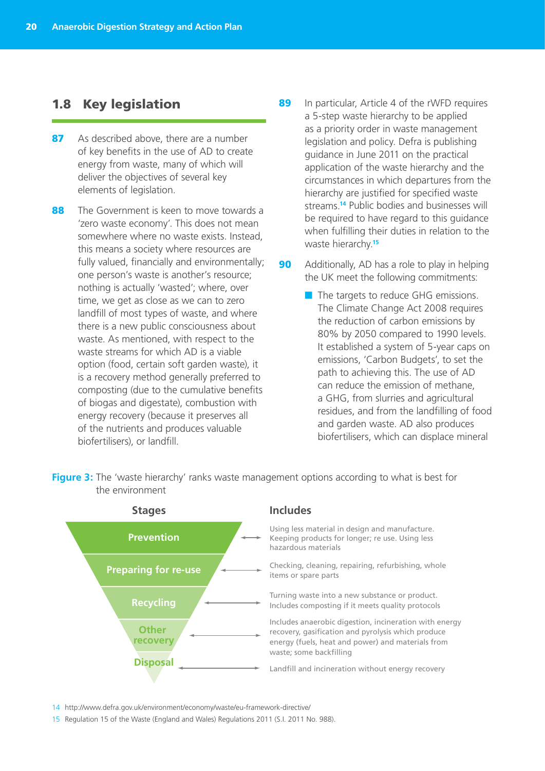## 1.8 Key legislation

**87** As described above, there are a number of key benefits in the use of AD to create energy from waste, many of which will deliver the objectives of several key elements of legislation.

**88** The Government is keen to move towards a 'zero waste economy'. This does not mean somewhere where no waste exists. Instead, this means a society where resources are fully valued, financially and environmentally; one person's waste is another's resource; nothing is actually 'wasted'; where, over time, we get as close as we can to zero landfill of most types of waste, and where there is a new public consciousness about waste. As mentioned, with respect to the waste streams for which AD is a viable option (food, certain soft garden waste), it is a recovery method generally preferred to composting (due to the cumulative benefits of biogas and digestate), combustion with energy recovery (because it preserves all of the nutrients and produces valuable biofertilisers), or landfill.

**89** In particular, Article 4 of the rWFD requires a 5-step waste hierarchy to be applied as a priority order in waste management legislation and policy. Defra is publishing guidance in June 2011 on the practical application of the waste hierarchy and the circumstances in which departures from the hierarchy are justified for specified waste streams.[14] Public bodies and businesses will be required to have regard to this guidance when fulfilling their duties in relation to the waste hierarchy.[15]

**90** Additionally, AD has a role to play in helping the UK meet the following commitments:

- The targets to reduce GHG emissions. The Climate Change Act 2008 requires the reduction of carbon emissions by 80% by 2050 compared to 1990 levels. It established a system of 5-year caps on emissions, 'Carbon Budgets', to set the path to achieving this. The use of AD can reduce the emission of methane, a GHG, from slurries and agricultural residues, and from the landfilling of food and garden waste. AD also produces biofertilisers, which can displace mineral

**Figure 3:** The 'waste hierarchy' ranks waste management options according to what is best for the environment

| Stages | Includes |
|---|---|
| Prevention | Using less material in design and manufacture. Keeping products for longer; re use. Using less hazardous materials |
| Preparing for re-use | Checking, cleaning, repairing, refurbishing, whole items or spare parts |
| Recycling | Turning waste into a new substance or product. Includes composting if it meets quality protocols |
| Other recovery | Includes anaerobic digestion, incineration with energy recovery, gasification and pyrolysis which produce energy (fuels, heat and power) and materials from waste; some backfilling |
| Disposal | Landfill and incineration without energy recovery |

14 http://www.defra.gov.uk/environment/economy/waste/eu-framework-directive/

15 Regulation 15 of the Waste (England and Wales) Regulations 2011 (S.I. 2011 No. 988).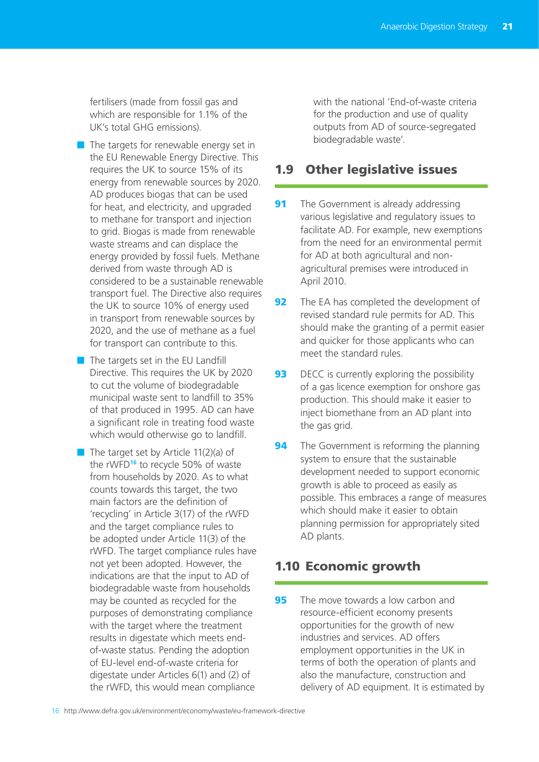fertilisers (made from fossil gas and which are responsible for 1.1% of the UK's total GHG emissions).

- The targets for renewable energy set in the EU Renewable Energy Directive. This requires the UK to source 15% of its energy from renewable sources by 2020. AD produces biogas that can be used for heat, and electricity, and upgraded to methane for transport and injection to grid. Biogas is made from renewable waste streams and can displace the energy provided by fossil fuels. Methane derived from waste through AD is considered to be a sustainable renewable transport fuel. The Directive also requires the UK to source 10% of energy used in transport from renewable sources by 2020, and the use of methane as a fuel for transport can contribute to this.
- The targets set in the EU Landfill Directive. This requires the UK by 2020 to cut the volume of biodegradable municipal waste sent to landfill to 35% of that produced in 1995. AD can have a significant role in treating food waste which would otherwise go to landfill.
- The target set by Article 11(2)(a) of the rWFD[16] to recycle 50% of waste from households by 2020. As to what counts towards this target, the two main factors are the definition of 'recycling' in Article 3(17) of the rWFD and the target compliance rules to be adopted under Article 11(3) of the rWFD. The target compliance rules have not yet been adopted. However, the indications are that the input to AD of biodegradable waste from households may be counted as recycled for the purposes of demonstrating compliance with the target where the treatment results in digestate which meets end-of-waste status. Pending the adoption of EU-level end-of-waste criteria for digestate under Articles 6(1) and (2) of the rWFD, this would mean compliance with the national 'End-of-waste criteria for the production and use of quality outputs from AD of source-segregated biodegradable waste'.

## 1.9 Other legislative issues

**91** The Government is already addressing various legislative and regulatory issues to facilitate AD. For example, new exemptions from the need for an environmental permit for AD at both agricultural and non-agricultural premises were introduced in April 2010.

**92** The EA has completed the development of revised standard rule permits for AD. This should make the granting of a permit easier and quicker for those applicants who can meet the standard rules.

**93** DECC is currently exploring the possibility of a gas licence exemption for onshore gas production. This should make it easier to inject biomethane from an AD plant into the gas grid.

**94** The Government is reforming the planning system to ensure that the sustainable development needed to support economic growth is able to proceed as easily as possible. This embraces a range of measures which should make it easier to obtain planning permission for appropriately sited AD plants.

## 1.10 Economic growth

**95** The move towards a low carbon and resource-efficient economy presents opportunities for the growth of new industries and services. AD offers employment opportunities in the UK in terms of both the operation of plants and also the manufacture, construction and delivery of AD equipment. It is estimated by

16 http://www.defra.gov.uk/environment/economy/waste/eu-framework-directive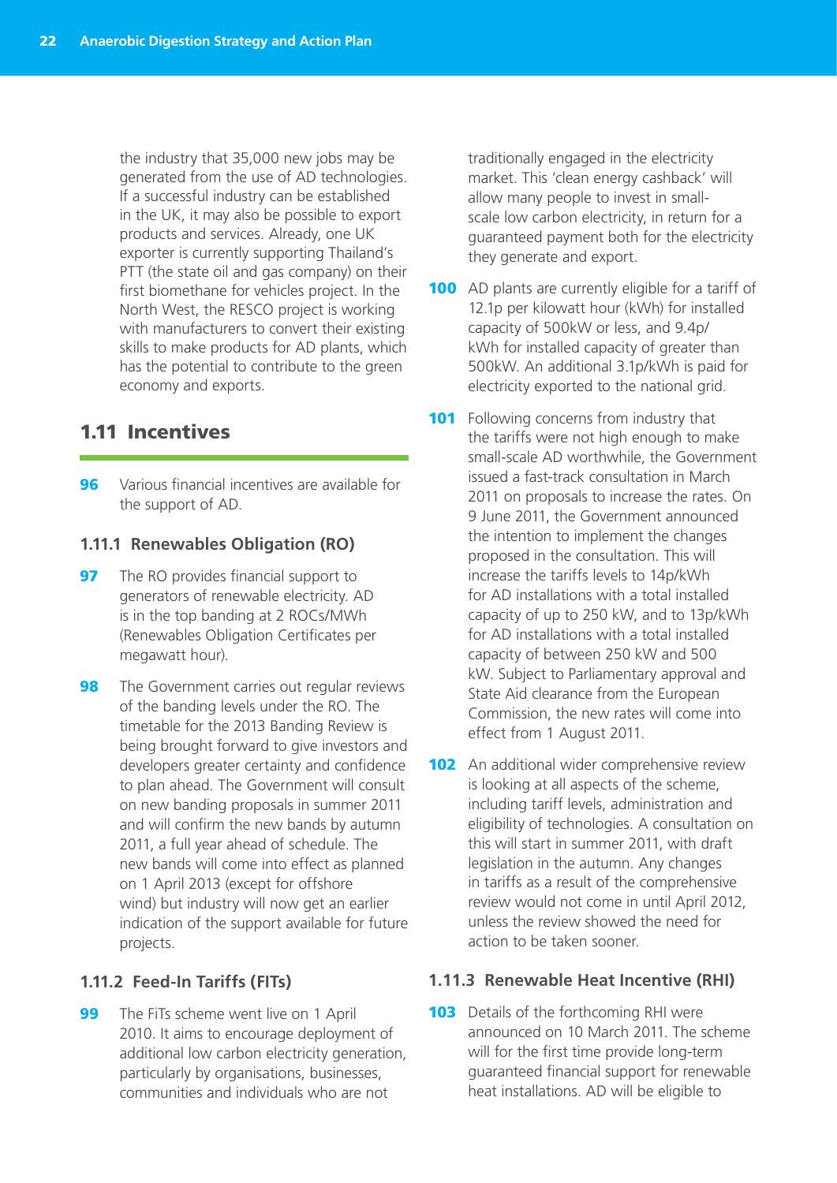the industry that 35,000 new jobs may be generated from the use of AD technologies. If a successful industry can be established in the UK, it may also be possible to export products and services. Already, one UK exporter is currently supporting Thailand's PTT (the state oil and gas company) on their first biomethane for vehicles project. In the North West, the RESCO project is working with manufacturers to convert their existing skills to make products for AD plants, which has the potential to contribute to the green economy and exports.

## 1.11 Incentives

**96** Various financial incentives are available for the support of AD.

### 1.11.1 Renewables Obligation (RO)

**97** The RO provides financial support to generators of renewable electricity. AD is in the top banding at 2 ROCs/MWh (Renewables Obligation Certificates per megawatt hour).

**98** The Government carries out regular reviews of the banding levels under the RO. The timetable for the 2013 Banding Review is being brought forward to give investors and developers greater certainty and confidence to plan ahead. The Government will consult on new banding proposals in summer 2011 and will confirm the new bands by autumn 2011, a full year ahead of schedule. The new bands will come into effect as planned on 1 April 2013 (except for offshore wind) but industry will now get an earlier indication of the support available for future projects.

### 1.11.2 Feed-In Tariffs (FITs)

**99** The FiTs scheme went live on 1 April 2010. It aims to encourage deployment of additional low carbon electricity generation, particularly by organisations, businesses, communities and individuals who are not traditionally engaged in the electricity market. This 'clean energy cashback' will allow many people to invest in small-scale low carbon electricity, in return for a guaranteed payment both for the electricity they generate and export.

**100** AD plants are currently eligible for a tariff of 12.1p per kilowatt hour (kWh) for installed capacity of 500kW or less, and 9.4p/kWh for installed capacity of greater than 500kW. An additional 3.1p/kWh is paid for electricity exported to the national grid.

**101** Following concerns from industry that the tariffs were not high enough to make small-scale AD worthwhile, the Government issued a fast-track consultation in March 2011 on proposals to increase the rates. On 9 June 2011, the Government announced the intention to implement the changes proposed in the consultation. This will increase the tariffs levels to 14p/kWh for AD installations with a total installed capacity of up to 250 kW, and to 13p/kWh for AD installations with a total installed capacity of between 250 kW and 500 kW. Subject to Parliamentary approval and State Aid clearance from the European Commission, the new rates will come into effect from 1 August 2011.

**102** An additional wider comprehensive review is looking at all aspects of the scheme, including tariff levels, administration and eligibility of technologies. A consultation on this will start in summer 2011, with draft legislation in the autumn. Any changes in tariffs as a result of the comprehensive review would not come in until April 2012, unless the review showed the need for action to be taken sooner.

### 1.11.3 Renewable Heat Incentive (RHI)

**103** Details of the forthcoming RHI were announced on 10 March 2011. The scheme will for the first time provide long-term guaranteed financial support for renewable heat installations. AD will be eligible to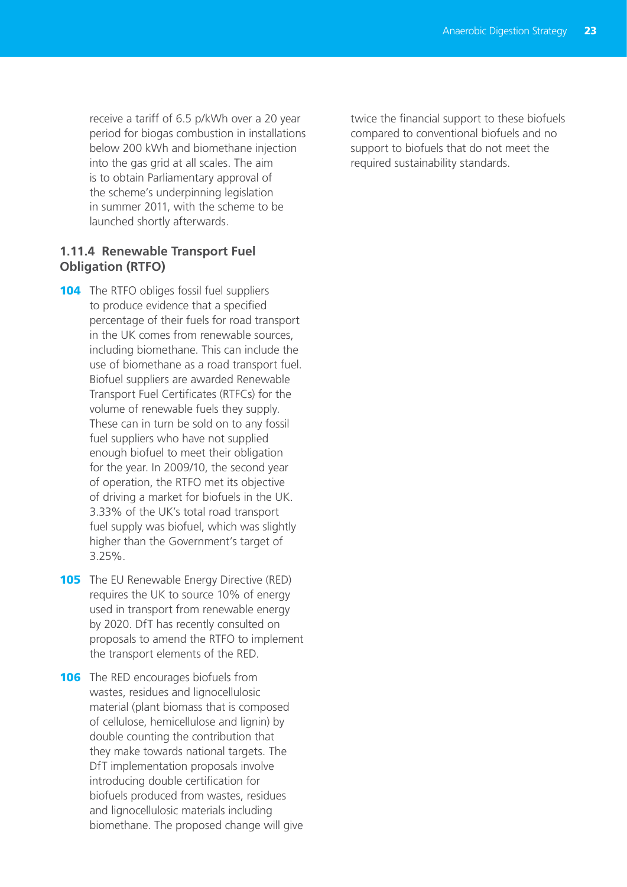receive a tariff of 6.5 p/kWh over a 20 year period for biogas combustion in installations below 200 kWh and biomethane injection into the gas grid at all scales. The aim is to obtain Parliamentary approval of the scheme's underpinning legislation in summer 2011, with the scheme to be launched shortly afterwards.

### 1.11.4 Renewable Transport Fuel Obligation (RTFO)

**104** The RTFO obliges fossil fuel suppliers to produce evidence that a specified percentage of their fuels for road transport in the UK comes from renewable sources, including biomethane. This can include the use of biomethane as a road transport fuel. Biofuel suppliers are awarded Renewable Transport Fuel Certificates (RTFCs) for the volume of renewable fuels they supply. These can in turn be sold on to any fossil fuel suppliers who have not supplied enough biofuel to meet their obligation for the year. In 2009/10, the second year of operation, the RTFO met its objective of driving a market for biofuels in the UK. 3.33% of the UK's total road transport fuel supply was biofuel, which was slightly higher than the Government's target of 3.25%.

**105** The EU Renewable Energy Directive (RED) requires the UK to source 10% of energy used in transport from renewable energy by 2020. DfT has recently consulted on proposals to amend the RTFO to implement the transport elements of the RED.

**106** The RED encourages biofuels from wastes, residues and lignocellulosic material (plant biomass that is composed of cellulose, hemicellulose and lignin) by double counting the contribution that they make towards national targets. The DfT implementation proposals involve introducing double certification for biofuels produced from wastes, residues and lignocellulosic materials including biomethane. The proposed change will give twice the financial support to these biofuels compared to conventional biofuels and no support to biofuels that do not meet the required sustainability standards.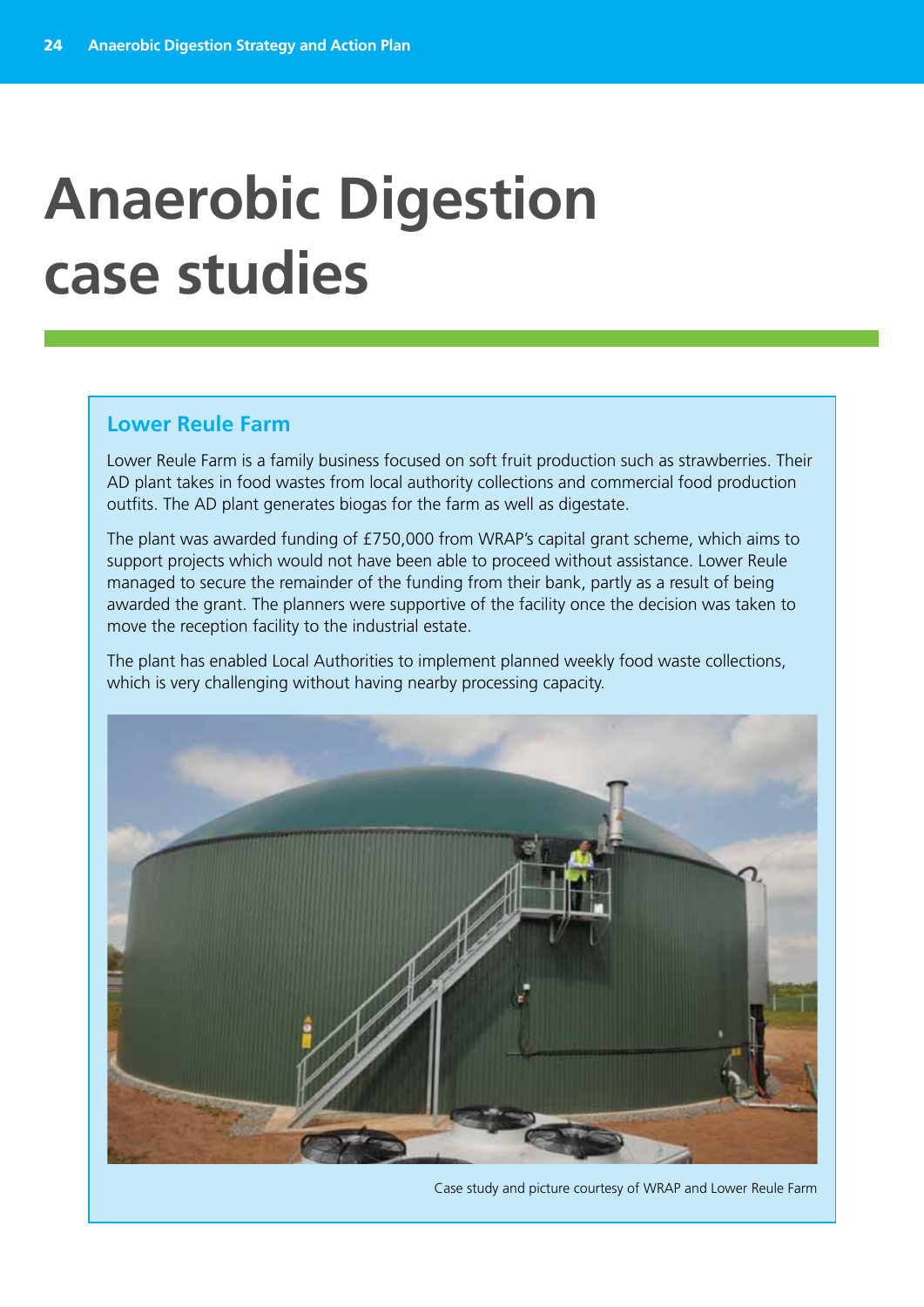# Anaerobic Digestion case studies

## Lower Reule Farm

Lower Reule Farm is a family business focused on soft fruit production such as strawberries. Their AD plant takes in food wastes from local authority collections and commercial food production outfits. The AD plant generates biogas for the farm as well as digestate.

The plant was awarded funding of £750,000 from WRAP's capital grant scheme, which aims to support projects which would not have been able to proceed without assistance. Lower Reule managed to secure the remainder of the funding from their bank, partly as a result of being awarded the grant. The planners were supportive of the facility once the decision was taken to move the reception facility to the industrial estate.

The plant has enabled Local Authorities to implement planned weekly food waste collections, which is very challenging without having nearby processing capacity.

Case study and picture courtesy of WRAP and Lower Reule Farm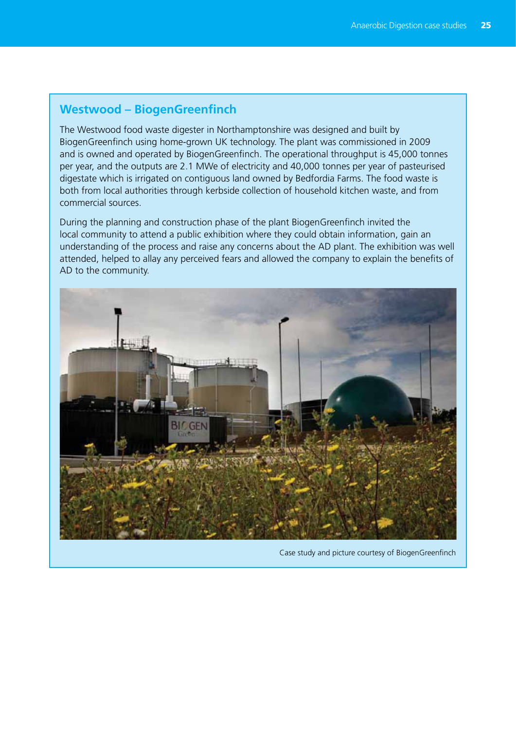## Westwood – BiogenGreenfinch

The Westwood food waste digester in Northamptonshire was designed and built by BiogenGreenfinch using home-grown UK technology. The plant was commissioned in 2009 and is owned and operated by BiogenGreenfinch. The operational throughput is 45,000 tonnes per year, and the outputs are 2.1 MWe of electricity and 40,000 tonnes per year of pasteurised digestate which is irrigated on contiguous land owned by Bedfordia Farms. The food waste is both from local authorities through kerbside collection of household kitchen waste, and from commercial sources.

During the planning and construction phase of the plant BiogenGreenfinch invited the local community to attend a public exhibition where they could obtain information, gain an understanding of the process and raise any concerns about the AD plant. The exhibition was well attended, helped to allay any perceived fears and allowed the company to explain the benefits of AD to the community.

Case study and picture courtesy of BiogenGreenfinch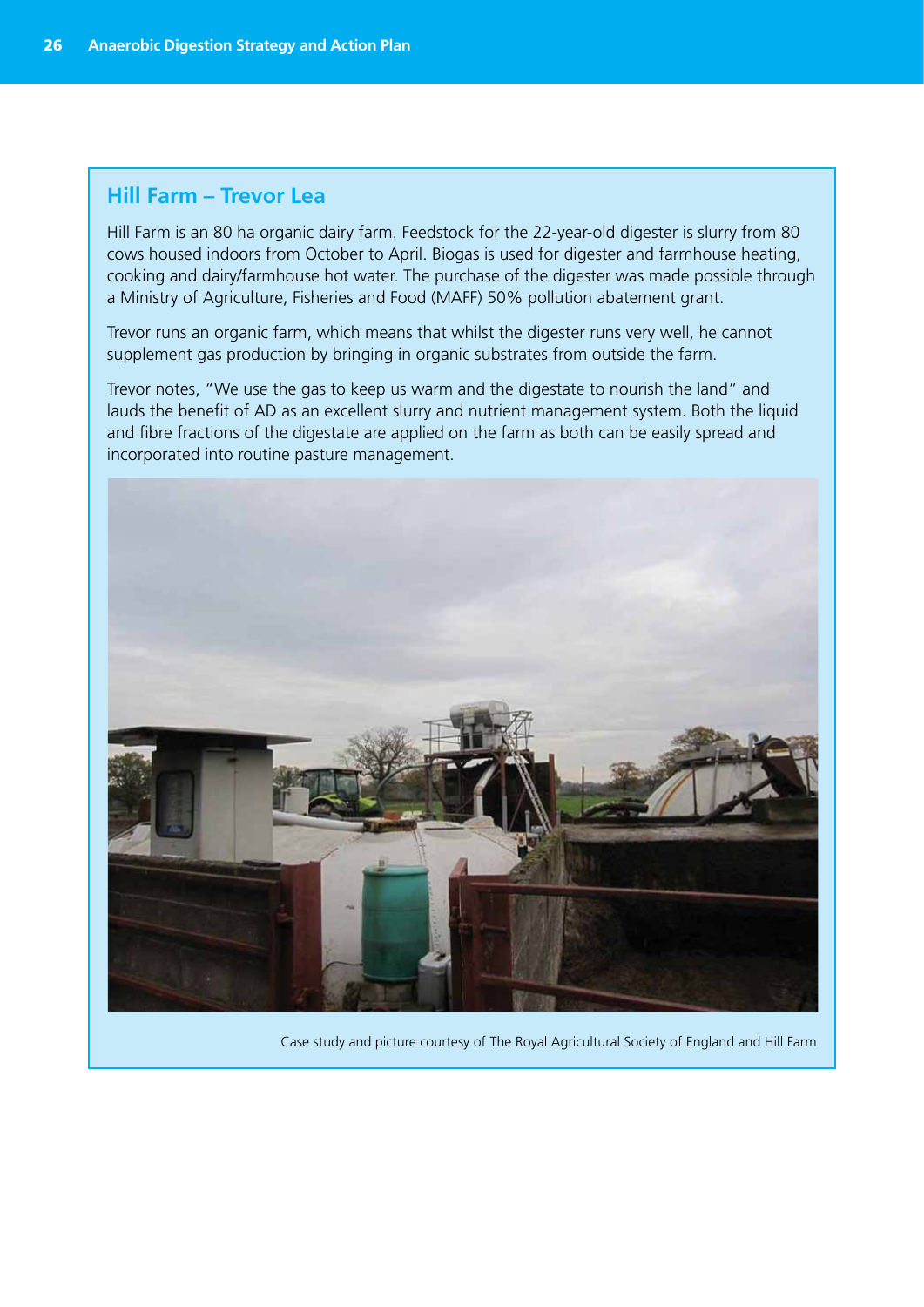## Hill Farm – Trevor Lea

Hill Farm is an 80 ha organic dairy farm. Feedstock for the 22-year-old digester is slurry from 80 cows housed indoors from October to April. Biogas is used for digester and farmhouse heating, cooking and dairy/farmhouse hot water. The purchase of the digester was made possible through a Ministry of Agriculture, Fisheries and Food (MAFF) 50% pollution abatement grant.

Trevor runs an organic farm, which means that whilst the digester runs very well, he cannot supplement gas production by bringing in organic substrates from outside the farm.

Trevor notes, "We use the gas to keep us warm and the digestate to nourish the land" and lauds the benefit of AD as an excellent slurry and nutrient management system. Both the liquid and fibre fractions of the digestate are applied on the farm as both can be easily spread and incorporated into routine pasture management.

Case study and picture courtesy of The Royal Agricultural Society of England and Hill Farm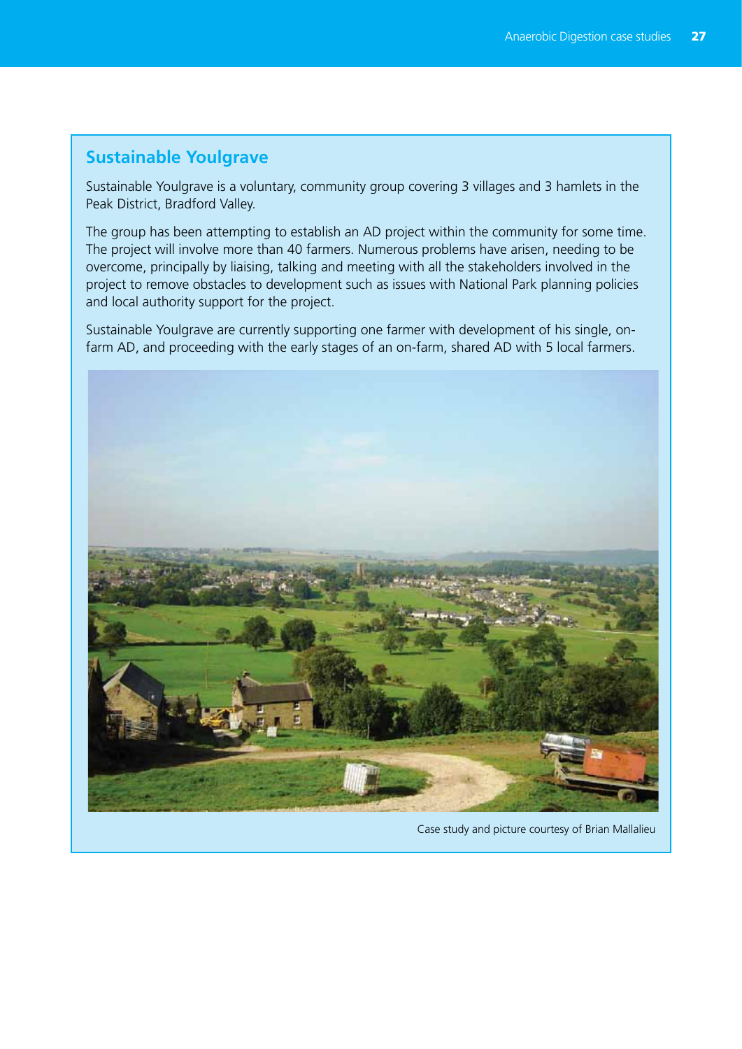## Sustainable Youlgrave

Sustainable Youlgrave is a voluntary, community group covering 3 villages and 3 hamlets in the Peak District, Bradford Valley.

The group has been attempting to establish an AD project within the community for some time. The project will involve more than 40 farmers. Numerous problems have arisen, needing to be overcome, principally by liaising, talking and meeting with all the stakeholders involved in the project to remove obstacles to development such as issues with National Park planning policies and local authority support for the project.

Sustainable Youlgrave are currently supporting one farmer with development of his single, on-farm AD, and proceeding with the early stages of an on-farm, shared AD with 5 local farmers.

Case study and picture courtesy of Brian Mallalieu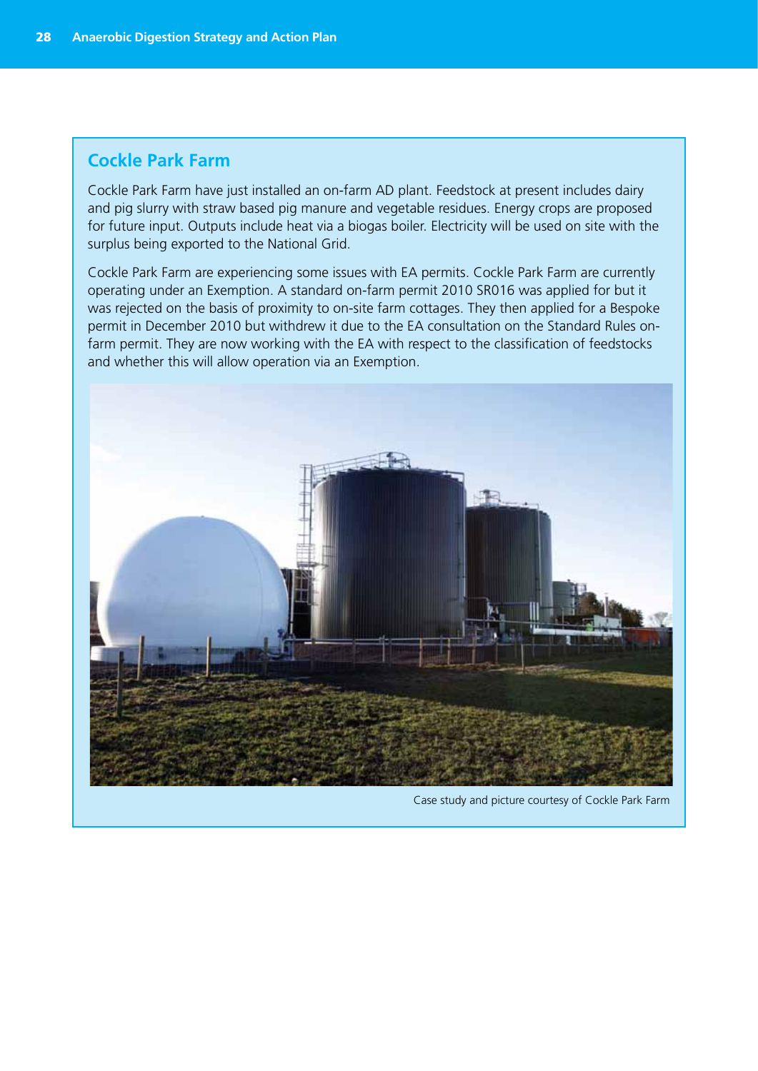## Cockle Park Farm

Cockle Park Farm have just installed an on-farm AD plant. Feedstock at present includes dairy and pig slurry with straw based pig manure and vegetable residues. Energy crops are proposed for future input. Outputs include heat via a biogas boiler. Electricity will be used on site with the surplus being exported to the National Grid.

Cockle Park Farm are experiencing some issues with EA permits. Cockle Park Farm are currently operating under an Exemption. A standard on-farm permit 2010 SR016 was applied for but it was rejected on the basis of proximity to on-site farm cottages. They then applied for a Bespoke permit in December 2010 but withdrew it due to the EA consultation on the Standard Rules on-farm permit. They are now working with the EA with respect to the classification of feedstocks and whether this will allow operation via an Exemption.

Case study and picture courtesy of Cockle Park Farm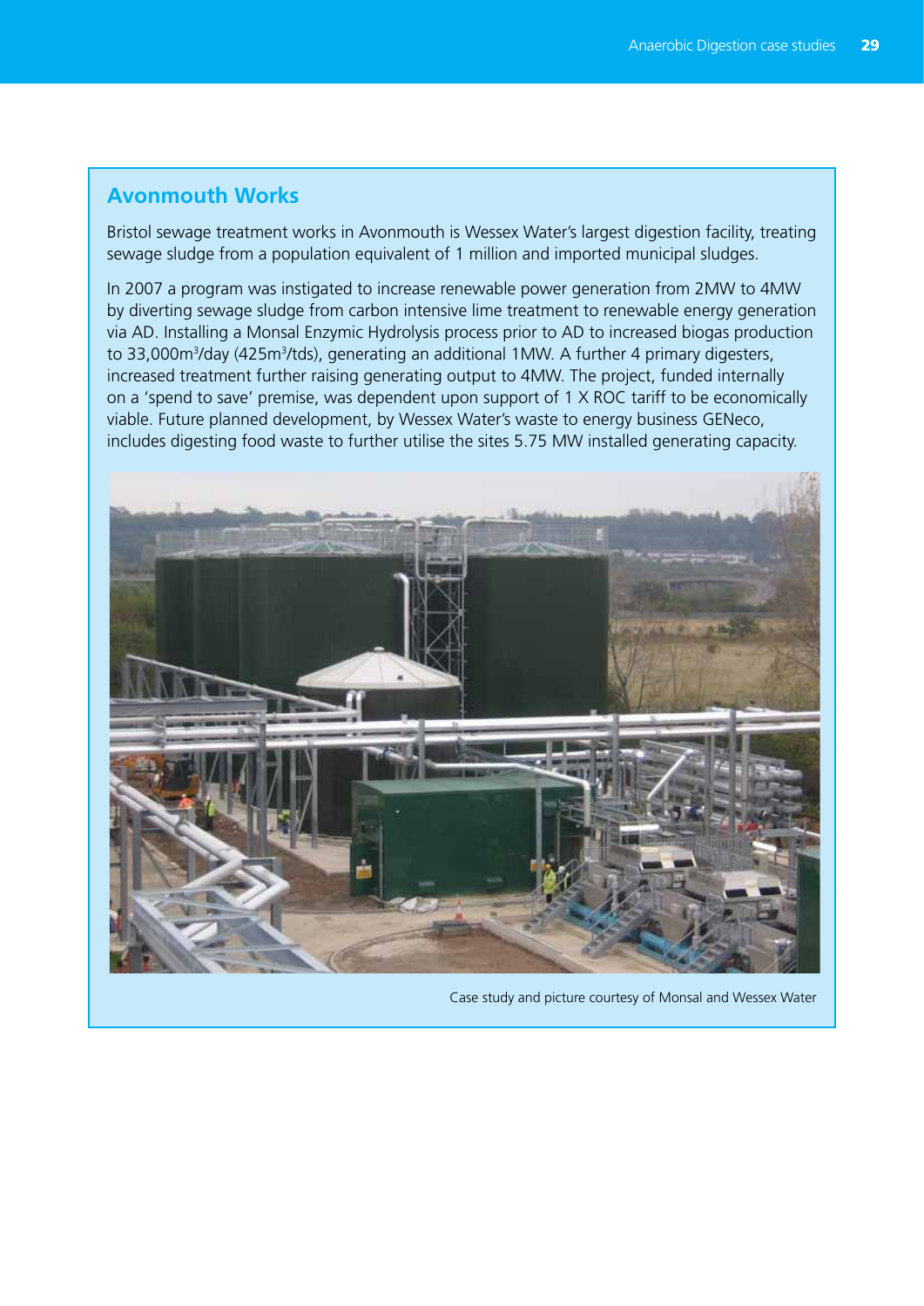## Avonmouth Works

Bristol sewage treatment works in Avonmouth is Wessex Water's largest digestion facility, treating sewage sludge from a population equivalent of 1 million and imported municipal sludges.

In 2007 a program was instigated to increase renewable power generation from 2MW to 4MW by diverting sewage sludge from carbon intensive lime treatment to renewable energy generation via AD. Installing a Monsal Enzymic Hydrolysis process prior to AD to increased biogas production to 33,000m$^3$/day (425m$^3$/tds), generating an additional 1MW. A further 4 primary digesters, increased treatment further raising generating output to 4MW. The project, funded internally on a 'spend to save' premise, was dependent upon support of 1 X ROC tariff to be economically viable. Future planned development, by Wessex Water's waste to energy business GENeco, includes digesting food waste to further utilise the sites 5.75 MW installed generating capacity.

Case study and picture courtesy of Monsal and Wessex Water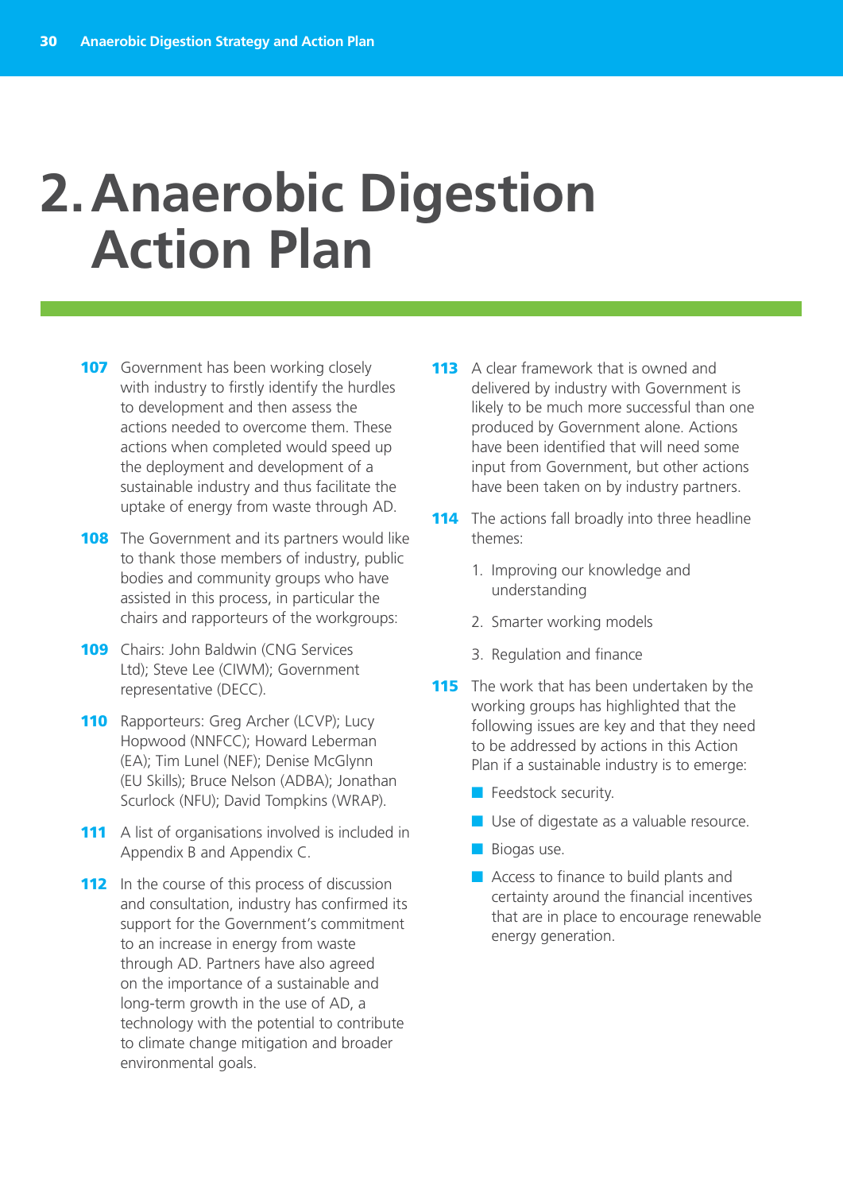# 2. Anaerobic Digestion Action Plan

**107** Government has been working closely with industry to firstly identify the hurdles to development and then assess the actions needed to overcome them. These actions when completed would speed up the deployment and development of a sustainable industry and thus facilitate the uptake of energy from waste through AD.

**108** The Government and its partners would like to thank those members of industry, public bodies and community groups who have assisted in this process, in particular the chairs and rapporteurs of the workgroups:

**109** Chairs: John Baldwin (CNG Services Ltd); Steve Lee (CIWM); Government representative (DECC).

**110** Rapporteurs: Greg Archer (LCVP); Lucy Hopwood (NNFCC); Howard Leberman (EA); Tim Lunel (NEF); Denise McGlynn (EU Skills); Bruce Nelson (ADBA); Jonathan Scurlock (NFU); David Tompkins (WRAP).

**111** A list of organisations involved is included in Appendix B and Appendix C.

**112** In the course of this process of discussion and consultation, industry has confirmed its support for the Government's commitment to an increase in energy from waste through AD. Partners have also agreed on the importance of a sustainable and long-term growth in the use of AD, a technology with the potential to contribute to climate change mitigation and broader environmental goals.

**113** A clear framework that is owned and delivered by industry with Government is likely to be much more successful than one produced by Government alone. Actions have been identified that will need some input from Government, but other actions have been taken on by industry partners.

**114** The actions fall broadly into three headline themes:

1. Improving our knowledge and understanding
2. Smarter working models
3. Regulation and finance

**115** The work that has been undertaken by the working groups has highlighted that the following issues are key and that they need to be addressed by actions in this Action Plan if a sustainable industry is to emerge:

- Feedstock security.
- Use of digestate as a valuable resource.
- Biogas use.
- Access to finance to build plants and certainty around the financial incentives that are in place to encourage renewable energy generation.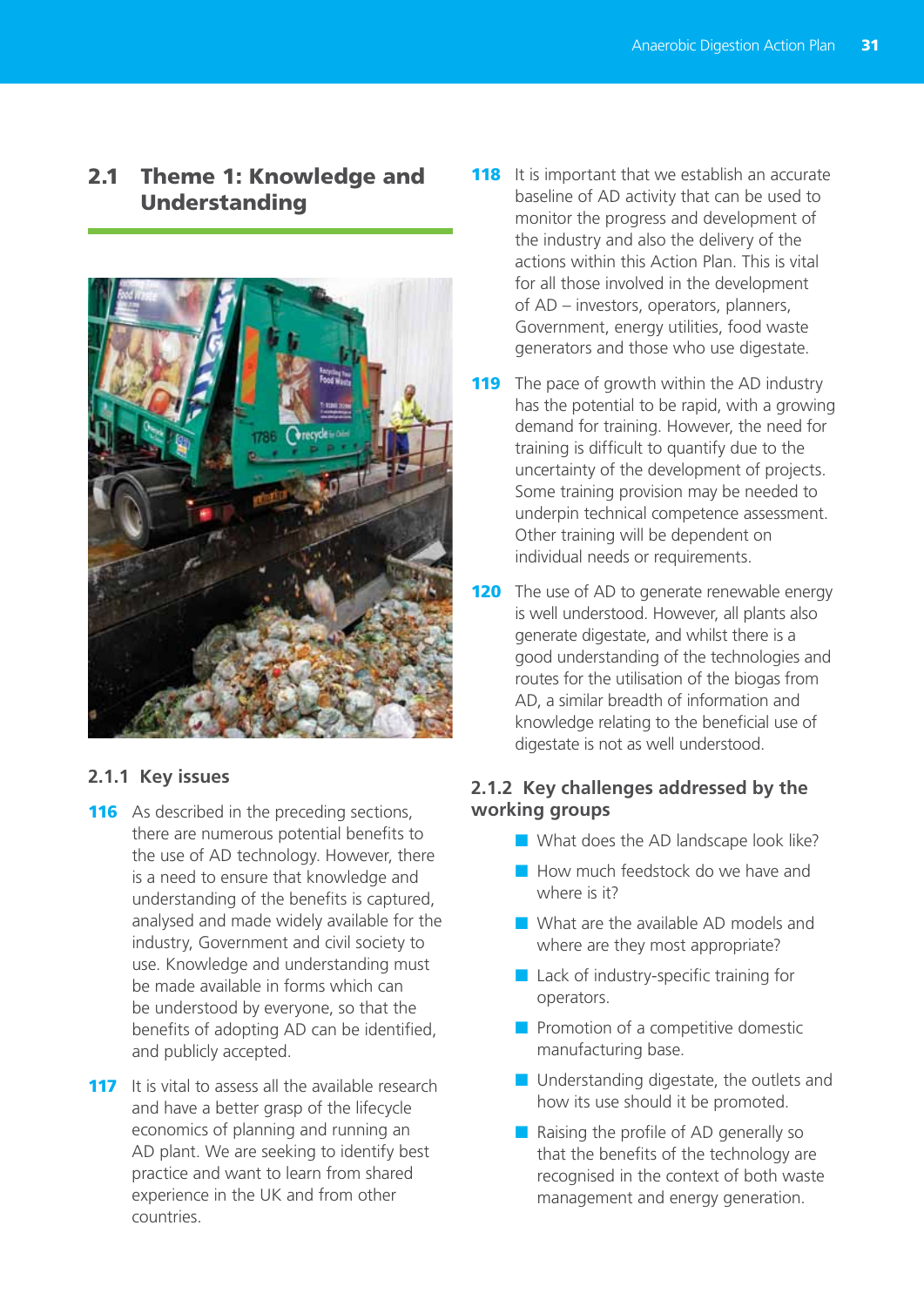## 2.1 Theme 1: Knowledge and Understanding

### 2.1.1 Key issues

**116** As described in the preceding sections, there are numerous potential benefits to the use of AD technology. However, there is a need to ensure that knowledge and understanding of the benefits is captured, analysed and made widely available for the industry, Government and civil society to use. Knowledge and understanding must be made available in forms which can be understood by everyone, so that the benefits of adopting AD can be identified, and publicly accepted.

**117** It is vital to assess all the available research and have a better grasp of the lifecycle economics of planning and running an AD plant. We are seeking to identify best practice and want to learn from shared experience in the UK and from other countries.

**118** It is important that we establish an accurate baseline of AD activity that can be used to monitor the progress and development of the industry and also the delivery of the actions within this Action Plan. This is vital for all those involved in the development of AD – investors, operators, planners, Government, energy utilities, food waste generators and those who use digestate.

**119** The pace of growth within the AD industry has the potential to be rapid, with a growing demand for training. However, the need for training is difficult to quantify due to the uncertainty of the development of projects. Some training provision may be needed to underpin technical competence assessment. Other training will be dependent on individual needs or requirements.

**120** The use of AD to generate renewable energy is well understood. However, all plants also generate digestate, and whilst there is a good understanding of the technologies and routes for the utilisation of the biogas from AD, a similar breadth of information and knowledge relating to the beneficial use of digestate is not as well understood.

### 2.1.2 Key challenges addressed by the working groups

- What does the AD landscape look like?
- How much feedstock do we have and where is it?
- What are the available AD models and where are they most appropriate?
- Lack of industry-specific training for operators.
- Promotion of a competitive domestic manufacturing base.
- Understanding digestate, the outlets and how its use should it be promoted.
- Raising the profile of AD generally so that the benefits of the technology are recognised in the context of both waste management and energy generation.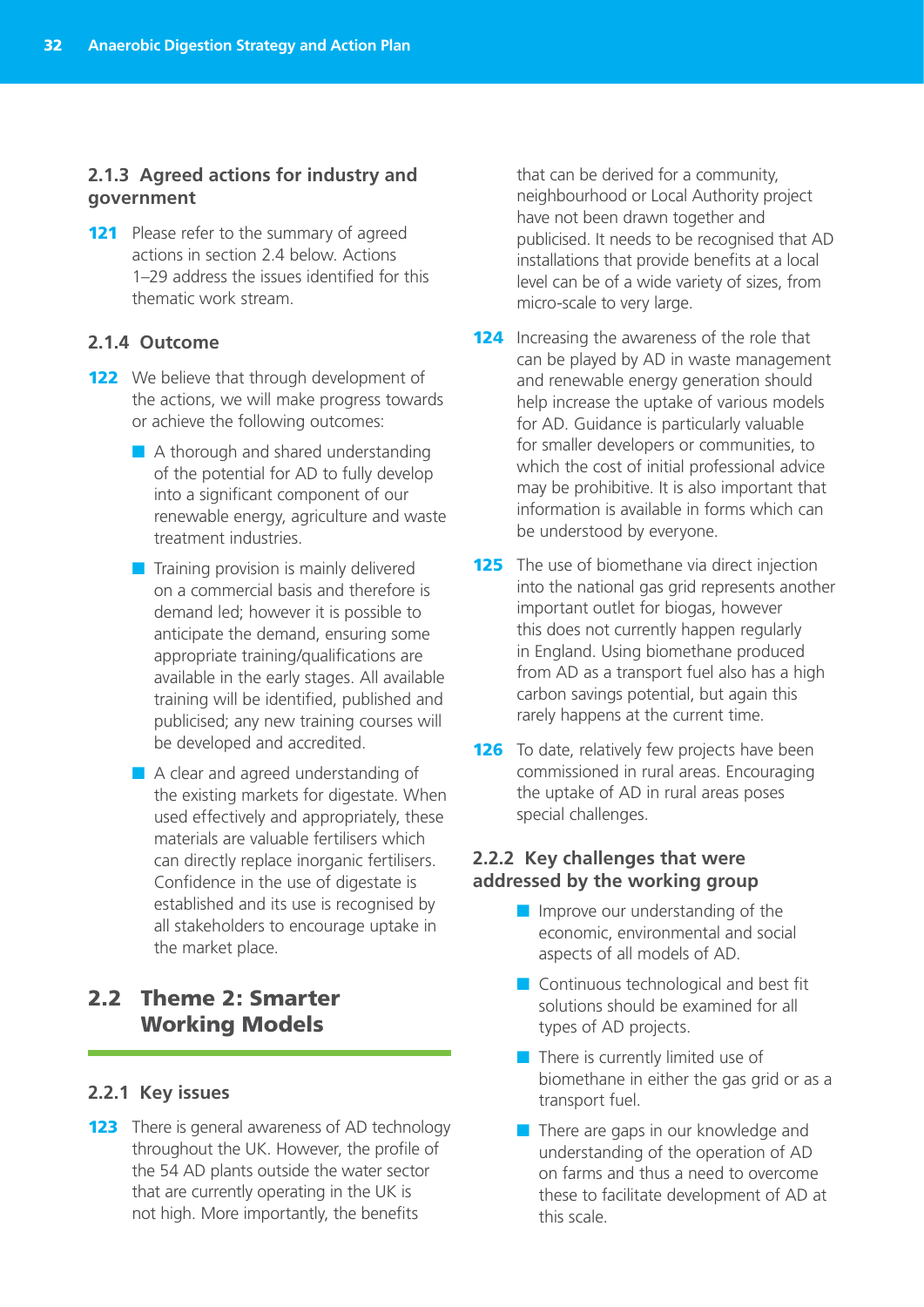### 2.1.3 Agreed actions for industry and government

**121** Please refer to the summary of agreed actions in section 2.4 below. Actions 1–29 address the issues identified for this thematic work stream.

### 2.1.4 Outcome

**122** We believe that through development of the actions, we will make progress towards or achieve the following outcomes:

- A thorough and shared understanding of the potential for AD to fully develop into a significant component of our renewable energy, agriculture and waste treatment industries.
- Training provision is mainly delivered on a commercial basis and therefore is demand led; however it is possible to anticipate the demand, ensuring some appropriate training/qualifications are available in the early stages. All available training will be identified, published and publicised; any new training courses will be developed and accredited.
- A clear and agreed understanding of the existing markets for digestate. When used effectively and appropriately, these materials are valuable fertilisers which can directly replace inorganic fertilisers. Confidence in the use of digestate is established and its use is recognised by all stakeholders to encourage uptake in the market place.

## 2.2 Theme 2: Smarter Working Models

### 2.2.1 Key issues

**123** There is general awareness of AD technology throughout the UK. However, the profile of the 54 AD plants outside the water sector that are currently operating in the UK is not high. More importantly, the benefits that can be derived for a community, neighbourhood or Local Authority project have not been drawn together and publicised. It needs to be recognised that AD installations that provide benefits at a local level can be of a wide variety of sizes, from micro-scale to very large.

**124** Increasing the awareness of the role that can be played by AD in waste management and renewable energy generation should help increase the uptake of various models for AD. Guidance is particularly valuable for smaller developers or communities, to which the cost of initial professional advice may be prohibitive. It is also important that information is available in forms which can be understood by everyone.

**125** The use of biomethane via direct injection into the national gas grid represents another important outlet for biogas, however this does not currently happen regularly in England. Using biomethane produced from AD as a transport fuel also has a high carbon savings potential, but again this rarely happens at the current time.

**126** To date, relatively few projects have been commissioned in rural areas. Encouraging the uptake of AD in rural areas poses special challenges.

### 2.2.2 Key challenges that were addressed by the working group

- Improve our understanding of the economic, environmental and social aspects of all models of AD.
- Continuous technological and best fit solutions should be examined for all types of AD projects.
- There is currently limited use of biomethane in either the gas grid or as a transport fuel.
- There are gaps in our knowledge and understanding of the operation of AD on farms and thus a need to overcome these to facilitate development of AD at this scale.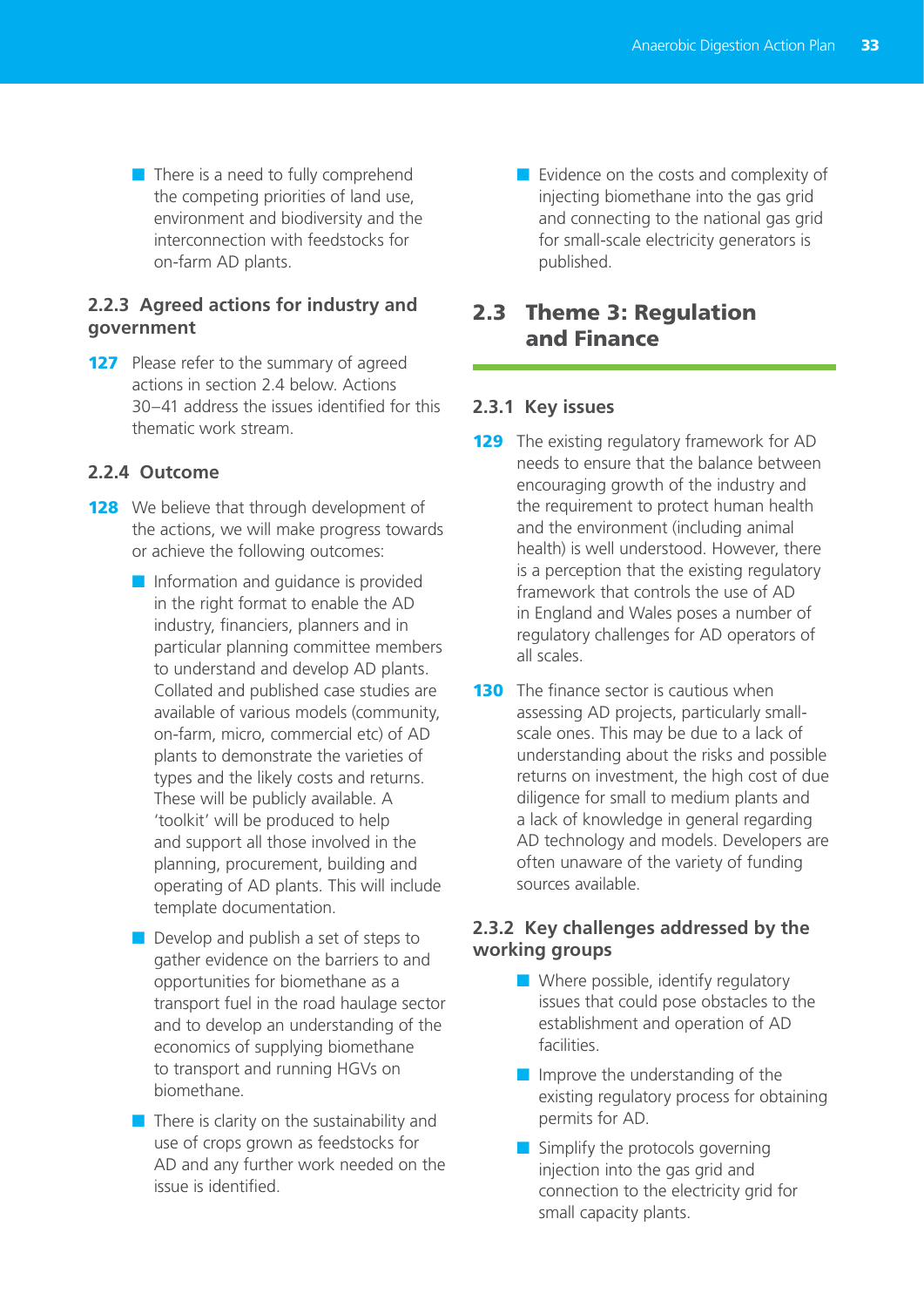- There is a need to fully comprehend the competing priorities of land use, environment and biodiversity and the interconnection with feedstocks for on-farm AD plants.

### 2.2.3 Agreed actions for industry and government

**127** Please refer to the summary of agreed actions in section 2.4 below. Actions 30–41 address the issues identified for this thematic work stream.

### 2.2.4 Outcome

**128** We believe that through development of the actions, we will make progress towards or achieve the following outcomes:

- Information and guidance is provided in the right format to enable the AD industry, financiers, planners and in particular planning committee members to understand and develop AD plants. Collated and published case studies are available of various models (community, on-farm, micro, commercial etc) of AD plants to demonstrate the varieties of types and the likely costs and returns. These will be publicly available. A 'toolkit' will be produced to help and support all those involved in the planning, procurement, building and operating of AD plants. This will include template documentation.
- Develop and publish a set of steps to gather evidence on the barriers to and opportunities for biomethane as a transport fuel in the road haulage sector and to develop an understanding of the economics of supplying biomethane to transport and running HGVs on biomethane.
- There is clarity on the sustainability and use of crops grown as feedstocks for AD and any further work needed on the issue is identified.
- Evidence on the costs and complexity of injecting biomethane into the gas grid and connecting to the national gas grid for small-scale electricity generators is published.

## 2.3 Theme 3: Regulation and Finance

### 2.3.1 Key issues

**129** The existing regulatory framework for AD needs to ensure that the balance between encouraging growth of the industry and the requirement to protect human health and the environment (including animal health) is well understood. However, there is a perception that the existing regulatory framework that controls the use of AD in England and Wales poses a number of regulatory challenges for AD operators of all scales.

**130** The finance sector is cautious when assessing AD projects, particularly small-scale ones. This may be due to a lack of understanding about the risks and possible returns on investment, the high cost of due diligence for small to medium plants and a lack of knowledge in general regarding AD technology and models. Developers are often unaware of the variety of funding sources available.

### 2.3.2 Key challenges addressed by the working groups

- Where possible, identify regulatory issues that could pose obstacles to the establishment and operation of AD facilities.
- Improve the understanding of the existing regulatory process for obtaining permits for AD.
- Simplify the protocols governing injection into the gas grid and connection to the electricity grid for small capacity plants.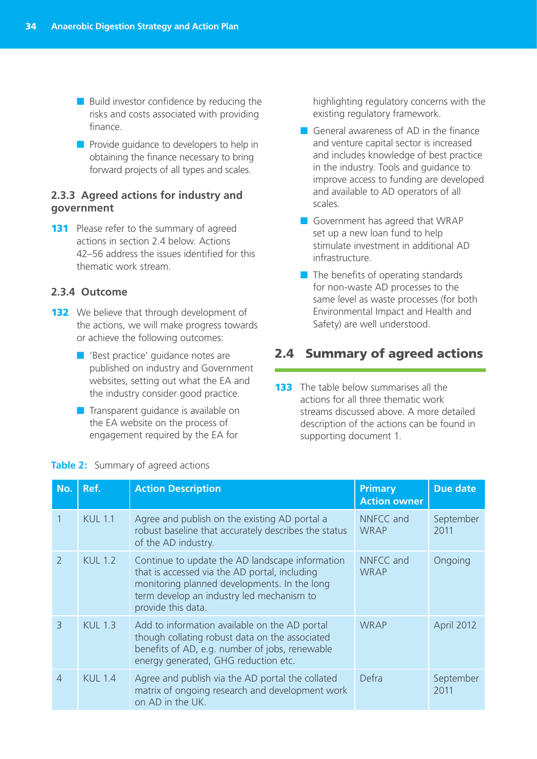- Build investor confidence by reducing the risks and costs associated with providing finance.
- Provide guidance to developers to help in obtaining the finance necessary to bring forward projects of all types and scales.

### 2.3.3 Agreed actions for industry and government

**131** Please refer to the summary of agreed actions in section 2.4 below. Actions 42–56 address the issues identified for this thematic work stream.

### 2.3.4 Outcome

**132** We believe that through development of the actions, we will make progress towards or achieve the following outcomes:

- 'Best practice' guidance notes are published on industry and Government websites, setting out what the EA and the industry consider good practice.
- Transparent guidance is available on the EA website on the process of engagement required by the EA for highlighting regulatory concerns with the existing regulatory framework.
- General awareness of AD in the finance and venture capital sector is increased and includes knowledge of best practice in the industry. Tools and guidance to improve access to funding are developed and available to AD operators of all scales.
- Government has agreed that WRAP set up a new loan fund to help stimulate investment in additional AD infrastructure.
- The benefits of operating standards for non-waste AD processes to the same level as waste processes (for both Environmental Impact and Health and Safety) are well understood.

## 2.4 Summary of agreed actions

**133** The table below summarises all the actions for all three thematic work streams discussed above. A more detailed description of the actions can be found in supporting document 1.

**Table 2:** Summary of agreed actions

| No. | Ref. | Action Description | Primary Action owner | Due date |
|---|---|---|---|---|
| 1 | KUL 1.1 | Agree and publish on the existing AD portal a robust baseline that accurately describes the status of the AD industry. | NNFCC and WRAP | September 2011 |
| 2 | KUL 1.2 | Continue to update the AD landscape information that is accessed via the AD portal, including monitoring planned developments. In the long term develop an industry led mechanism to provide this data. | NNFCC and WRAP | Ongoing |
| 3 | KUL 1.3 | Add to information available on the AD portal though collating robust data on the associated benefits of AD, e.g. number of jobs, renewable energy generated, GHG reduction etc. | WRAP | April 2012 |
| 4 | KUL 1.4 | Agree and publish via the AD portal the collated matrix of ongoing research and development work on AD in the UK. | Defra | September 2011 |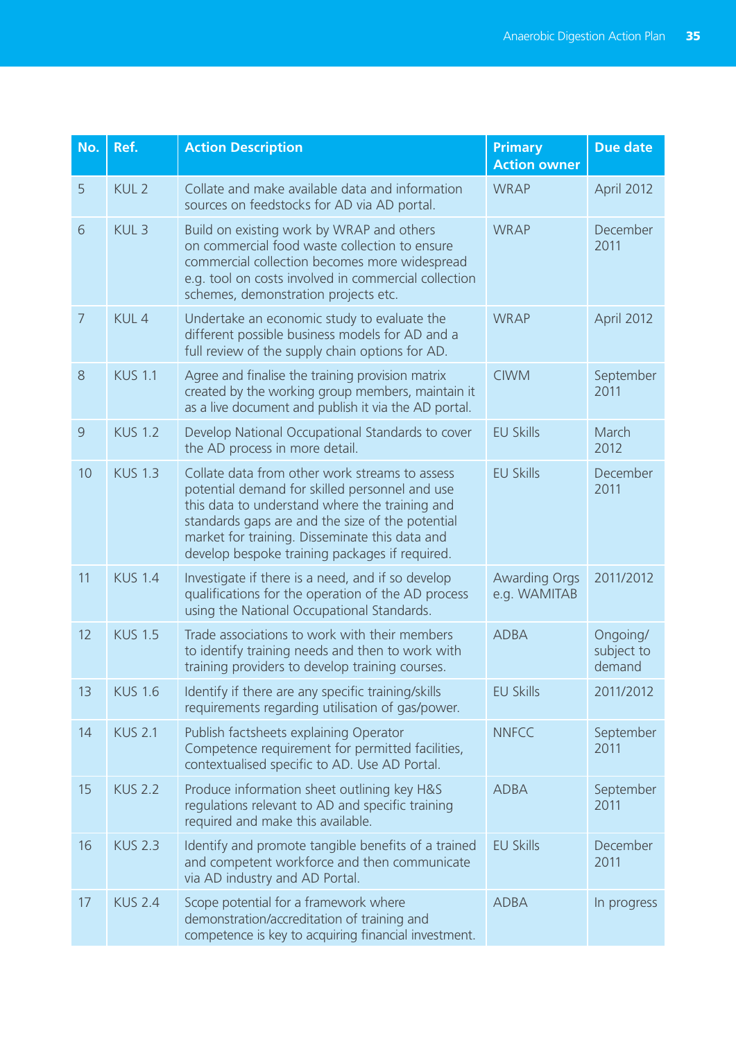| No. | Ref. | Action Description | Primary Action owner | Due date |
|---|---|---|---|---|
| 5 | KUL 2 | Collate and make available data and information sources on feedstocks for AD via AD portal. | WRAP | April 2012 |
| 6 | KUL 3 | Build on existing work by WRAP and others on commercial food waste collection to ensure commercial collection becomes more widespread e.g. tool on costs involved in commercial collection schemes, demonstration projects etc. | WRAP | December 2011 |
| 7 | KUL 4 | Undertake an economic study to evaluate the different possible business models for AD and a full review of the supply chain options for AD. | WRAP | April 2012 |
| 8 | KUS 1.1 | Agree and finalise the training provision matrix created by the working group members, maintain it as a live document and publish it via the AD portal. | CIWM | September 2011 |
| 9 | KUS 1.2 | Develop National Occupational Standards to cover the AD process in more detail. | EU Skills | March 2012 |
| 10 | KUS 1.3 | Collate data from other work streams to assess potential demand for skilled personnel and use this data to understand where the training and standards gaps are and the size of the potential market for training. Disseminate this data and develop bespoke training packages if required. | EU Skills | December 2011 |
| 11 | KUS 1.4 | Investigate if there is a need, and if so develop qualifications for the operation of the AD process using the National Occupational Standards. | Awarding Orgs e.g. WAMITAB | 2011/2012 |
| 12 | KUS 1.5 | Trade associations to work with their members to identify training needs and then to work with training providers to develop training courses. | ADBA | Ongoing/ subject to demand |
| 13 | KUS 1.6 | Identify if there are any specific training/skills requirements regarding utilisation of gas/power. | EU Skills | 2011/2012 |
| 14 | KUS 2.1 | Publish factsheets explaining Operator Competence requirement for permitted facilities, contextualised specific to AD. Use AD Portal. | NNFCC | September 2011 |
| 15 | KUS 2.2 | Produce information sheet outlining key H&S regulations relevant to AD and specific training required and make this available. | ADBA | September 2011 |
| 16 | KUS 2.3 | Identify and promote tangible benefits of a trained and competent workforce and then communicate via AD industry and AD Portal. | EU Skills | December 2011 |
| 17 | KUS 2.4 | Scope potential for a framework where demonstration/accreditation of training and competence is key to acquiring financial investment. | ADBA | In progress |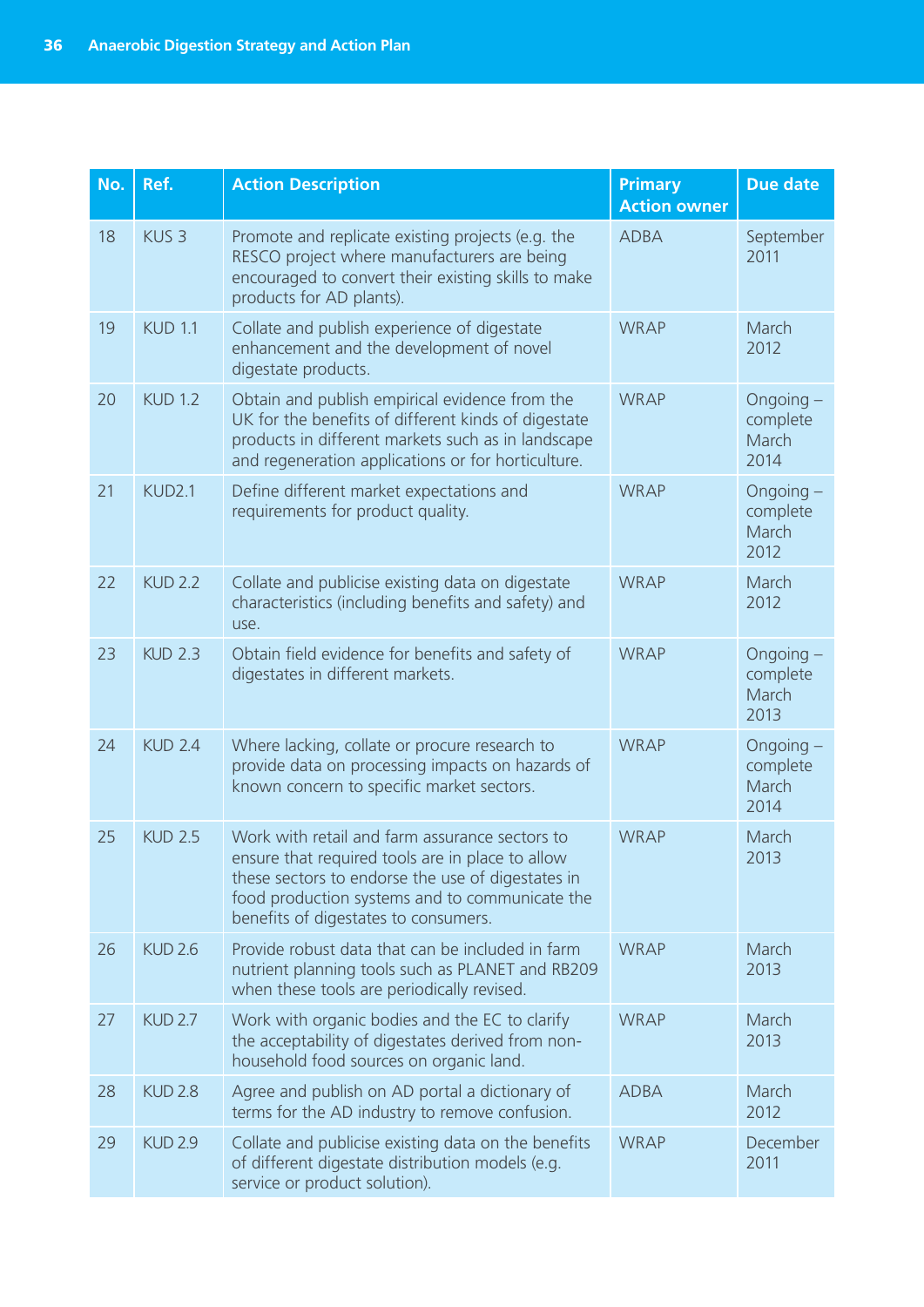| No. | Ref. | Action Description | Primary Action owner | Due date |
|---|---|---|---|---|
| 18 | KUS 3 | Promote and replicate existing projects (e.g. the RESCO project where manufacturers are being encouraged to convert their existing skills to make products for AD plants). | ADBA | September 2011 |
| 19 | KUD 1.1 | Collate and publish experience of digestate enhancement and the development of novel digestate products. | WRAP | March 2012 |
| 20 | KUD 1.2 | Obtain and publish empirical evidence from the UK for the benefits of different kinds of digestate products in different markets such as in landscape and regeneration applications or for horticulture. | WRAP | Ongoing – complete March 2014 |
| 21 | KUD2.1 | Define different market expectations and requirements for product quality. | WRAP | Ongoing – complete March 2012 |
| 22 | KUD 2.2 | Collate and publicise existing data on digestate characteristics (including benefits and safety) and use. | WRAP | March 2012 |
| 23 | KUD 2.3 | Obtain field evidence for benefits and safety of digestates in different markets. | WRAP | Ongoing – complete March 2013 |
| 24 | KUD 2.4 | Where lacking, collate or procure research to provide data on processing impacts on hazards of known concern to specific market sectors. | WRAP | Ongoing – complete March 2014 |
| 25 | KUD 2.5 | Work with retail and farm assurance sectors to ensure that required tools are in place to allow these sectors to endorse the use of digestates in food production systems and to communicate the benefits of digestates to consumers. | WRAP | March 2013 |
| 26 | KUD 2.6 | Provide robust data that can be included in farm nutrient planning tools such as PLANET and RB209 when these tools are periodically revised. | WRAP | March 2013 |
| 27 | KUD 2.7 | Work with organic bodies and the EC to clarify the acceptability of digestates derived from non-household food sources on organic land. | WRAP | March 2013 |
| 28 | KUD 2.8 | Agree and publish on AD portal a dictionary of terms for the AD industry to remove confusion. | ADBA | March 2012 |
| 29 | KUD 2.9 | Collate and publicise existing data on the benefits of different digestate distribution models (e.g. service or product solution). | WRAP | December 2011 |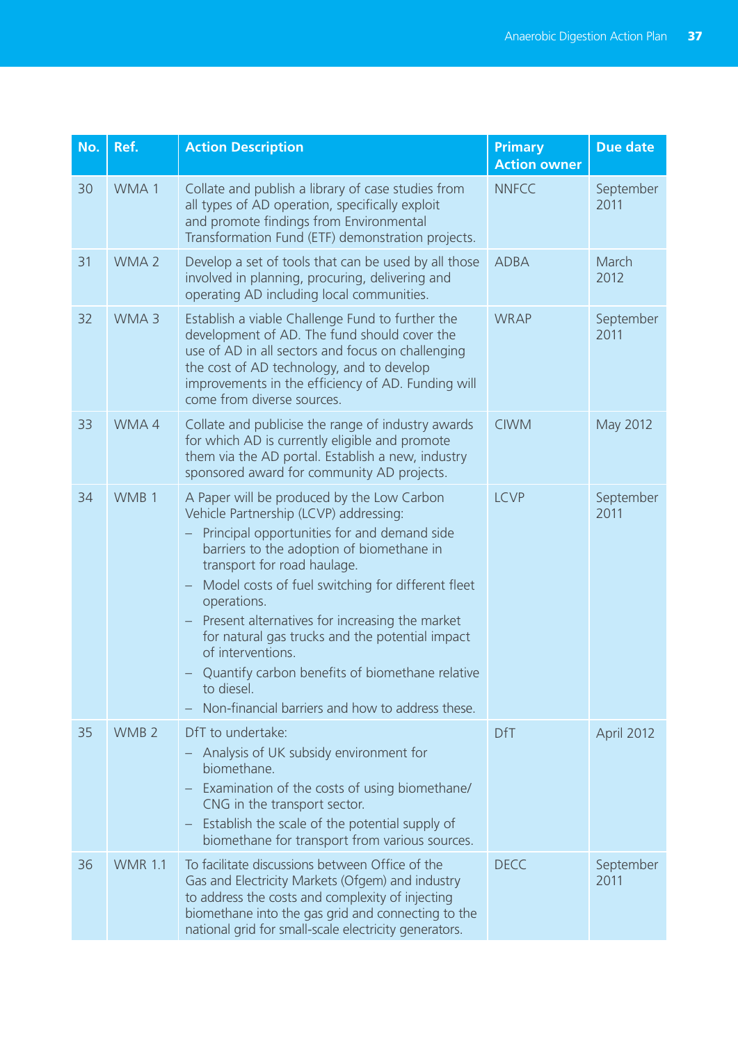| No. | Ref. | Action Description | Primary Action owner | Due date |
|---|---|---|---|---|
| 30 | WMA 1 | Collate and publish a library of case studies from all types of AD operation, specifically exploit and promote findings from Environmental Transformation Fund (ETF) demonstration projects. | NNFCC | September 2011 |
| 31 | WMA 2 | Develop a set of tools that can be used by all those involved in planning, procuring, delivering and operating AD including local communities. | ADBA | March 2012 |
| 32 | WMA 3 | Establish a viable Challenge Fund to further the development of AD. The fund should cover the use of AD in all sectors and focus on challenging the cost of AD technology, and to develop improvements in the efficiency of AD. Funding will come from diverse sources. | WRAP | September 2011 |
| 33 | WMA 4 | Collate and publicise the range of industry awards for which AD is currently eligible and promote them via the AD portal. Establish a new, industry sponsored award for community AD projects. | CIWM | May 2012 |
| 34 | WMB 1 | A Paper will be produced by the Low Carbon Vehicle Partnership (LCVP) addressing:<br>– Principal opportunities for and demand side barriers to the adoption of biomethane in transport for road haulage.<br>– Model costs of fuel switching for different fleet operations.<br>– Present alternatives for increasing the market for natural gas trucks and the potential impact of interventions.<br>– Quantify carbon benefits of biomethane relative to diesel.<br>– Non-financial barriers and how to address these. | LCVP | September 2011 |
| 35 | WMB 2 | DfT to undertake:<br>– Analysis of UK subsidy environment for biomethane.<br>– Examination of the costs of using biomethane/ CNG in the transport sector.<br>– Establish the scale of the potential supply of biomethane for transport from various sources. | DfT | April 2012 |
| 36 | WMR 1.1 | To facilitate discussions between Office of the Gas and Electricity Markets (Ofgem) and industry to address the costs and complexity of injecting biomethane into the gas grid and connecting to the national grid for small-scale electricity generators. | DECC | September 2011 |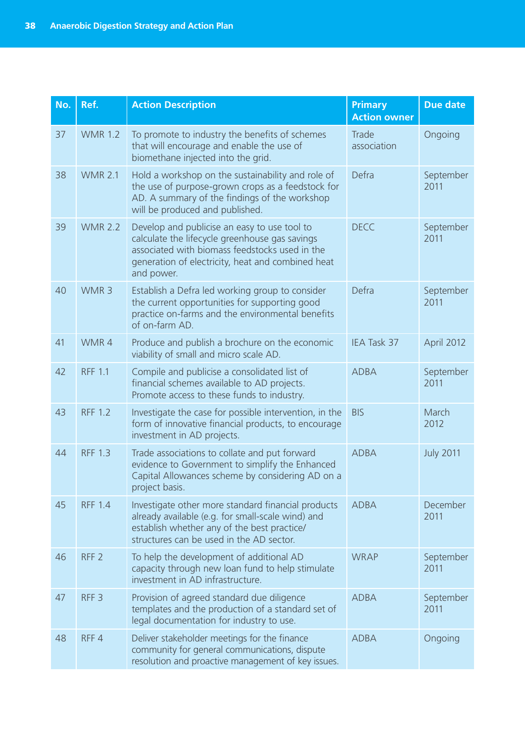| No. | Ref. | Action Description | Primary Action owner | Due date |
|---|---|---|---|---|
| 37 | WMR 1.2 | To promote to industry the benefits of schemes that will encourage and enable the use of biomethane injected into the grid. | Trade association | Ongoing |
| 38 | WMR 2.1 | Hold a workshop on the sustainability and role of the use of purpose-grown crops as a feedstock for AD. A summary of the findings of the workshop will be produced and published. | Defra | September 2011 |
| 39 | WMR 2.2 | Develop and publicise an easy to use tool to calculate the lifecycle greenhouse gas savings associated with biomass feedstocks used in the generation of electricity, heat and combined heat and power. | DECC | September 2011 |
| 40 | WMR 3 | Establish a Defra led working group to consider the current opportunities for supporting good practice on-farms and the environmental benefits of on-farm AD. | Defra | September 2011 |
| 41 | WMR 4 | Produce and publish a brochure on the economic viability of small and micro scale AD. | IEA Task 37 | April 2012 |
| 42 | RFF 1.1 | Compile and publicise a consolidated list of financial schemes available to AD projects. Promote access to these funds to industry. | ADBA | September 2011 |
| 43 | RFF 1.2 | Investigate the case for possible intervention, in the form of innovative financial products, to encourage investment in AD projects. | BIS | March 2012 |
| 44 | RFF 1.3 | Trade associations to collate and put forward evidence to Government to simplify the Enhanced Capital Allowances scheme by considering AD on a project basis. | ADBA | July 2011 |
| 45 | RFF 1.4 | Investigate other more standard financial products already available (e.g. for small-scale wind) and establish whether any of the best practice/ structures can be used in the AD sector. | ADBA | December 2011 |
| 46 | RFF 2 | To help the development of additional AD capacity through new loan fund to help stimulate investment in AD infrastructure. | WRAP | September 2011 |
| 47 | RFF 3 | Provision of agreed standard due diligence templates and the production of a standard set of legal documentation for industry to use. | ADBA | September 2011 |
| 48 | RFF 4 | Deliver stakeholder meetings for the finance community for general communications, dispute resolution and proactive management of key issues. | ADBA | Ongoing |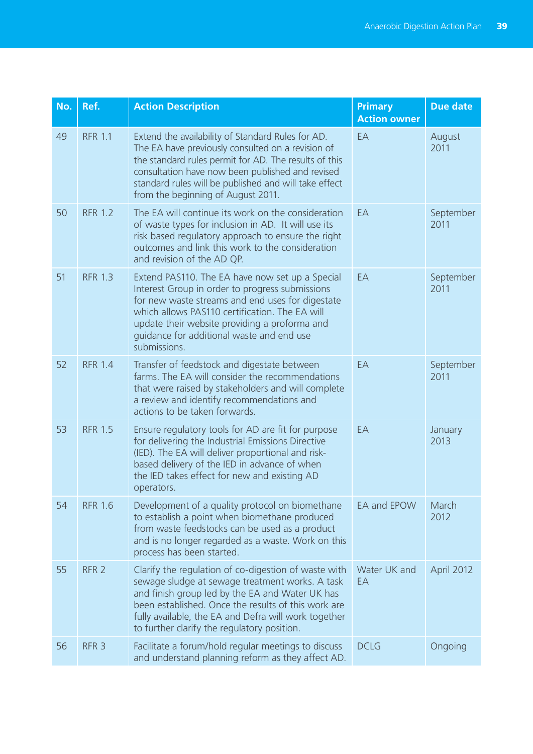| No. | Ref. | Action Description | Primary Action owner | Due date |
|---|---|---|---|---|
| 49 | RFR 1.1 | Extend the availability of Standard Rules for AD. The EA have previously consulted on a revision of the standard rules permit for AD. The results of this consultation have now been published and revised standard rules will be published and will take effect from the beginning of August 2011. | EA | August 2011 |
| 50 | RFR 1.2 | The EA will continue its work on the consideration of waste types for inclusion in AD. It will use its risk based regulatory approach to ensure the right outcomes and link this work to the consideration and revision of the AD QP. | EA | September 2011 |
| 51 | RFR 1.3 | Extend PAS110. The EA have now set up a Special Interest Group in order to progress submissions for new waste streams and end uses for digestate which allows PAS110 certification. The EA will update their website providing a proforma and guidance for additional waste and end use submissions. | EA | September 2011 |
| 52 | RFR 1.4 | Transfer of feedstock and digestate between farms. The EA will consider the recommendations that were raised by stakeholders and will complete a review and identify recommendations and actions to be taken forwards. | EA | September 2011 |
| 53 | RFR 1.5 | Ensure regulatory tools for AD are fit for purpose for delivering the Industrial Emissions Directive (IED). The EA will deliver proportional and risk-based delivery of the IED in advance of when the IED takes effect for new and existing AD operators. | EA | January 2013 |
| 54 | RFR 1.6 | Development of a quality protocol on biomethane to establish a point when biomethane produced from waste feedstocks can be used as a product and is no longer regarded as a waste. Work on this process has been started. | EA and EPOW | March 2012 |
| 55 | RFR 2 | Clarify the regulation of co-digestion of waste with sewage sludge at sewage treatment works. A task and finish group led by the EA and Water UK has been established. Once the results of this work are fully available, the EA and Defra will work together to further clarify the regulatory position. | Water UK and EA | April 2012 |
| 56 | RFR 3 | Facilitate a forum/hold regular meetings to discuss and understand planning reform as they affect AD. | DCLG | Ongoing |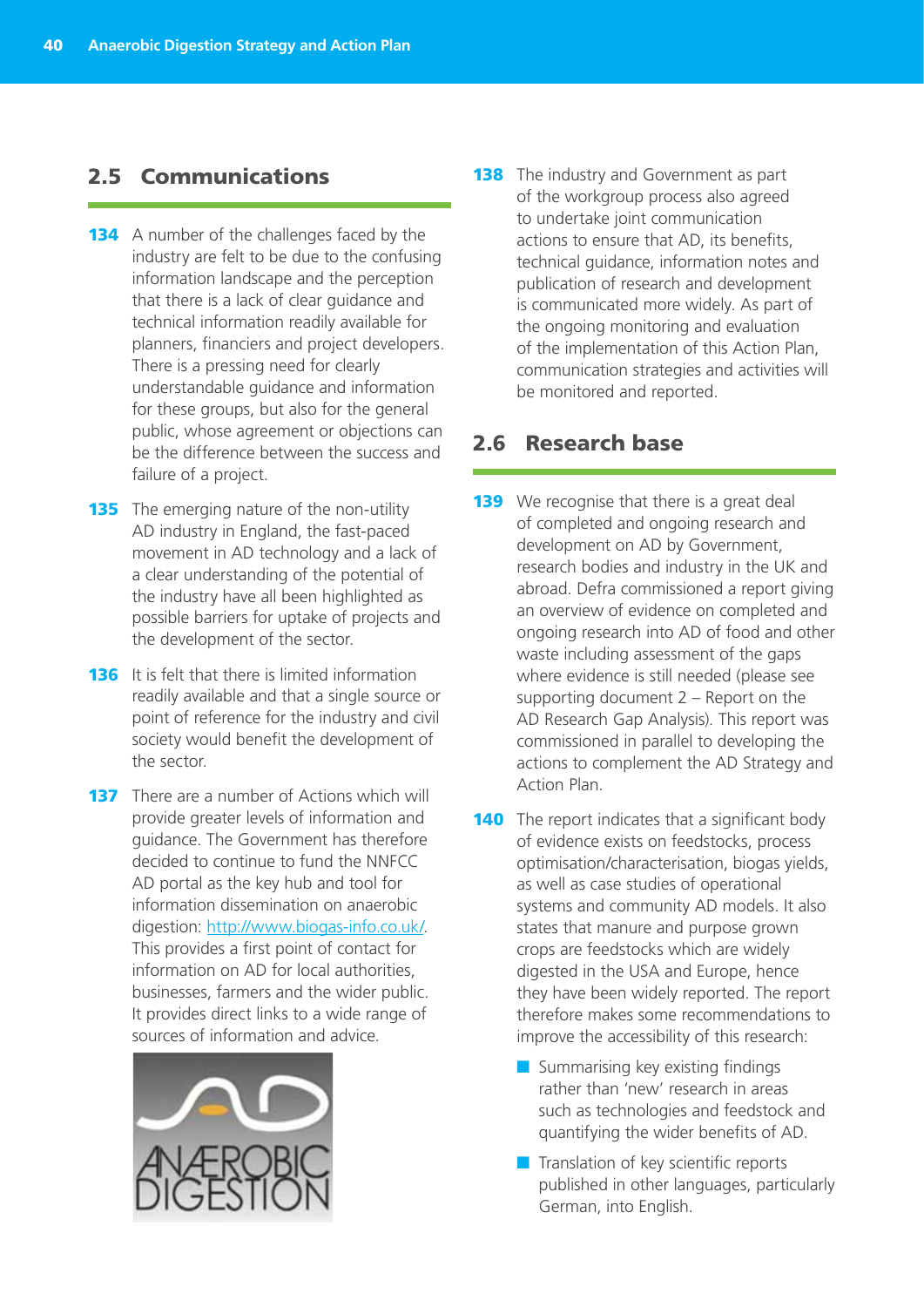## 2.5 Communications

**134** A number of the challenges faced by the industry are felt to be due to the confusing information landscape and the perception that there is a lack of clear guidance and technical information readily available for planners, financiers and project developers. There is a pressing need for clearly understandable guidance and information for these groups, but also for the general public, whose agreement or objections can be the difference between the success and failure of a project.

**135** The emerging nature of the non-utility AD industry in England, the fast-paced movement in AD technology and a lack of a clear understanding of the potential of the industry have all been highlighted as possible barriers for uptake of projects and the development of the sector.

**136** It is felt that there is limited information readily available and that a single source or point of reference for the industry and civil society would benefit the development of the sector.

**137** There are a number of Actions which will provide greater levels of information and guidance. The Government has therefore decided to continue to fund the NNFCC AD portal as the key hub and tool for information dissemination on anaerobic digestion: http://www.biogas-info.co.uk/. This provides a first point of contact for information on AD for local authorities, businesses, farmers and the wider public. It provides direct links to a wide range of sources of information and advice.

**138** The industry and Government as part of the workgroup process also agreed to undertake joint communication actions to ensure that AD, its benefits, technical guidance, information notes and publication of research and development is communicated more widely. As part of the ongoing monitoring and evaluation of the implementation of this Action Plan, communication strategies and activities will be monitored and reported.

## 2.6 Research base

**139** We recognise that there is a great deal of completed and ongoing research and development on AD by Government, research bodies and industry in the UK and abroad. Defra commissioned a report giving an overview of evidence on completed and ongoing research into AD of food and other waste including assessment of the gaps where evidence is still needed (please see supporting document 2 – Report on the AD Research Gap Analysis). This report was commissioned in parallel to developing the actions to complement the AD Strategy and Action Plan.

**140** The report indicates that a significant body of evidence exists on feedstocks, process optimisation/characterisation, biogas yields, as well as case studies of operational systems and community AD models. It also states that manure and purpose grown crops are feedstocks which are widely digested in the USA and Europe, hence they have been widely reported. The report therefore makes some recommendations to improve the accessibility of this research:

- Summarising key existing findings rather than 'new' research in areas such as technologies and feedstock and quantifying the wider benefits of AD.
- Translation of key scientific reports published in other languages, particularly German, into English.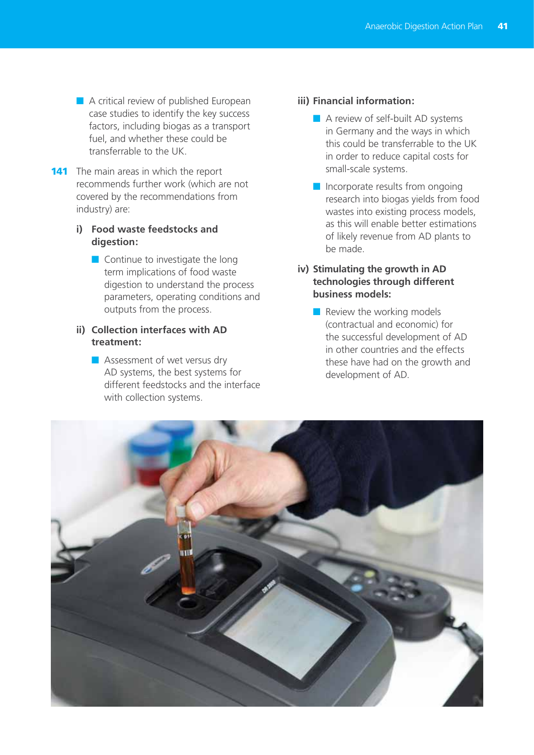- A critical review of published European case studies to identify the key success factors, including biogas as a transport fuel, and whether these could be transferrable to the UK.

**141** The main areas in which the report recommends further work (which are not covered by the recommendations from industry) are:

**i) Food waste feedstocks and digestion:**

- Continue to investigate the long term implications of food waste digestion to understand the process parameters, operating conditions and outputs from the process.

**ii) Collection interfaces with AD treatment:**

- Assessment of wet versus dry AD systems, the best systems for different feedstocks and the interface with collection systems.

**iii) Financial information:**

- A review of self-built AD systems in Germany and the ways in which this could be transferrable to the UK in order to reduce capital costs for small-scale systems.
- Incorporate results from ongoing research into biogas yields from food wastes into existing process models, as this will enable better estimations of likely revenue from AD plants to be made.

**iv) Stimulating the growth in AD technologies through different business models:**

- Review the working models (contractual and economic) for the successful development of AD in other countries and the effects these have had on the growth and development of AD.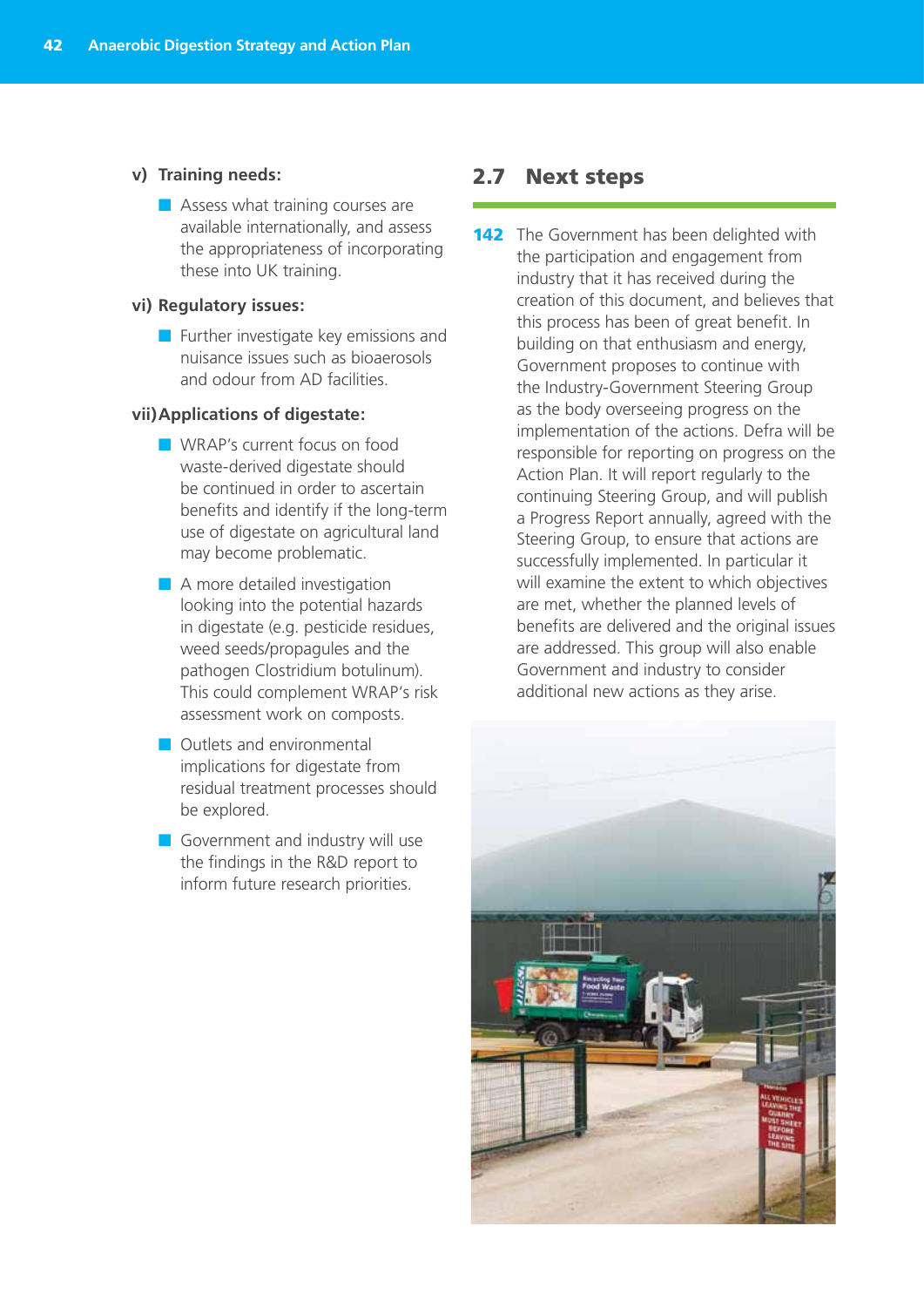**v) Training needs:**

- Assess what training courses are available internationally, and assess the appropriateness of incorporating these into UK training.

**vi) Regulatory issues:**

- Further investigate key emissions and nuisance issues such as bioaerosols and odour from AD facilities.

**vii) Applications of digestate:**

- WRAP's current focus on food waste-derived digestate should be continued in order to ascertain benefits and identify if the long-term use of digestate on agricultural land may become problematic.
- A more detailed investigation looking into the potential hazards in digestate (e.g. pesticide residues, weed seeds/propagules and the pathogen Clostridium botulinum). This could complement WRAP's risk assessment work on composts.
- Outlets and environmental implications for digestate from residual treatment processes should be explored.
- Government and industry will use the findings in the R&D report to inform future research priorities.

## 2.7 Next steps

**142** The Government has been delighted with the participation and engagement from industry that it has received during the creation of this document, and believes that this process has been of great benefit. In building on that enthusiasm and energy, Government proposes to continue with the Industry-Government Steering Group as the body overseeing progress on the implementation of the actions. Defra will be responsible for reporting on progress on the Action Plan. It will report regularly to the continuing Steering Group, and will publish a Progress Report annually, agreed with the Steering Group, to ensure that actions are successfully implemented. In particular it will examine the extent to which objectives are met, whether the planned levels of benefits are delivered and the original issues are addressed. This group will also enable Government and industry to consider additional new actions as they arise.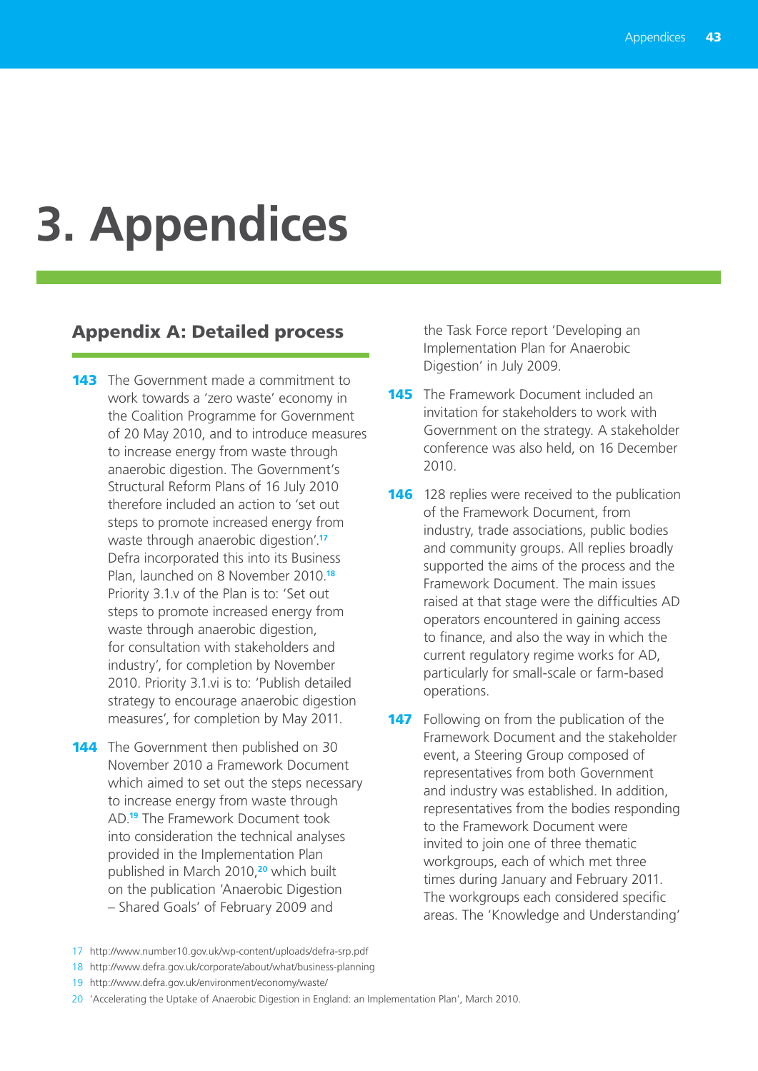# 3. Appendices

## Appendix A: Detailed process

**143** The Government made a commitment to work towards a 'zero waste' economy in the Coalition Programme for Government of 20 May 2010, and to introduce measures to increase energy from waste through anaerobic digestion. The Government's Structural Reform Plans of 16 July 2010 therefore included an action to 'set out steps to promote increased energy from waste through anaerobic digestion'.[17] Defra incorporated this into its Business Plan, launched on 8 November 2010.[18] Priority 3.1.v of the Plan is to: 'Set out steps to promote increased energy from waste through anaerobic digestion, for consultation with stakeholders and industry', for completion by November 2010. Priority 3.1.vi is to: 'Publish detailed strategy to encourage anaerobic digestion measures', for completion by May 2011.

**144** The Government then published on 30 November 2010 a Framework Document which aimed to set out the steps necessary to increase energy from waste through AD.[19] The Framework Document took into consideration the technical analyses provided in the Implementation Plan published in March 2010,[20] which built on the publication 'Anaerobic Digestion – Shared Goals' of February 2009 and the Task Force report 'Developing an Implementation Plan for Anaerobic Digestion' in July 2009.

**145** The Framework Document included an invitation for stakeholders to work with Government on the strategy. A stakeholder conference was also held, on 16 December 2010.

**146** 128 replies were received to the publication of the Framework Document, from industry, trade associations, public bodies and community groups. All replies broadly supported the aims of the process and the Framework Document. The main issues raised at that stage were the difficulties AD operators encountered in gaining access to finance, and also the way in which the current regulatory regime works for AD, particularly for small-scale or farm-based operations.

**147** Following on from the publication of the Framework Document and the stakeholder event, a Steering Group composed of representatives from both Government and industry was established. In addition, representatives from the bodies responding to the Framework Document were invited to join one of three thematic workgroups, each of which met three times during January and February 2011. The workgroups each considered specific areas. The 'Knowledge and Understanding'

---

17 http://www.number10.gov.uk/wp-content/uploads/defra-srp.pdf

18 http://www.defra.gov.uk/corporate/about/what/business-planning

19 http://www.defra.gov.uk/environment/economy/waste/

20 'Accelerating the Uptake of Anaerobic Digestion in England: an Implementation Plan', March 2010.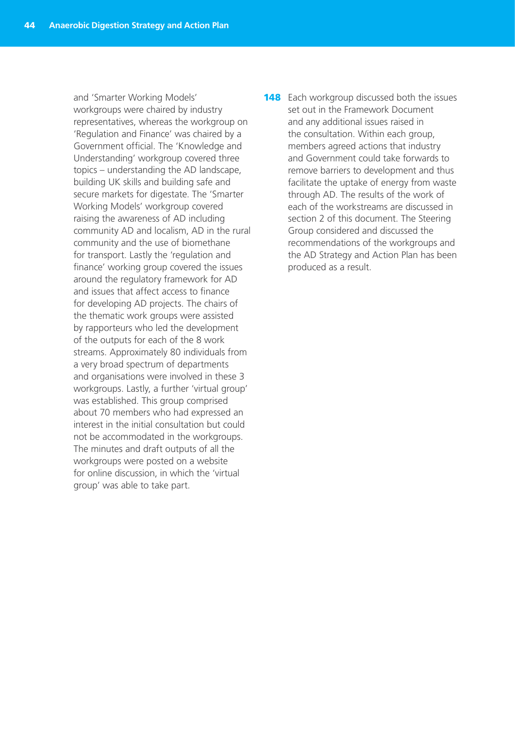and 'Smarter Working Models' workgroups were chaired by industry representatives, whereas the workgroup on 'Regulation and Finance' was chaired by a Government official. The 'Knowledge and Understanding' workgroup covered three topics – understanding the AD landscape, building UK skills and building safe and secure markets for digestate. The 'Smarter Working Models' workgroup covered raising the awareness of AD including community AD and localism, AD in the rural community and the use of biomethane for transport. Lastly the 'regulation and finance' working group covered the issues around the regulatory framework for AD and issues that affect access to finance for developing AD projects. The chairs of the thematic work groups were assisted by rapporteurs who led the development of the outputs for each of the 8 work streams. Approximately 80 individuals from a very broad spectrum of departments and organisations were involved in these 3 workgroups. Lastly, a further 'virtual group' was established. This group comprised about 70 members who had expressed an interest in the initial consultation but could not be accommodated in the workgroups. The minutes and draft outputs of all the workgroups were posted on a website for online discussion, in which the 'virtual group' was able to take part.

**148** Each workgroup discussed both the issues set out in the Framework Document and any additional issues raised in the consultation. Within each group, members agreed actions that industry and Government could take forwards to remove barriers to development and thus facilitate the uptake of energy from waste through AD. The results of the work of each of the workstreams are discussed in section 2 of this document. The Steering Group considered and discussed the recommendations of the workgroups and the AD Strategy and Action Plan has been produced as a result.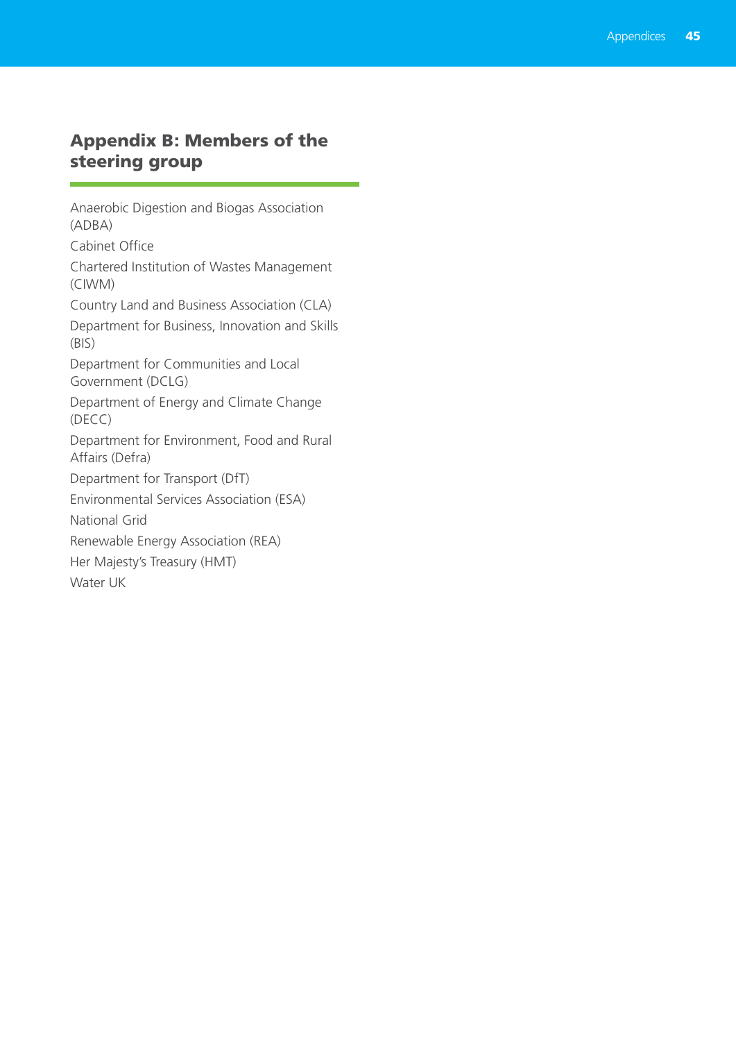## Appendix B: Members of the steering group

Anaerobic Digestion and Biogas Association (ADBA)

Cabinet Office

Chartered Institution of Wastes Management (CIWM)

Country Land and Business Association (CLA)

Department for Business, Innovation and Skills (BIS)

Department for Communities and Local Government (DCLG)

Department of Energy and Climate Change (DECC)

Department for Environment, Food and Rural Affairs (Defra)

Department for Transport (DfT)

Environmental Services Association (ESA)

National Grid

Renewable Energy Association (REA)

Her Majesty's Treasury (HMT)

Water UK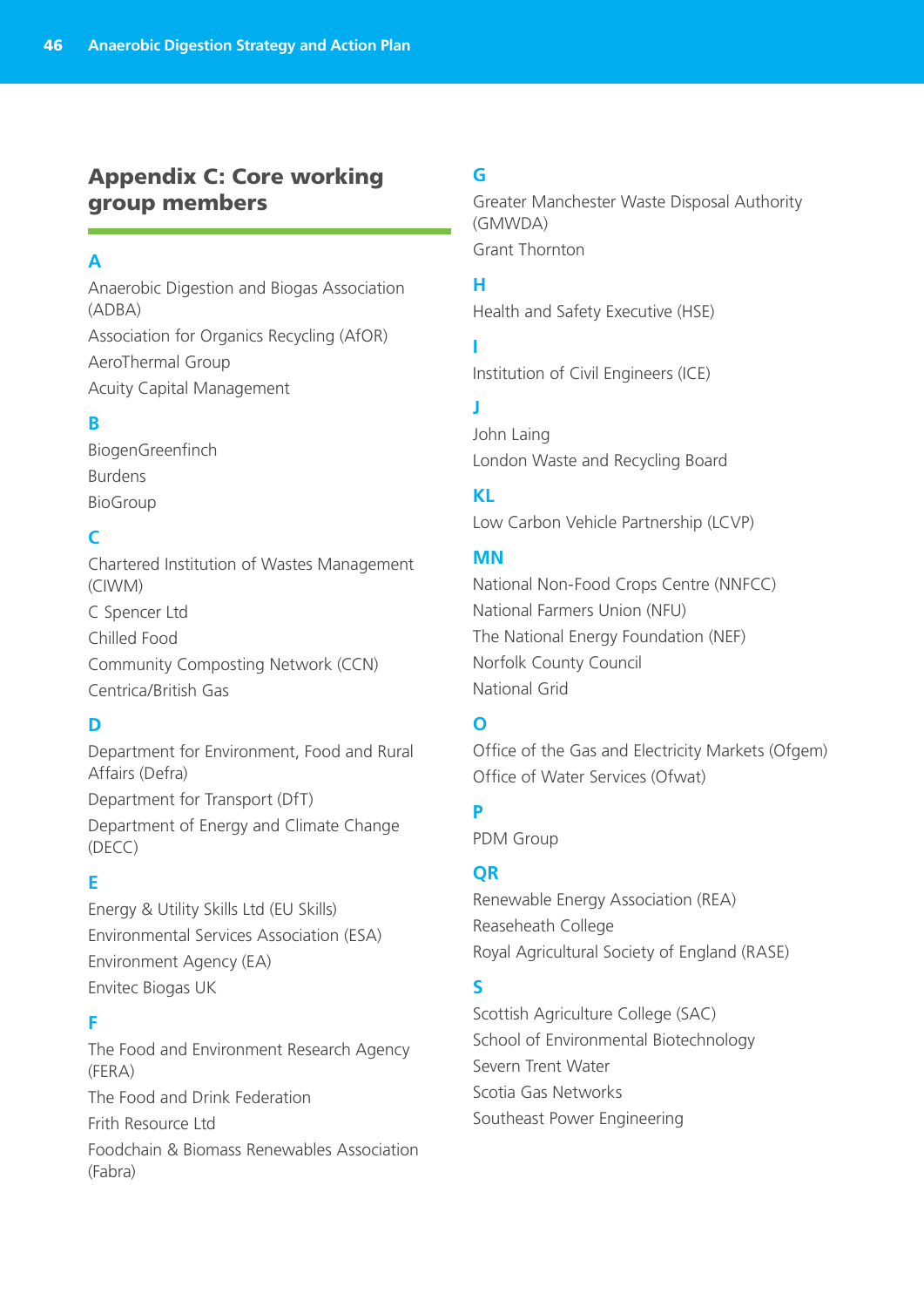## Appendix C: Core working group members

### A

Anaerobic Digestion and Biogas Association (ADBA)

Association for Organics Recycling (AfOR)

AeroThermal Group

Acuity Capital Management

### B

BiogenGreenfinch

Burdens

BioGroup

### C

Chartered Institution of Wastes Management (CIWM)

C Spencer Ltd

Chilled Food

Community Composting Network (CCN)

Centrica/British Gas

### D

Department for Environment, Food and Rural Affairs (Defra)

Department for Transport (DfT)

Department of Energy and Climate Change (DECC)

### E

Energy & Utility Skills Ltd (EU Skills)

Environmental Services Association (ESA)

Environment Agency (EA)

Envitec Biogas UK

### F

The Food and Environment Research Agency (FERA)

The Food and Drink Federation

Frith Resource Ltd

Foodchain & Biomass Renewables Association (Fabra)

### G

Greater Manchester Waste Disposal Authority (GMWDA)

Grant Thornton

### H

Health and Safety Executive (HSE)

### I

Institution of Civil Engineers (ICE)

### J

John Laing

London Waste and Recycling Board

### KL

Low Carbon Vehicle Partnership (LCVP)

### MN

National Non-Food Crops Centre (NNFCC)

National Farmers Union (NFU)

The National Energy Foundation (NEF)

Norfolk County Council

National Grid

### O

Office of the Gas and Electricity Markets (Ofgem)

Office of Water Services (Ofwat)

### P

PDM Group

### QR

Renewable Energy Association (REA)

Reaseheath College

Royal Agricultural Society of England (RASE)

### S

Scottish Agriculture College (SAC)

School of Environmental Biotechnology

Severn Trent Water

Scotia Gas Networks

Southeast Power Engineering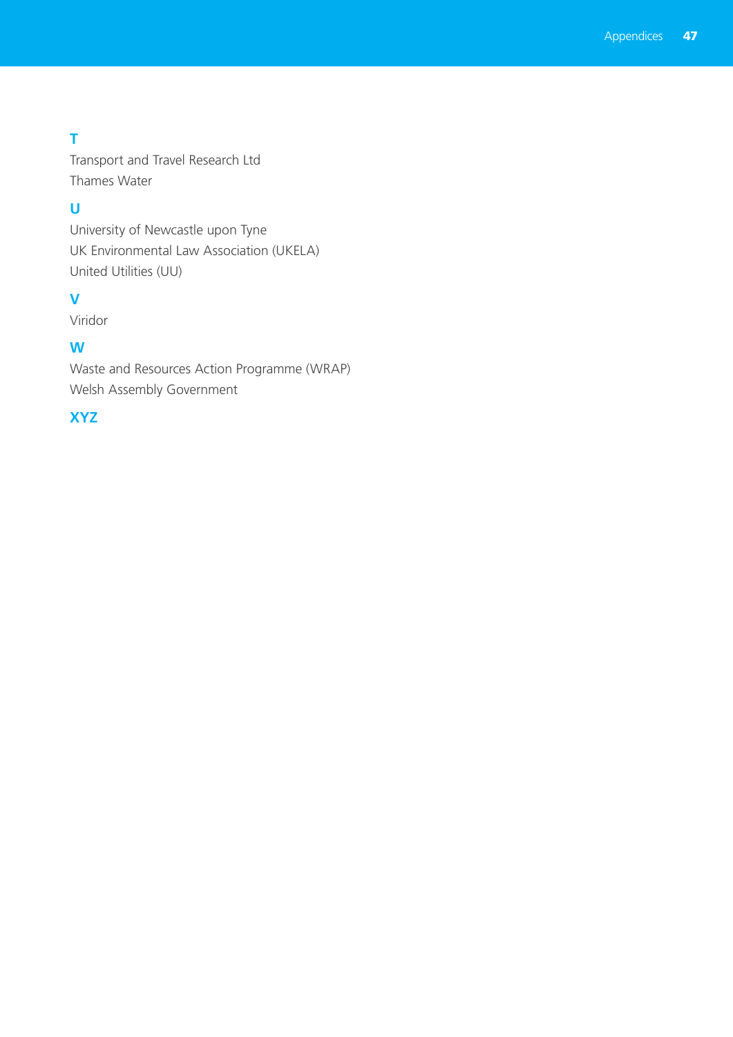## T

Transport and Travel Research Ltd

Thames Water

## U

University of Newcastle upon Tyne

UK Environmental Law Association (UKELA)

United Utilities (UU)

## V

Viridor

## W

Waste and Resources Action Programme (WRAP)

Welsh Assembly Government

## XYZ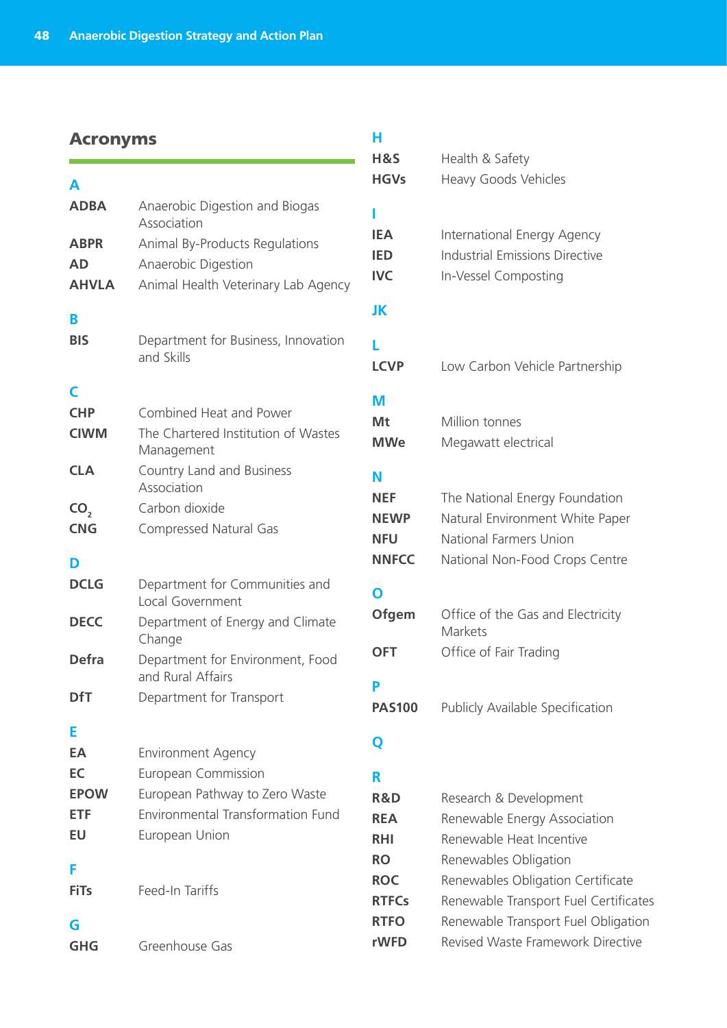## Acronyms

**A**

**ADBA** Anaerobic Digestion and Biogas Association
**ABPR** Animal By-Products Regulations
**AD** Anaerobic Digestion
**AHVLA** Animal Health Veterinary Lab Agency

**B**

**BIS** Department for Business, Innovation and Skills

**C**

**CHP** Combined Heat and Power
**CIWM** The Chartered Institution of Wastes Management
**CLA** Country Land and Business Association
**$CO_2$** Carbon dioxide
**CNG** Compressed Natural Gas

**D**

**DCLG** Department for Communities and Local Government
**DECC** Department of Energy and Climate Change
**Defra** Department for Environment, Food and Rural Affairs
**DfT** Department for Transport

**E**

**EA** Environment Agency
**EC** European Commission
**EPOW** European Pathway to Zero Waste
**ETF** Environmental Transformation Fund
**EU** European Union

**F**

**FiTs** Feed-In Tariffs

**G**

**GHG** Greenhouse Gas

**H**

**H&S** Health & Safety
**HGVs** Heavy Goods Vehicles

**I**

**IEA** International Energy Agency
**IED** Industrial Emissions Directive
**IVC** In-Vessel Composting

**JK**

**L**

**LCVP** Low Carbon Vehicle Partnership

**M**

**Mt** Million tonnes
**MWe** Megawatt electrical

**N**

**NEF** The National Energy Foundation
**NEWP** Natural Environment White Paper
**NFU** National Farmers Union
**NNFCC** National Non-Food Crops Centre

**O**

**Ofgem** Office of the Gas and Electricity Markets
**OFT** Office of Fair Trading

**P**

**PAS100** Publicly Available Specification

**Q**

**R**

**R&D** Research & Development
**REA** Renewable Energy Association
**RHI** Renewable Heat Incentive
**RO** Renewables Obligation
**ROC** Renewables Obligation Certificate
**RTFCs** Renewable Transport Fuel Certificates
**RTFO** Renewable Transport Fuel Obligation
**rWFD** Revised Waste Framework Directive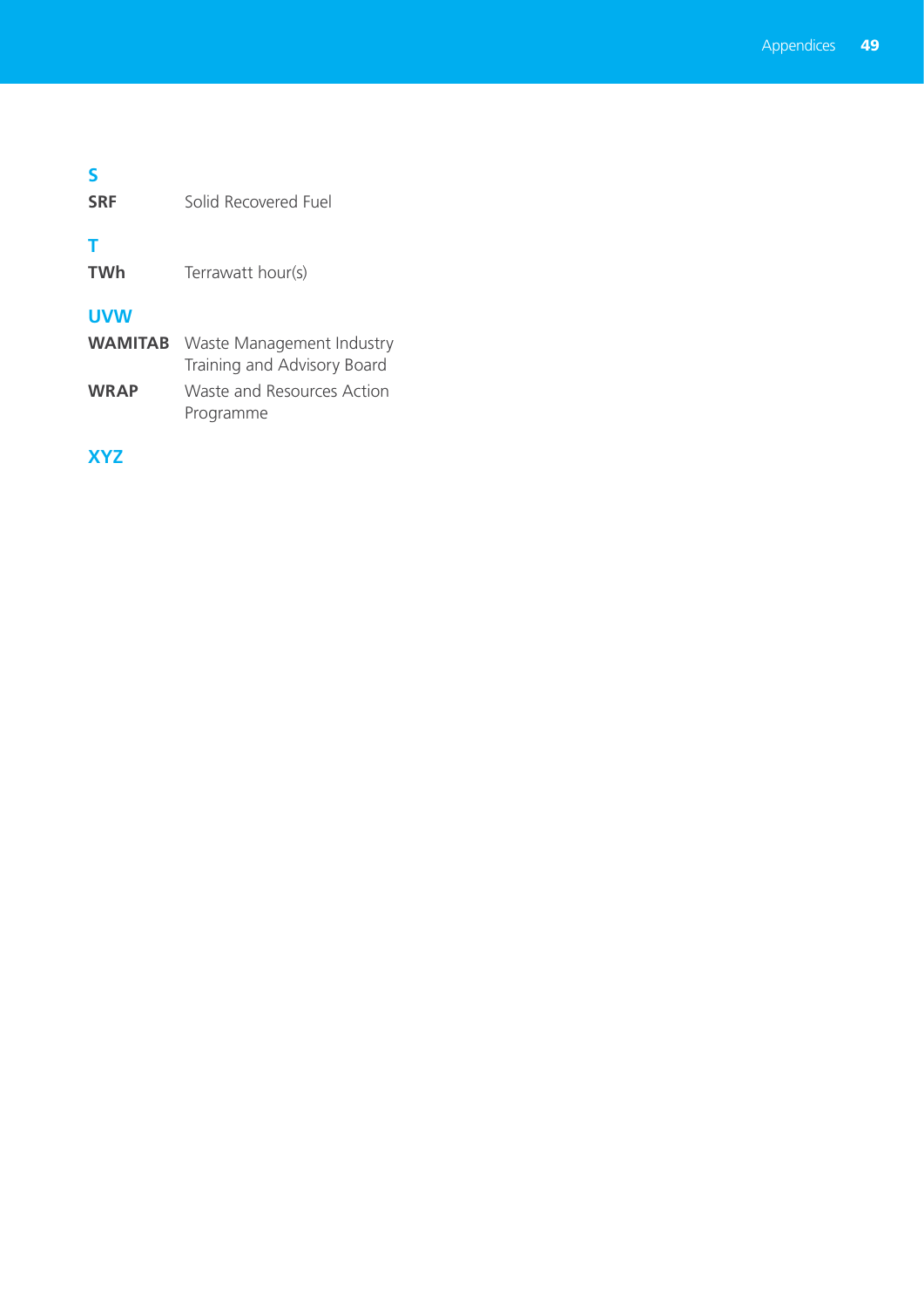## S

**SRF** Solid Recovered Fuel

## T

**TWh** Terrawatt hour(s)

## UVW

**WAMITAB** Waste Management Industry Training and Advisory Board

**WRAP** Waste and Resources Action Programme

## XYZ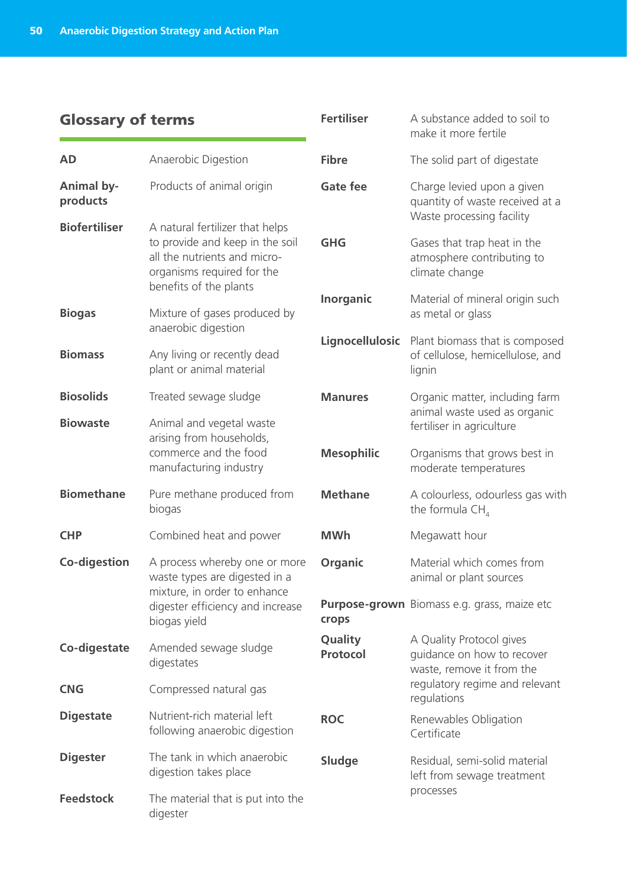## Glossary of terms

| Term | Definition |
|---|---|
| **AD** | Anaerobic Digestion |
| **Animal by-products** | Products of animal origin |
| **Biofertiliser** | A natural fertilizer that helps to provide and keep in the soil all the nutrients and micro-organisms required for the benefits of the plants |
| **Biogas** | Mixture of gases produced by anaerobic digestion |
| **Biomass** | Any living or recently dead plant or animal material |
| **Biosolids** | Treated sewage sludge |
| **Biowaste** | Animal and vegetal waste arising from households, commerce and the food manufacturing industry |
| **Biomethane** | Pure methane produced from biogas |
| **CHP** | Combined heat and power |
| **Co-digestion** | A process whereby one or more waste types are digested in a mixture, in order to enhance digester efficiency and increase biogas yield |
| **Co-digestate** | Amended sewage sludge digestates |
| **CNG** | Compressed natural gas |
| **Digestate** | Nutrient-rich material left following anaerobic digestion |
| **Digester** | The tank in which anaerobic digestion takes place |
| **Feedstock** | The material that is put into the digester |
| **Fertiliser** | A substance added to soil to make it more fertile |
| **Fibre** | The solid part of digestate |
| **Gate fee** | Charge levied upon a given quantity of waste received at a Waste processing facility |
| **GHG** | Gases that trap heat in the atmosphere contributing to climate change |
| **Inorganic** | Material of mineral origin such as metal or glass |
| **Lignocellulosic** | Plant biomass that is composed of cellulose, hemicellulose, and lignin |
| **Manures** | Organic matter, including farm animal waste used as organic fertiliser in agriculture |
| **Mesophilic** | Organisms that grows best in moderate temperatures |
| **Methane** | A colourless, odourless gas with the formula $CH_4$ |
| **MWh** | Megawatt hour |
| **Organic** | Material which comes from animal or plant sources |
| **Purpose-grown crops** | Biomass e.g. grass, maize etc |
| **Quality Protocol** | A Quality Protocol gives guidance on how to recover waste, remove it from the regulatory regime and relevant regulations |
| **ROC** | Renewables Obligation Certificate |
| **Sludge** | Residual, semi-solid material left from sewage treatment processes |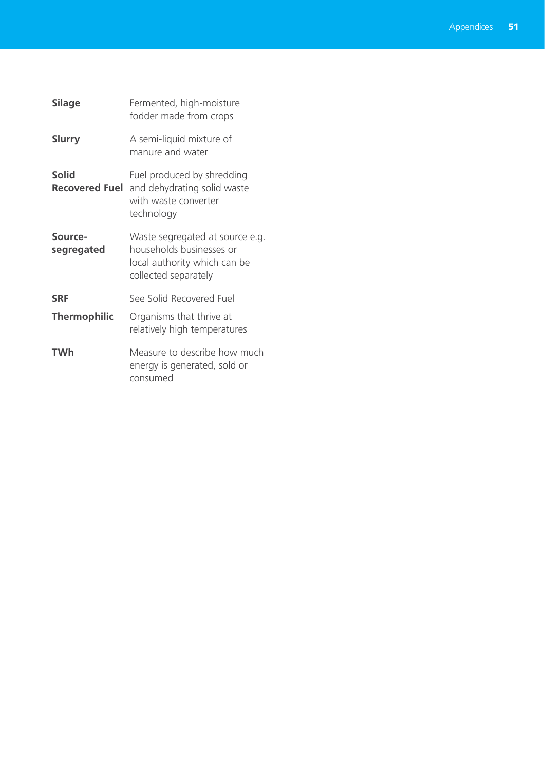| | |
|---|---|
| **Silage** | Fermented, high-moisture fodder made from crops |
| **Slurry** | A semi-liquid mixture of manure and water |
| **Solid Recovered Fuel** | Fuel produced by shredding and dehydrating solid waste with waste converter technology |
| **Source-segregated** | Waste segregated at source e.g. households businesses or local authority which can be collected separately |
| **SRF** | See Solid Recovered Fuel |
| **Thermophilic** | Organisms that thrive at relatively high temperatures |
| **TWh** | Measure to describe how much energy is generated, sold or consumed |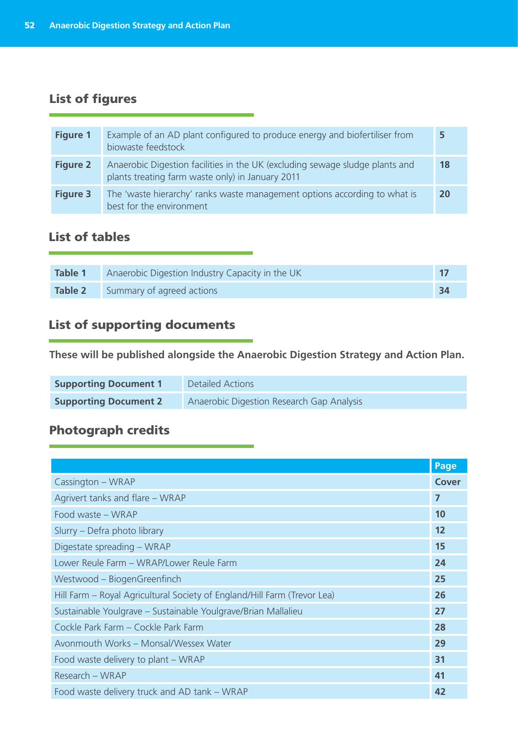## List of figures

| | | |
|---|---|---|
| **Figure 1** | Example of an AD plant configured to produce energy and biofertiliser from biowaste feedstock | **5** |
| **Figure 2** | Anaerobic Digestion facilities in the UK (excluding sewage sludge plants and plants treating farm waste only) in January 2011 | **18** |
| **Figure 3** | The 'waste hierarchy' ranks waste management options according to what is best for the environment | **20** |

## List of tables

| | | |
|---|---|---|
| **Table 1** | Anaerobic Digestion Industry Capacity in the UK | **17** |
| **Table 2** | Summary of agreed actions | **34** |

## List of supporting documents

**These will be published alongside the Anaerobic Digestion Strategy and Action Plan.**

| | |
|---|---|
| **Supporting Document 1** | Detailed Actions |
| **Supporting Document 2** | Anaerobic Digestion Research Gap Analysis |

## Photograph credits

| | **Page** |
|---|---|
| Cassington – WRAP | **Cover** |
| Agrivert tanks and flare – WRAP | **7** |
| Food waste – WRAP | **10** |
| Slurry – Defra photo library | **12** |
| Digestate spreading – WRAP | **15** |
| Lower Reule Farm – WRAP/Lower Reule Farm | **24** |
| Westwood – BiogenGreenfinch | **25** |
| Hill Farm – Royal Agricultural Society of England/Hill Farm (Trevor Lea) | **26** |
| Sustainable Youlgrave – Sustainable Youlgrave/Brian Mallalieu | **27** |
| Cockle Park Farm – Cockle Park Farm | **28** |
| Avonmouth Works – Monsal/Wessex Water | **29** |
| Food waste delivery to plant – WRAP | **31** |
| Research – WRAP | **41** |
| Food waste delivery truck and AD tank – WRAP | **42** |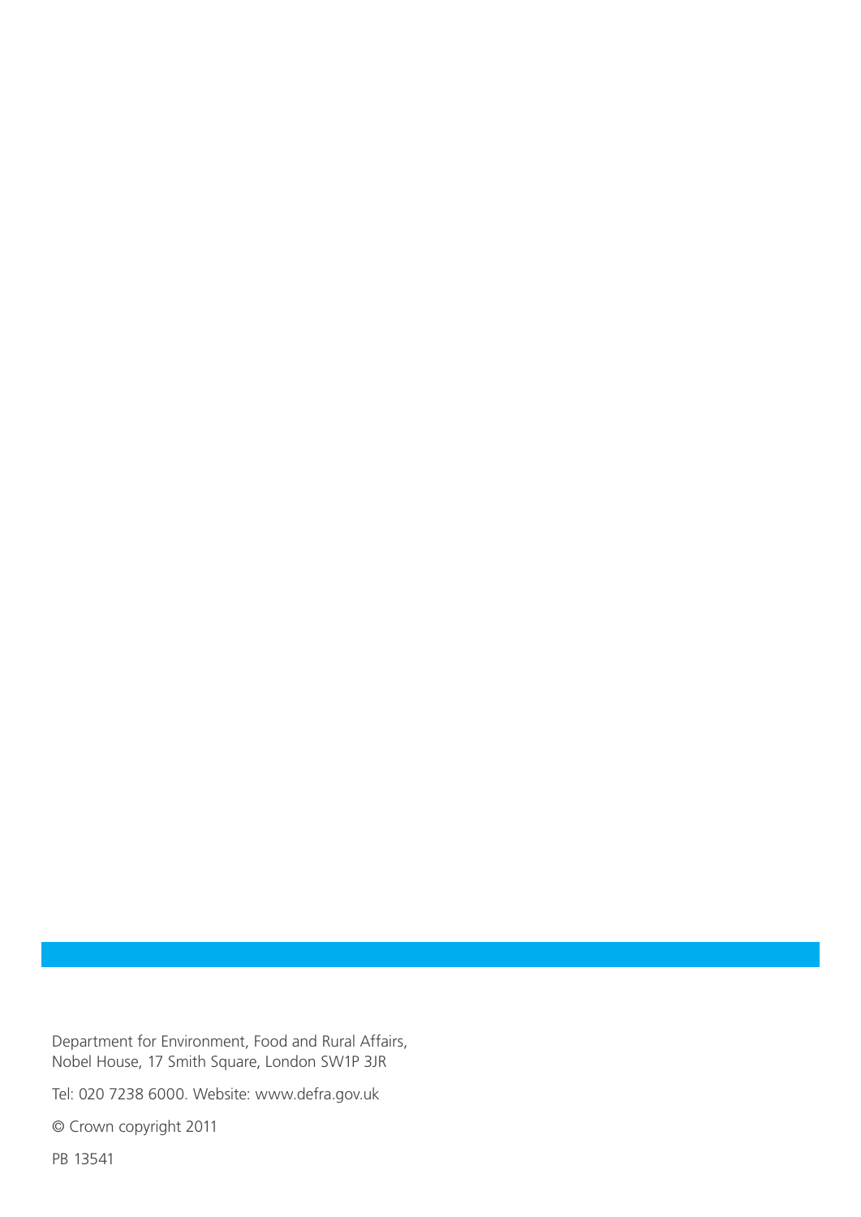Department for Environment, Food and Rural Affairs,
Nobel House, 17 Smith Square, London SW1P 3JR

Tel: 020 7238 6000. Website: www.defra.gov.uk

© Crown copyright 2011

PB 13541